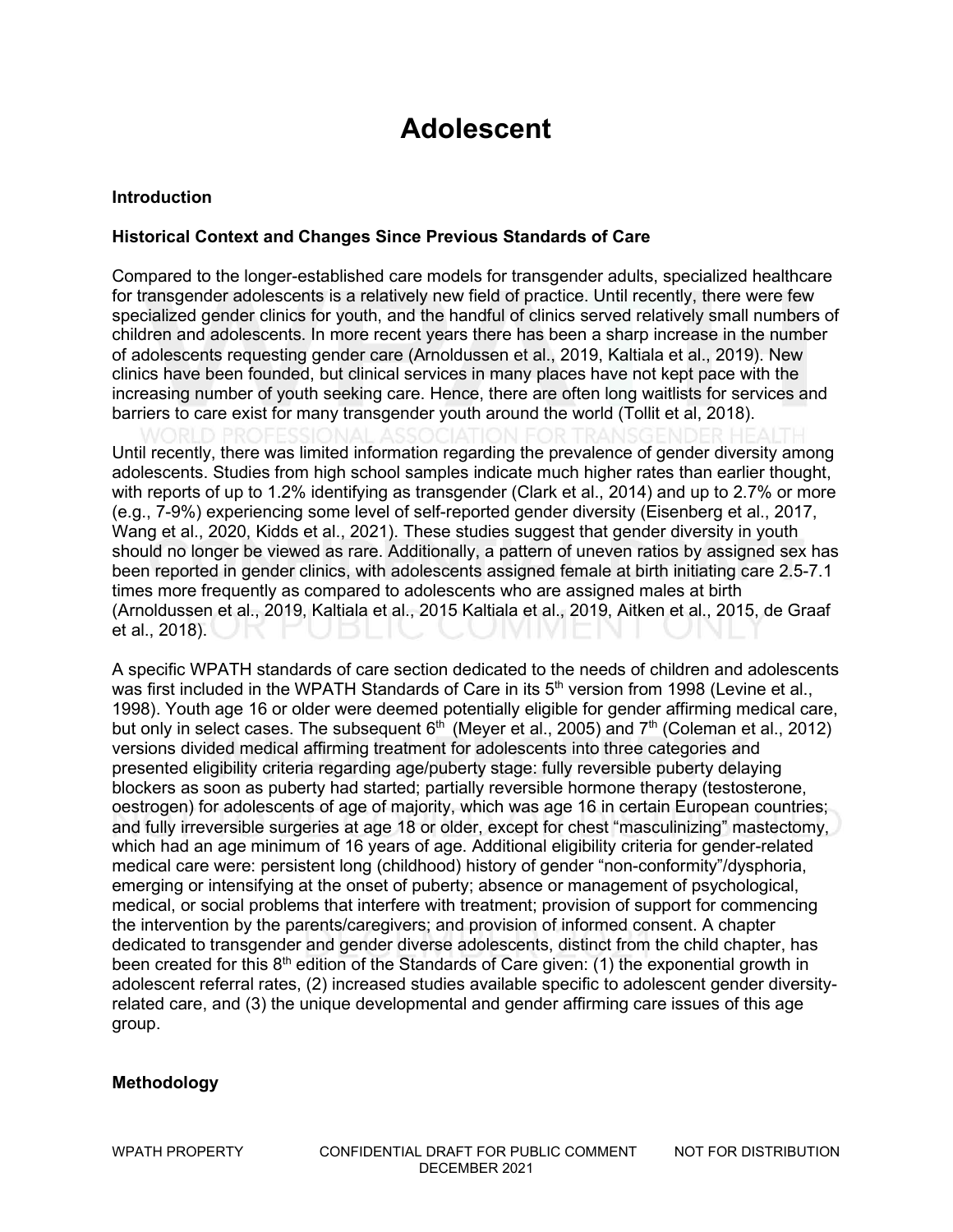# Adolescent

## Introduction

### Historical Context and Changes Since Previous Standards of Care

Compared to the longer-established care models for transgender adults, specialized healthcare for transgender adolescents is a relatively new field of practice. Until recently, there were few specialized gender clinics for youth, and the handful of clinics served relatively small numbers of children and adolescents. In more recent years there has been a sharp increase in the number of adolescents requesting gender care (Arnoldussen et al., 2019, Kaltiala et al., 2019). New clinics have been founded, but clinical services in many places have not kept pace with the increasing number of youth seeking care. Hence, there are often long waitlists for services and barriers to care exist for many transgender youth around the world (Tollit et al, 2018).

Until recently, there was limited information regarding the prevalence of gender diversity among adolescents. Studies from high school samples indicate much higher rates than earlier thought, with reports of up to 1.2% identifying as transgender (Clark et al., 2014) and up to 2.7% or more (e.g., 7-9%) experiencing some level of self-reported gender diversity (Eisenberg et al., 2017, Wang et al., 2020, Kidds et al., 2021). These studies suggest that gender diversity in youth should no longer be viewed as rare. Additionally, a pattern of uneven ratios by assigned sex has been reported in gender clinics, with adolescents assigned female at birth initiating care 2.5-7.1 times more frequently as compared to adolescents who are assigned males at birth (Arnoldussen et al., 2019, Kaltiala et al., 2015 Kaltiala et al., 2019, Aitken et al., 2015, de Graaf et al., 2018).

A specific WPATH standards of care section dedicated to the needs of children and adolescents was first included in the WPATH Standards of Care in its 5th version from 1998 (Levine et al., 1998). Youth age 16 or older were deemed potentially eligible for gender affirming medical care, but only in select cases. The subsequent 6th (Meyer et al., 2005) and 7th (Coleman et al., 2012) versions divided medical affirming treatment for adolescents into three categories and presented eligibility criteria regarding age/puberty stage: fully reversible puberty delaying blockers as soon as puberty had started; partially reversible hormone therapy (testosterone, oestrogen) for adolescents of age of majority, which was age 16 in certain European countries; and fully irreversible surgeries at age 18 or older, except for chest "masculinizing" mastectomy, which had an age minimum of 16 years of age. Additional eligibility criteria for gender-related medical care were: persistent long (childhood) history of gender "non-conformity"/dysphoria, emerging or intensifying at the onset of puberty; absence or management of psychological, medical, or social problems that interfere with treatment; provision of support for commencing the intervention by the parents/caregivers; and provision of informed consent. A chapter dedicated to transgender and gender diverse adolescents, distinct from the child chapter, has been created for this 8th edition of the Standards of Care given: (1) the exponential growth in adolescent referral rates, (2) increased studies available specific to adolescent gender diversity-related care, and (3) the unique developmental and gender affirming care issues of this age group.

### Methodology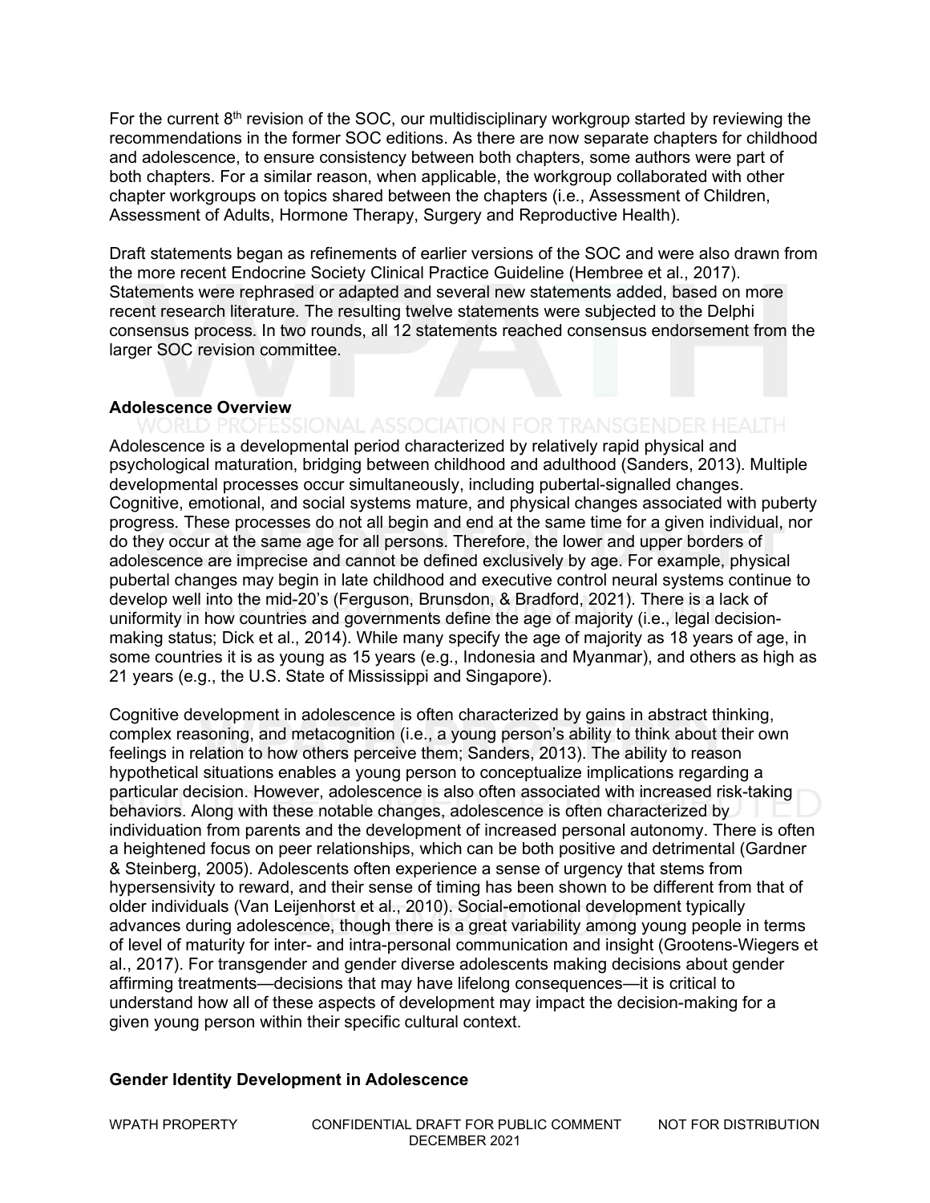For the current 8th revision of the SOC, our multidisciplinary workgroup started by reviewing the recommendations in the former SOC editions. As there are now separate chapters for childhood and adolescence, to ensure consistency between both chapters, some authors were part of both chapters. For a similar reason, when applicable, the workgroup collaborated with other chapter workgroups on topics shared between the chapters (i.e., Assessment of Children, Assessment of Adults, Hormone Therapy, Surgery and Reproductive Health).

Draft statements began as refinements of earlier versions of the SOC and were also drawn from the more recent Endocrine Society Clinical Practice Guideline (Hembree et al., 2017). Statements were rephrased or adapted and several new statements added, based on more recent research literature. The resulting twelve statements were subjected to the Delphi consensus process. In two rounds, all 12 statements reached consensus endorsement from the larger SOC revision committee.

### Adolescence Overview

Adolescence is a developmental period characterized by relatively rapid physical and psychological maturation, bridging between childhood and adulthood (Sanders, 2013). Multiple developmental processes occur simultaneously, including pubertal-signalled changes. Cognitive, emotional, and social systems mature, and physical changes associated with puberty progress. These processes do not all begin and end at the same time for a given individual, nor do they occur at the same age for all persons. Therefore, the lower and upper borders of adolescence are imprecise and cannot be defined exclusively by age. For example, physical pubertal changes may begin in late childhood and executive control neural systems continue to develop well into the mid-20's (Ferguson, Brunsdon, & Bradford, 2021). There is a lack of uniformity in how countries and governments define the age of majority (i.e., legal decision-making status; Dick et al., 2014). While many specify the age of majority as 18 years of age, in some countries it is as young as 15 years (e.g., Indonesia and Myanmar), and others as high as 21 years (e.g., the U.S. State of Mississippi and Singapore).

Cognitive development in adolescence is often characterized by gains in abstract thinking, complex reasoning, and metacognition (i.e., a young person's ability to think about their own feelings in relation to how others perceive them; Sanders, 2013). The ability to reason hypothetical situations enables a young person to conceptualize implications regarding a particular decision. However, adolescence is also often associated with increased risk-taking behaviors. Along with these notable changes, adolescence is often characterized by individuation from parents and the development of increased personal autonomy. There is often a heightened focus on peer relationships, which can be both positive and detrimental (Gardner & Steinberg, 2005). Adolescents often experience a sense of urgency that stems from hypersensivity to reward, and their sense of timing has been shown to be different from that of older individuals (Van Leijenhorst et al., 2010). Social-emotional development typically advances during adolescence, though there is a great variability among young people in terms of level of maturity for inter- and intra-personal communication and insight (Grootens-Wiegers et al., 2017). For transgender and gender diverse adolescents making decisions about gender affirming treatments—decisions that may have lifelong consequences—it is critical to understand how all of these aspects of development may impact the decision-making for a given young person within their specific cultural context.

### Gender Identity Development in Adolescence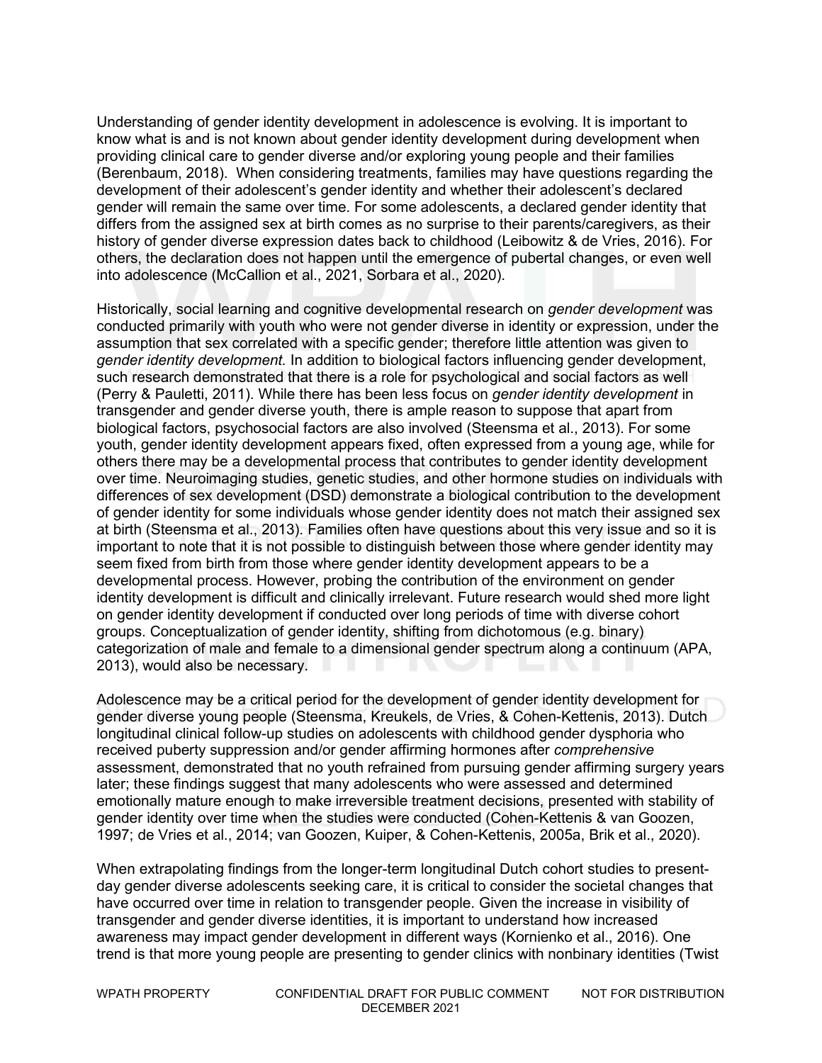Understanding of gender identity development in adolescence is evolving. It is important to know what is and is not known about gender identity development during development when providing clinical care to gender diverse and/or exploring young people and their families (Berenbaum, 2018). When considering treatments, families may have questions regarding the development of their adolescent's gender identity and whether their adolescent's declared gender will remain the same over time. For some adolescents, a declared gender identity that differs from the assigned sex at birth comes as no surprise to their parents/caregivers, as their history of gender diverse expression dates back to childhood (Leibowitz & de Vries, 2016). For others, the declaration does not happen until the emergence of pubertal changes, or even well into adolescence (McCallion et al., 2021, Sorbara et al., 2020).

Historically, social learning and cognitive developmental research on *gender development* was conducted primarily with youth who were not gender diverse in identity or expression, under the assumption that sex correlated with a specific gender; therefore little attention was given to *gender identity development.* In addition to biological factors influencing gender development, such research demonstrated that there is a role for psychological and social factors as well (Perry & Pauletti, 2011). While there has been less focus on *gender identity development* in transgender and gender diverse youth, there is ample reason to suppose that apart from biological factors, psychosocial factors are also involved (Steensma et al., 2013). For some youth, gender identity development appears fixed, often expressed from a young age, while for others there may be a developmental process that contributes to gender identity development over time. Neuroimaging studies, genetic studies, and other hormone studies on individuals with differences of sex development (DSD) demonstrate a biological contribution to the development of gender identity for some individuals whose gender identity does not match their assigned sex at birth (Steensma et al., 2013). Families often have questions about this very issue and so it is important to note that it is not possible to distinguish between those where gender identity may seem fixed from birth from those where gender identity development appears to be a developmental process. However, probing the contribution of the environment on gender identity development is difficult and clinically irrelevant. Future research would shed more light on gender identity development if conducted over long periods of time with diverse cohort groups. Conceptualization of gender identity, shifting from dichotomous (e.g. binary) categorization of male and female to a dimensional gender spectrum along a continuum (APA, 2013), would also be necessary.

Adolescence may be a critical period for the development of gender identity development for gender diverse young people (Steensma, Kreukels, de Vries, & Cohen-Kettenis, 2013). Dutch longitudinal clinical follow-up studies on adolescents with childhood gender dysphoria who received puberty suppression and/or gender affirming hormones after *comprehensive* assessment, demonstrated that no youth refrained from pursuing gender affirming surgery years later; these findings suggest that many adolescents who were assessed and determined emotionally mature enough to make irreversible treatment decisions, presented with stability of gender identity over time when the studies were conducted (Cohen-Kettenis & van Goozen, 1997; de Vries et al., 2014; van Goozen, Kuiper, & Cohen-Kettenis, 2005a, Brik et al., 2020).

When extrapolating findings from the longer-term longitudinal Dutch cohort studies to present-day gender diverse adolescents seeking care, it is critical to consider the societal changes that have occurred over time in relation to transgender people. Given the increase in visibility of transgender and gender diverse identities, it is important to understand how increased awareness may impact gender development in different ways (Kornienko et al., 2016). One trend is that more young people are presenting to gender clinics with nonbinary identities (Twist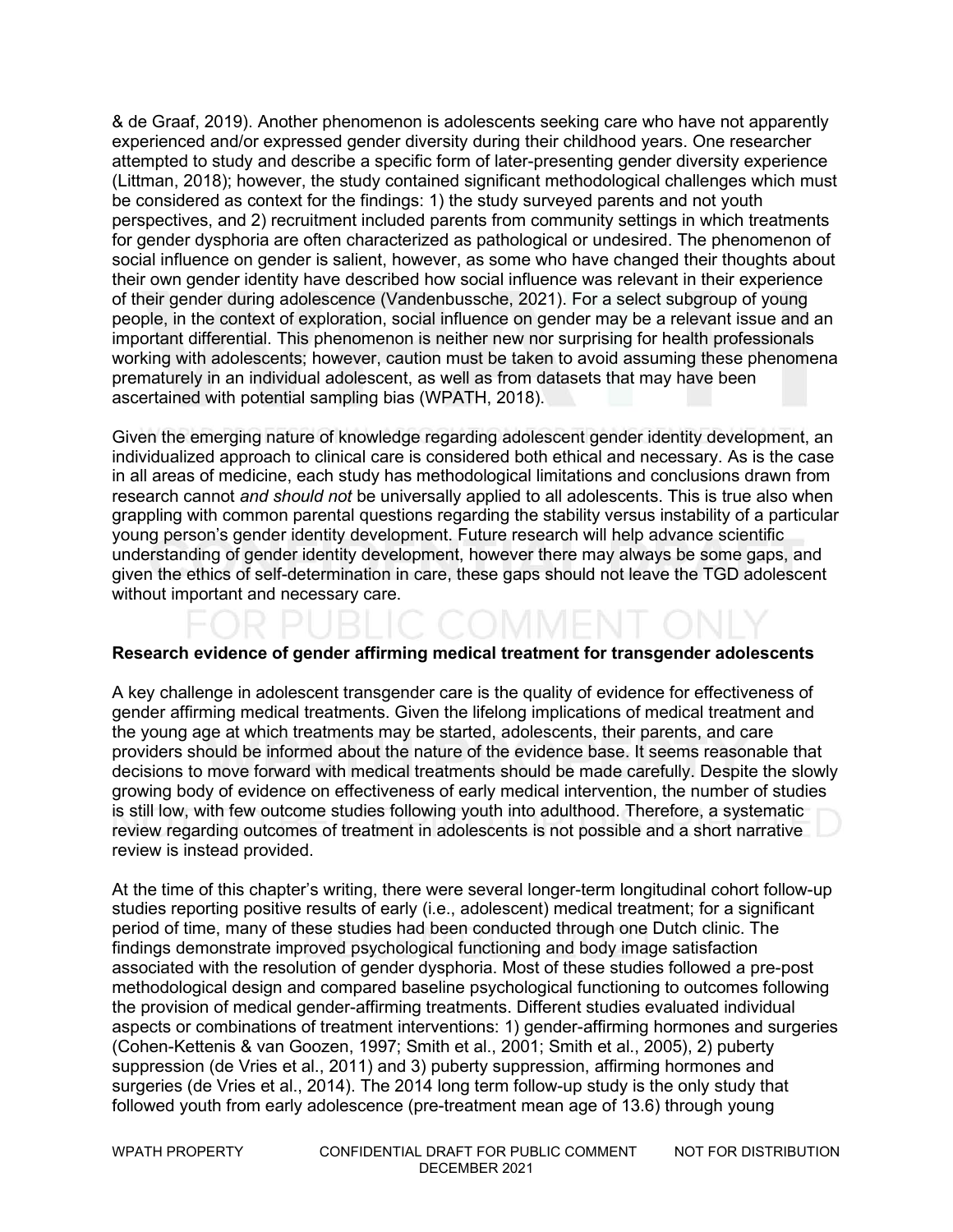& de Graaf, 2019). Another phenomenon is adolescents seeking care who have not apparently experienced and/or expressed gender diversity during their childhood years. One researcher attempted to study and describe a specific form of later-presenting gender diversity experience (Littman, 2018); however, the study contained significant methodological challenges which must be considered as context for the findings: 1) the study surveyed parents and not youth perspectives, and 2) recruitment included parents from community settings in which treatments for gender dysphoria are often characterized as pathological or undesired. The phenomenon of social influence on gender is salient, however, as some who have changed their thoughts about their own gender identity have described how social influence was relevant in their experience of their gender during adolescence (Vandenbussche, 2021). For a select subgroup of young people, in the context of exploration, social influence on gender may be a relevant issue and an important differential. This phenomenon is neither new nor surprising for health professionals working with adolescents; however, caution must be taken to avoid assuming these phenomena prematurely in an individual adolescent, as well as from datasets that may have been ascertained with potential sampling bias (WPATH, 2018).

Given the emerging nature of knowledge regarding adolescent gender identity development, an individualized approach to clinical care is considered both ethical and necessary. As is the case in all areas of medicine, each study has methodological limitations and conclusions drawn from research cannot *and should not* be universally applied to all adolescents. This is true also when grappling with common parental questions regarding the stability versus instability of a particular young person's gender identity development. Future research will help advance scientific understanding of gender identity development, however there may always be some gaps, and given the ethics of self-determination in care, these gaps should not leave the TGD adolescent without important and necessary care.

**Research evidence of gender affirming medical treatment for transgender adolescents**

A key challenge in adolescent transgender care is the quality of evidence for effectiveness of gender affirming medical treatments. Given the lifelong implications of medical treatment and the young age at which treatments may be started, adolescents, their parents, and care providers should be informed about the nature of the evidence base. It seems reasonable that decisions to move forward with medical treatments should be made carefully. Despite the slowly growing body of evidence on effectiveness of early medical intervention, the number of studies is still low, with few outcome studies following youth into adulthood. Therefore, a systematic review regarding outcomes of treatment in adolescents is not possible and a short narrative review is instead provided.

At the time of this chapter's writing, there were several longer-term longitudinal cohort follow-up studies reporting positive results of early (i.e., adolescent) medical treatment; for a significant period of time, many of these studies had been conducted through one Dutch clinic. The findings demonstrate improved psychological functioning and body image satisfaction associated with the resolution of gender dysphoria. Most of these studies followed a pre-post methodological design and compared baseline psychological functioning to outcomes following the provision of medical gender-affirming treatments. Different studies evaluated individual aspects or combinations of treatment interventions: 1) gender-affirming hormones and surgeries (Cohen-Kettenis & van Goozen, 1997; Smith et al., 2001; Smith et al., 2005), 2) puberty suppression (de Vries et al., 2011) and 3) puberty suppression, affirming hormones and surgeries (de Vries et al., 2014). The 2014 long term follow-up study is the only study that followed youth from early adolescence (pre-treatment mean age of 13.6) through young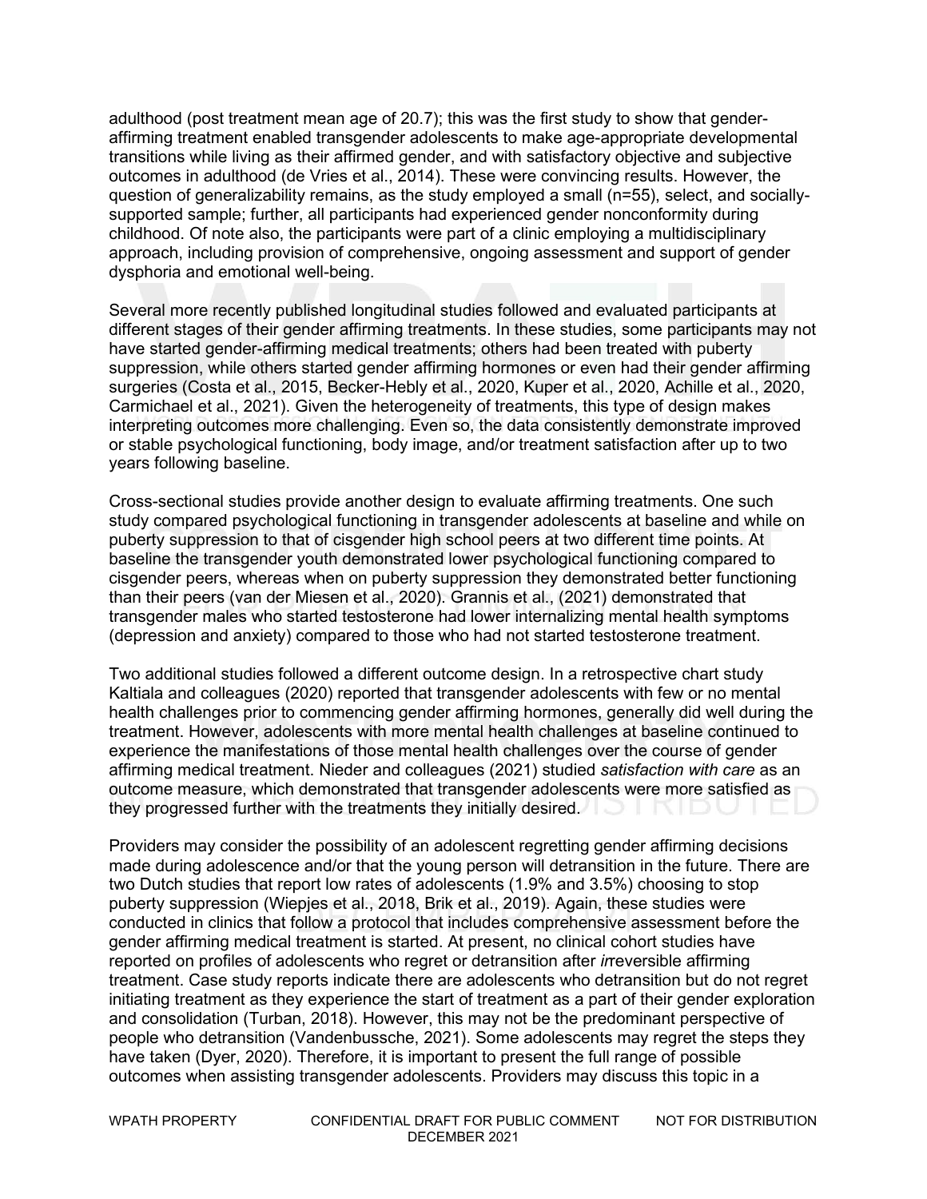adulthood (post treatment mean age of 20.7); this was the first study to show that gender-affirming treatment enabled transgender adolescents to make age-appropriate developmental transitions while living as their affirmed gender, and with satisfactory objective and subjective outcomes in adulthood (de Vries et al., 2014). These were convincing results. However, the question of generalizability remains, as the study employed a small (n=55), select, and socially-supported sample; further, all participants had experienced gender nonconformity during childhood. Of note also, the participants were part of a clinic employing a multidisciplinary approach, including provision of comprehensive, ongoing assessment and support of gender dysphoria and emotional well-being.

Several more recently published longitudinal studies followed and evaluated participants at different stages of their gender affirming treatments. In these studies, some participants may not have started gender-affirming medical treatments; others had been treated with puberty suppression, while others started gender affirming hormones or even had their gender affirming surgeries (Costa et al., 2015, Becker-Hebly et al., 2020, Kuper et al., 2020, Achille et al., 2020, Carmichael et al., 2021). Given the heterogeneity of treatments, this type of design makes interpreting outcomes more challenging. Even so, the data consistently demonstrate improved or stable psychological functioning, body image, and/or treatment satisfaction after up to two years following baseline.

Cross-sectional studies provide another design to evaluate affirming treatments. One such study compared psychological functioning in transgender adolescents at baseline and while on puberty suppression to that of cisgender high school peers at two different time points. At baseline the transgender youth demonstrated lower psychological functioning compared to cisgender peers, whereas when on puberty suppression they demonstrated better functioning than their peers (van der Miesen et al., 2020). Grannis et al., (2021) demonstrated that transgender males who started testosterone had lower internalizing mental health symptoms (depression and anxiety) compared to those who had not started testosterone treatment.

Two additional studies followed a different outcome design. In a retrospective chart study Kaltiala and colleagues (2020) reported that transgender adolescents with few or no mental health challenges prior to commencing gender affirming hormones, generally did well during the treatment. However, adolescents with more mental health challenges at baseline continued to experience the manifestations of those mental health challenges over the course of gender affirming medical treatment. Nieder and colleagues (2021) studied *satisfaction with care* as an outcome measure, which demonstrated that transgender adolescents were more satisfied as they progressed further with the treatments they initially desired.

Providers may consider the possibility of an adolescent regretting gender affirming decisions made during adolescence and/or that the young person will detransition in the future. There are two Dutch studies that report low rates of adolescents (1.9% and 3.5%) choosing to stop puberty suppression (Wiepjes et al., 2018, Brik et al., 2019). Again, these studies were conducted in clinics that follow a protocol that includes comprehensive assessment before the gender affirming medical treatment is started. At present, no clinical cohort studies have reported on profiles of adolescents who regret or detransition after *ir*reversible affirming treatment. Case study reports indicate there are adolescents who detransition but do not regret initiating treatment as they experience the start of treatment as a part of their gender exploration and consolidation (Turban, 2018). However, this may not be the predominant perspective of people who detransition (Vandenbussche, 2021). Some adolescents may regret the steps they have taken (Dyer, 2020). Therefore, it is important to present the full range of possible outcomes when assisting transgender adolescents. Providers may discuss this topic in a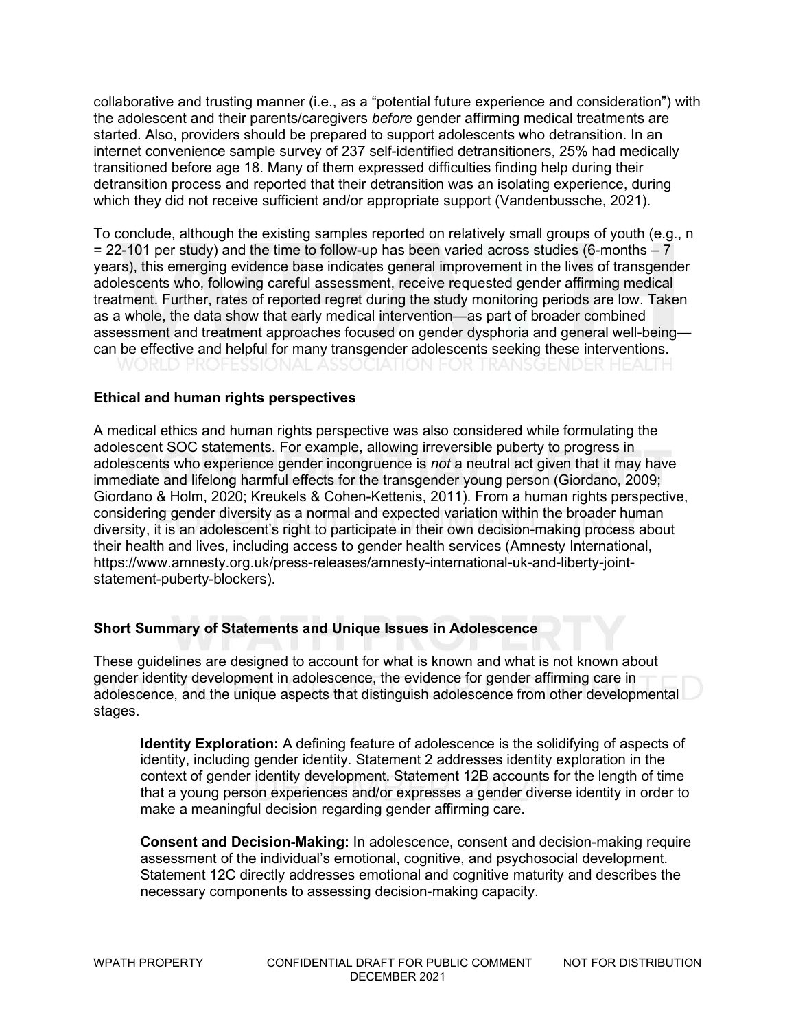collaborative and trusting manner (i.e., as a "potential future experience and consideration") with the adolescent and their parents/caregivers *before* gender affirming medical treatments are started. Also, providers should be prepared to support adolescents who detransition. In an internet convenience sample survey of 237 self-identified detransitioners, 25% had medically transitioned before age 18. Many of them expressed difficulties finding help during their detransition process and reported that their detransition was an isolating experience, during which they did not receive sufficient and/or appropriate support (Vandenbussche, 2021).

To conclude, although the existing samples reported on relatively small groups of youth (e.g., n = 22-101 per study) and the time to follow-up has been varied across studies (6-months – 7 years), this emerging evidence base indicates general improvement in the lives of transgender adolescents who, following careful assessment, receive requested gender affirming medical treatment. Further, rates of reported regret during the study monitoring periods are low. Taken as a whole, the data show that early medical intervention—as part of broader combined assessment and treatment approaches focused on gender dysphoria and general well-being—can be effective and helpful for many transgender adolescents seeking these interventions.

### Ethical and human rights perspectives

A medical ethics and human rights perspective was also considered while formulating the adolescent SOC statements. For example, allowing irreversible puberty to progress in adolescents who experience gender incongruence is *not* a neutral act given that it may have immediate and lifelong harmful effects for the transgender young person (Giordano, 2009; Giordano & Holm, 2020; Kreukels & Cohen-Kettenis, 2011). From a human rights perspective, considering gender diversity as a normal and expected variation within the broader human diversity, it is an adolescent's right to participate in their own decision-making process about their health and lives, including access to gender health services (Amnesty International, https://www.amnesty.org.uk/press-releases/amnesty-international-uk-and-liberty-joint-statement-puberty-blockers).

### Short Summary of Statements and Unique Issues in Adolescence

These guidelines are designed to account for what is known and what is not known about gender identity development in adolescence, the evidence for gender affirming care in adolescence, and the unique aspects that distinguish adolescence from other developmental stages.

**Identity Exploration:** A defining feature of adolescence is the solidifying of aspects of identity, including gender identity. Statement 2 addresses identity exploration in the context of gender identity development. Statement 12B accounts for the length of time that a young person experiences and/or expresses a gender diverse identity in order to make a meaningful decision regarding gender affirming care.

**Consent and Decision-Making:** In adolescence, consent and decision-making require assessment of the individual's emotional, cognitive, and psychosocial development. Statement 12C directly addresses emotional and cognitive maturity and describes the necessary components to assessing decision-making capacity.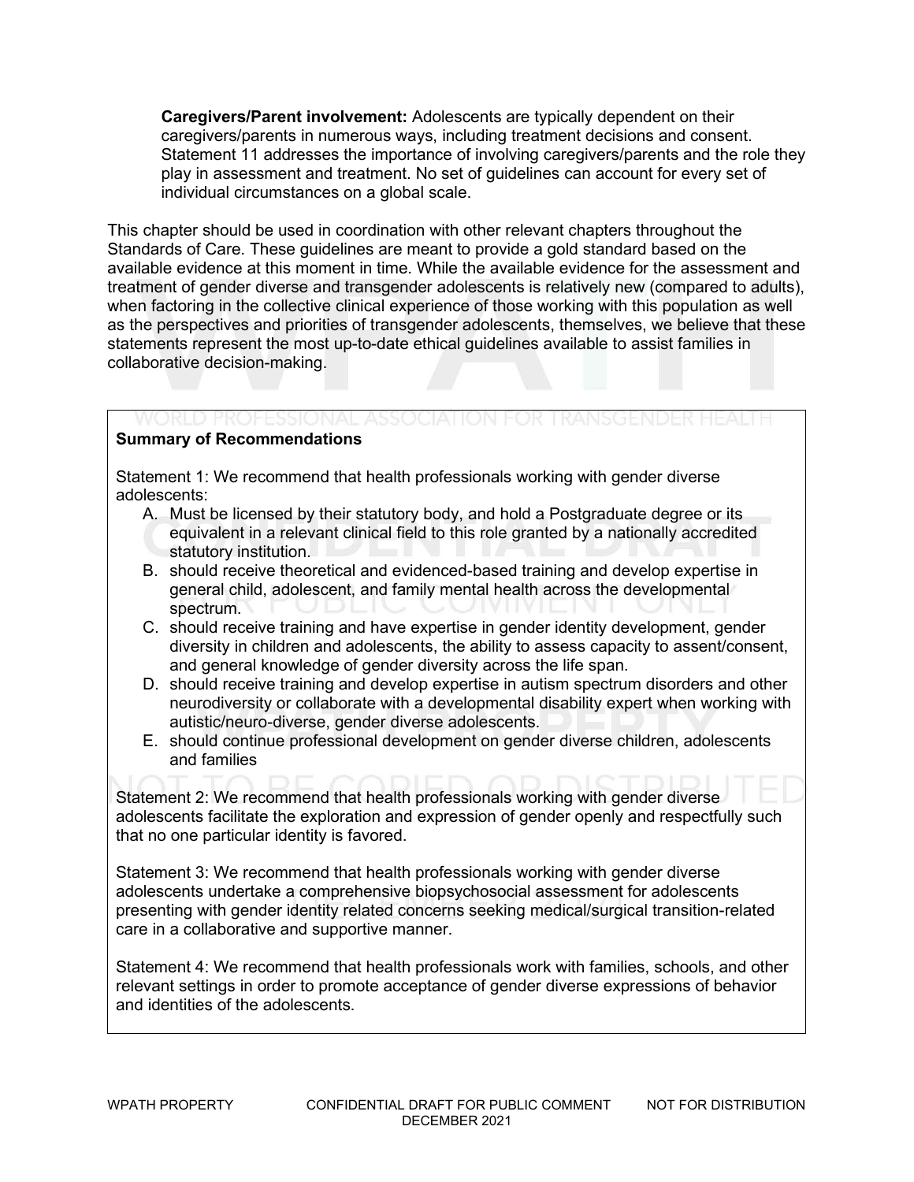**Caregivers/Parent involvement:** Adolescents are typically dependent on their caregivers/parents in numerous ways, including treatment decisions and consent. Statement 11 addresses the importance of involving caregivers/parents and the role they play in assessment and treatment. No set of guidelines can account for every set of individual circumstances on a global scale.

This chapter should be used in coordination with other relevant chapters throughout the Standards of Care. These guidelines are meant to provide a gold standard based on the available evidence at this moment in time. While the available evidence for the assessment and treatment of gender diverse and transgender adolescents is relatively new (compared to adults), when factoring in the collective clinical experience of those working with this population as well as the perspectives and priorities of transgender adolescents, themselves, we believe that these statements represent the most up-to-date ethical guidelines available to assist families in collaborative decision-making.

**Summary of Recommendations**

Statement 1: We recommend that health professionals working with gender diverse adolescents:

A. Must be licensed by their statutory body, and hold a Postgraduate degree or its equivalent in a relevant clinical field to this role granted by a nationally accredited statutory institution.
B. should receive theoretical and evidenced-based training and develop expertise in general child, adolescent, and family mental health across the developmental spectrum.
C. should receive training and have expertise in gender identity development, gender diversity in children and adolescents, the ability to assess capacity to assent/consent, and general knowledge of gender diversity across the life span.
D. should receive training and develop expertise in autism spectrum disorders and other neurodiversity or collaborate with a developmental disability expert when working with autistic/neuro-diverse, gender diverse adolescents.
E. should continue professional development on gender diverse children, adolescents and families

Statement 2: We recommend that health professionals working with gender diverse adolescents facilitate the exploration and expression of gender openly and respectfully such that no one particular identity is favored.

Statement 3: We recommend that health professionals working with gender diverse adolescents undertake a comprehensive biopsychosocial assessment for adolescents presenting with gender identity related concerns seeking medical/surgical transition-related care in a collaborative and supportive manner.

Statement 4: We recommend that health professionals work with families, schools, and other relevant settings in order to promote acceptance of gender diverse expressions of behavior and identities of the adolescents.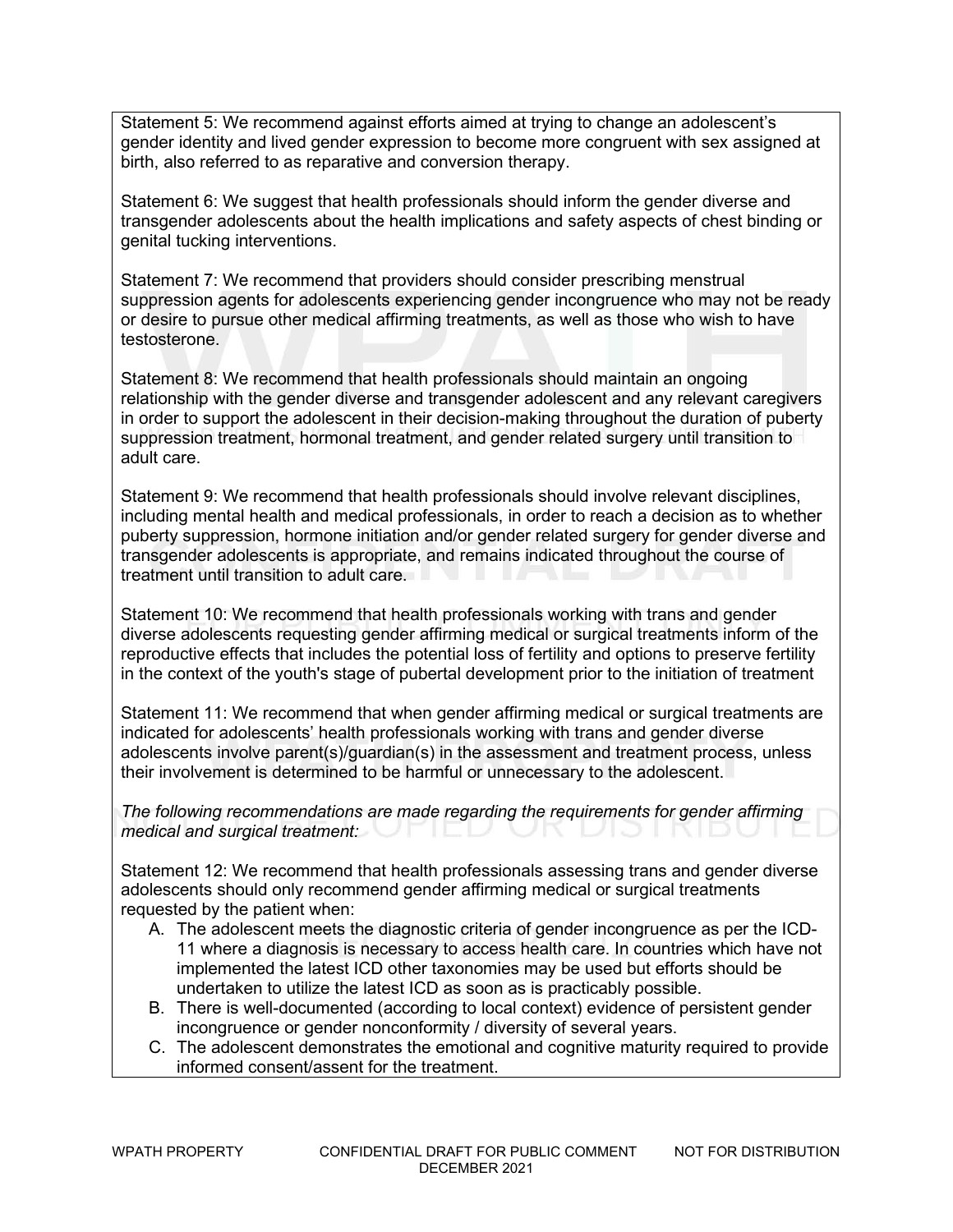Statement 5: We recommend against efforts aimed at trying to change an adolescent's gender identity and lived gender expression to become more congruent with sex assigned at birth, also referred to as reparative and conversion therapy.

Statement 6: We suggest that health professionals should inform the gender diverse and transgender adolescents about the health implications and safety aspects of chest binding or genital tucking interventions.

Statement 7: We recommend that providers should consider prescribing menstrual suppression agents for adolescents experiencing gender incongruence who may not be ready or desire to pursue other medical affirming treatments, as well as those who wish to have testosterone.

Statement 8: We recommend that health professionals should maintain an ongoing relationship with the gender diverse and transgender adolescent and any relevant caregivers in order to support the adolescent in their decision-making throughout the duration of puberty suppression treatment, hormonal treatment, and gender related surgery until transition to adult care.

Statement 9: We recommend that health professionals should involve relevant disciplines, including mental health and medical professionals, in order to reach a decision as to whether puberty suppression, hormone initiation and/or gender related surgery for gender diverse and transgender adolescents is appropriate, and remains indicated throughout the course of treatment until transition to adult care.

Statement 10: We recommend that health professionals working with trans and gender diverse adolescents requesting gender affirming medical or surgical treatments inform of the reproductive effects that includes the potential loss of fertility and options to preserve fertility in the context of the youth's stage of pubertal development prior to the initiation of treatment

Statement 11: We recommend that when gender affirming medical or surgical treatments are indicated for adolescents' health professionals working with trans and gender diverse adolescents involve parent(s)/guardian(s) in the assessment and treatment process, unless their involvement is determined to be harmful or unnecessary to the adolescent.

*The following recommendations are made regarding the requirements for gender affirming medical and surgical treatment:*

Statement 12: We recommend that health professionals assessing trans and gender diverse adolescents should only recommend gender affirming medical or surgical treatments requested by the patient when:

A. The adolescent meets the diagnostic criteria of gender incongruence as per the ICD-11 where a diagnosis is necessary to access health care. In countries which have not implemented the latest ICD other taxonomies may be used but efforts should be undertaken to utilize the latest ICD as soon as is practicably possible.
B. There is well-documented (according to local context) evidence of persistent gender incongruence or gender nonconformity / diversity of several years.
C. The adolescent demonstrates the emotional and cognitive maturity required to provide informed consent/assent for the treatment.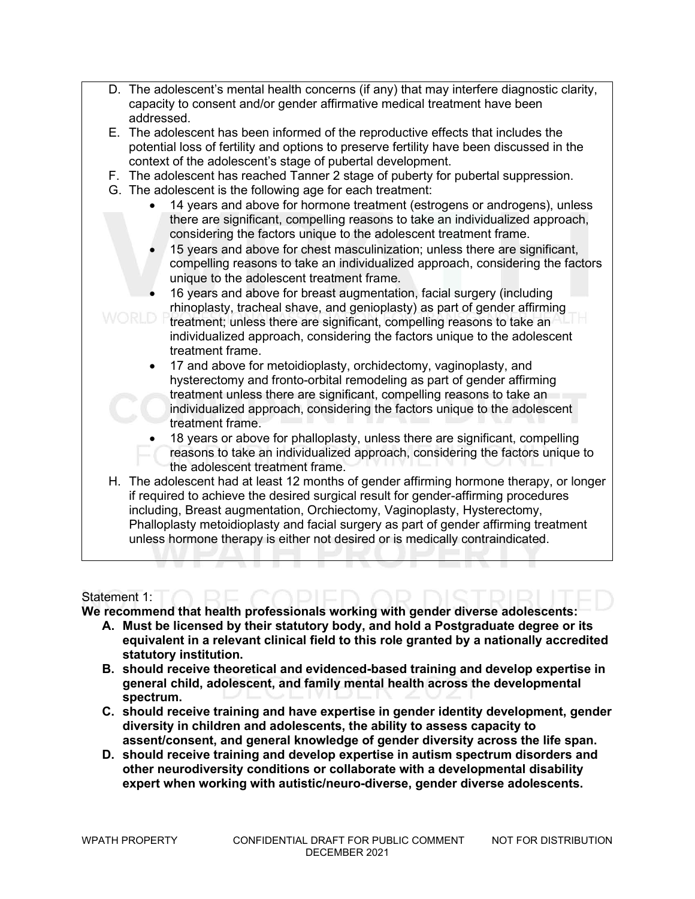D. The adolescent's mental health concerns (if any) that may interfere diagnostic clarity, capacity to consent and/or gender affirmative medical treatment have been addressed.
E. The adolescent has been informed of the reproductive effects that includes the potential loss of fertility and options to preserve fertility have been discussed in the context of the adolescent's stage of pubertal development.
F. The adolescent has reached Tanner 2 stage of puberty for pubertal suppression.
G. The adolescent is the following age for each treatment:
    - 14 years and above for hormone treatment (estrogens or androgens), unless there are significant, compelling reasons to take an individualized approach, considering the factors unique to the adolescent treatment frame.
    - 15 years and above for chest masculinization; unless there are significant, compelling reasons to take an individualized approach, considering the factors unique to the adolescent treatment frame.
    - 16 years and above for breast augmentation, facial surgery (including rhinoplasty, tracheal shave, and genioplasty) as part of gender affirming treatment; unless there are significant, compelling reasons to take an individualized approach, considering the factors unique to the adolescent treatment frame.
    - 17 and above for metoidioplasty, orchidectomy, vaginoplasty, and hysterectomy and fronto-orbital remodeling as part of gender affirming treatment unless there are significant, compelling reasons to take an individualized approach, considering the factors unique to the adolescent treatment frame.
    - 18 years or above for phalloplasty, unless there are significant, compelling reasons to take an individualized approach, considering the factors unique to the adolescent treatment frame.
H. The adolescent had at least 12 months of gender affirming hormone therapy, or longer if required to achieve the desired surgical result for gender-affirming procedures including, Breast augmentation, Orchiectomy, Vaginoplasty, Hysterectomy, Phalloplasty metoidioplasty and facial surgery as part of gender affirming treatment unless hormone therapy is either not desired or is medically contraindicated.

Statement 1:

**We recommend that health professionals working with gender diverse adolescents:**

**A. Must be licensed by their statutory body, and hold a Postgraduate degree or its equivalent in a relevant clinical field to this role granted by a nationally accredited statutory institution.**

**B. should receive theoretical and evidenced-based training and develop expertise in general child, adolescent, and family mental health across the developmental spectrum.**

**C. should receive training and have expertise in gender identity development, gender diversity in children and adolescents, the ability to assess capacity to assent/consent, and general knowledge of gender diversity across the life span.**

**D. should receive training and develop expertise in autism spectrum disorders and other neurodiversity conditions or collaborate with a developmental disability expert when working with autistic/neuro-diverse, gender diverse adolescents.**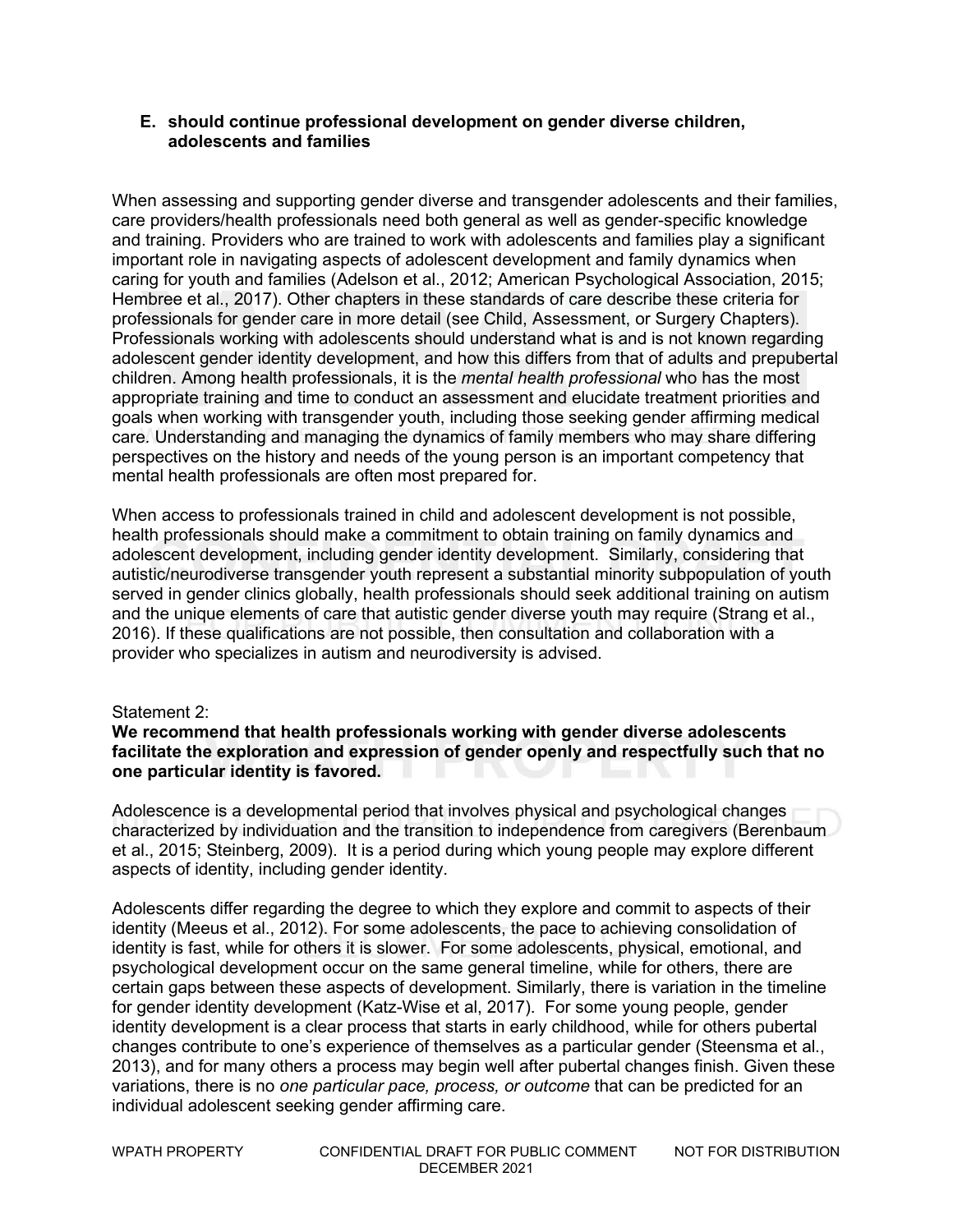**E. should continue professional development on gender diverse children, adolescents and families**

When assessing and supporting gender diverse and transgender adolescents and their families, care providers/health professionals need both general as well as gender-specific knowledge and training. Providers who are trained to work with adolescents and families play a significant important role in navigating aspects of adolescent development and family dynamics when caring for youth and families (Adelson et al., 2012; American Psychological Association, 2015; Hembree et al., 2017). Other chapters in these standards of care describe these criteria for professionals for gender care in more detail (see Child, Assessment, or Surgery Chapters). Professionals working with adolescents should understand what is and is not known regarding adolescent gender identity development, and how this differs from that of adults and prepubertal children. Among health professionals, it is the *mental health professional* who has the most appropriate training and time to conduct an assessment and elucidate treatment priorities and goals when working with transgender youth, including those seeking gender affirming medical care. Understanding and managing the dynamics of family members who may share differing perspectives on the history and needs of the young person is an important competency that mental health professionals are often most prepared for.

When access to professionals trained in child and adolescent development is not possible, health professionals should make a commitment to obtain training on family dynamics and adolescent development, including gender identity development. Similarly, considering that autistic/neurodiverse transgender youth represent a substantial minority subpopulation of youth served in gender clinics globally, health professionals should seek additional training on autism and the unique elements of care that autistic gender diverse youth may require (Strang et al., 2016). If these qualifications are not possible, then consultation and collaboration with a provider who specializes in autism and neurodiversity is advised.

Statement 2:

**We recommend that health professionals working with gender diverse adolescents facilitate the exploration and expression of gender openly and respectfully such that no one particular identity is favored.**

Adolescence is a developmental period that involves physical and psychological changes characterized by individuation and the transition to independence from caregivers (Berenbaum et al., 2015; Steinberg, 2009). It is a period during which young people may explore different aspects of identity, including gender identity.

Adolescents differ regarding the degree to which they explore and commit to aspects of their identity (Meeus et al., 2012). For some adolescents, the pace to achieving consolidation of identity is fast, while for others it is slower. For some adolescents, physical, emotional, and psychological development occur on the same general timeline, while for others, there are certain gaps between these aspects of development. Similarly, there is variation in the timeline for gender identity development (Katz-Wise et al, 2017). For some young people, gender identity development is a clear process that starts in early childhood, while for others pubertal changes contribute to one's experience of themselves as a particular gender (Steensma et al., 2013), and for many others a process may begin well after pubertal changes finish. Given these variations, there is no *one particular pace, process, or outcome* that can be predicted for an individual adolescent seeking gender affirming care.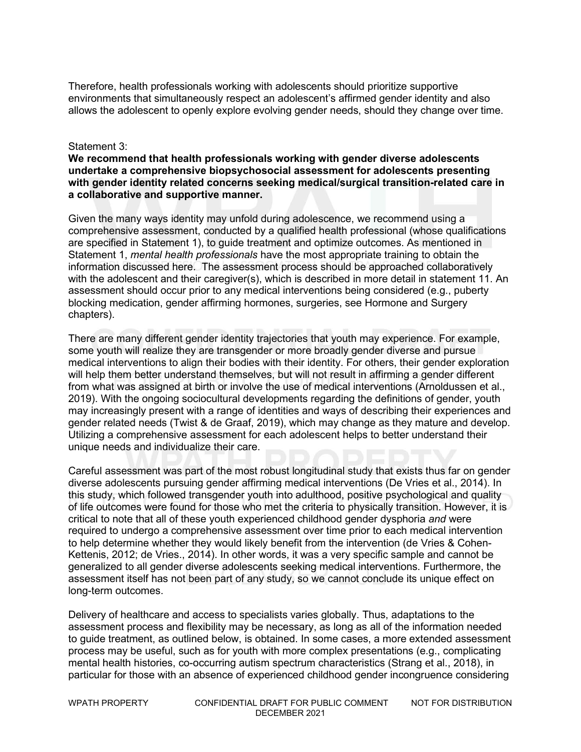Therefore, health professionals working with adolescents should prioritize supportive environments that simultaneously respect an adolescent's affirmed gender identity and also allows the adolescent to openly explore evolving gender needs, should they change over time.

Statement 3:
**We recommend that health professionals working with gender diverse adolescents undertake a comprehensive biopsychosocial assessment for adolescents presenting with gender identity related concerns seeking medical/surgical transition-related care in a collaborative and supportive manner.**

Given the many ways identity may unfold during adolescence, we recommend using a comprehensive assessment, conducted by a qualified health professional (whose qualifications are specified in Statement 1), to guide treatment and optimize outcomes. As mentioned in Statement 1, *mental health professionals* have the most appropriate training to obtain the information discussed here. The assessment process should be approached collaboratively with the adolescent and their caregiver(s), which is described in more detail in statement 11. An assessment should occur prior to any medical interventions being considered (e.g., puberty blocking medication, gender affirming hormones, surgeries, see Hormone and Surgery chapters).

There are many different gender identity trajectories that youth may experience. For example, some youth will realize they are transgender or more broadly gender diverse and pursue medical interventions to align their bodies with their identity. For others, their gender exploration will help them better understand themselves, but will not result in affirming a gender different from what was assigned at birth or involve the use of medical interventions (Arnoldussen et al., 2019). With the ongoing sociocultural developments regarding the definitions of gender, youth may increasingly present with a range of identities and ways of describing their experiences and gender related needs (Twist & de Graaf, 2019), which may change as they mature and develop. Utilizing a comprehensive assessment for each adolescent helps to better understand their unique needs and individualize their care.

Careful assessment was part of the most robust longitudinal study that exists thus far on gender diverse adolescents pursuing gender affirming medical interventions (De Vries et al., 2014). In this study, which followed transgender youth into adulthood, positive psychological and quality of life outcomes were found for those who met the criteria to physically transition. However, it is critical to note that all of these youth experienced childhood gender dysphoria *and* were required to undergo a comprehensive assessment over time prior to each medical intervention to help determine whether they would likely benefit from the intervention (de Vries & Cohen-Kettenis, 2012; de Vries., 2014). In other words, it was a very specific sample and cannot be generalized to all gender diverse adolescents seeking medical interventions. Furthermore, the assessment itself has not been part of any study, so we cannot conclude its unique effect on long-term outcomes.

Delivery of healthcare and access to specialists varies globally. Thus, adaptations to the assessment process and flexibility may be necessary, as long as all of the information needed to guide treatment, as outlined below, is obtained. In some cases, a more extended assessment process may be useful, such as for youth with more complex presentations (e.g., complicating mental health histories, co-occurring autism spectrum characteristics (Strang et al., 2018), in particular for those with an absence of experienced childhood gender incongruence considering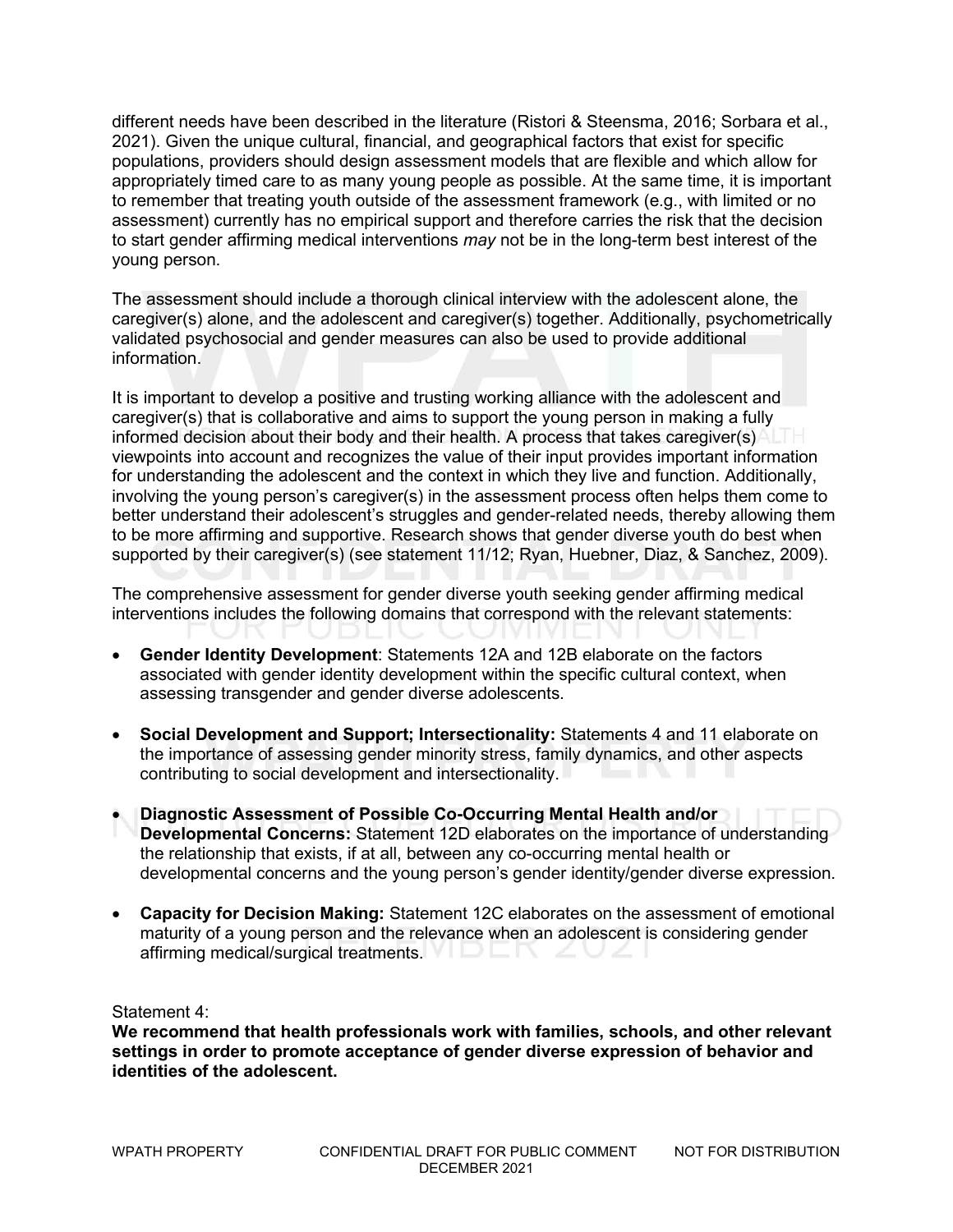different needs have been described in the literature (Ristori & Steensma, 2016; Sorbara et al., 2021). Given the unique cultural, financial, and geographical factors that exist for specific populations, providers should design assessment models that are flexible and which allow for appropriately timed care to as many young people as possible. At the same time, it is important to remember that treating youth outside of the assessment framework (e.g., with limited or no assessment) currently has no empirical support and therefore carries the risk that the decision to start gender affirming medical interventions *may* not be in the long-term best interest of the young person.

The assessment should include a thorough clinical interview with the adolescent alone, the caregiver(s) alone, and the adolescent and caregiver(s) together. Additionally, psychometrically validated psychosocial and gender measures can also be used to provide additional information.

It is important to develop a positive and trusting working alliance with the adolescent and caregiver(s) that is collaborative and aims to support the young person in making a fully informed decision about their body and their health. A process that takes caregiver(s) viewpoints into account and recognizes the value of their input provides important information for understanding the adolescent and the context in which they live and function. Additionally, involving the young person's caregiver(s) in the assessment process often helps them come to better understand their adolescent's struggles and gender-related needs, thereby allowing them to be more affirming and supportive. Research shows that gender diverse youth do best when supported by their caregiver(s) (see statement 11/12; Ryan, Huebner, Diaz, & Sanchez, 2009).

The comprehensive assessment for gender diverse youth seeking gender affirming medical interventions includes the following domains that correspond with the relevant statements:

- **Gender Identity Development**: Statements 12A and 12B elaborate on the factors associated with gender identity development within the specific cultural context, when assessing transgender and gender diverse adolescents.
- **Social Development and Support; Intersectionality:** Statements 4 and 11 elaborate on the importance of assessing gender minority stress, family dynamics, and other aspects contributing to social development and intersectionality.
- **Diagnostic Assessment of Possible Co-Occurring Mental Health and/or Developmental Concerns:** Statement 12D elaborates on the importance of understanding the relationship that exists, if at all, between any co-occurring mental health or developmental concerns and the young person's gender identity/gender diverse expression.
- **Capacity for Decision Making:** Statement 12C elaborates on the assessment of emotional maturity of a young person and the relevance when an adolescent is considering gender affirming medical/surgical treatments.

Statement 4:

**We recommend that health professionals work with families, schools, and other relevant settings in order to promote acceptance of gender diverse expression of behavior and identities of the adolescent.**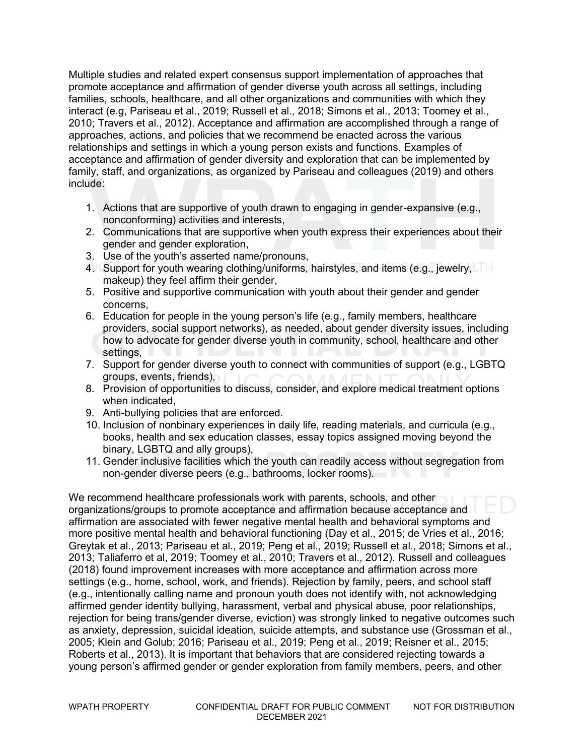Multiple studies and related expert consensus support implementation of approaches that promote acceptance and affirmation of gender diverse youth across all settings, including families, schools, healthcare, and all other organizations and communities with which they interact (e.g, Pariseau et al., 2019; Russell et al., 2018; Simons et al., 2013; Toomey et al., 2010; Travers et al., 2012). Acceptance and affirmation are accomplished through a range of approaches, actions, and policies that we recommend be enacted across the various relationships and settings in which a young person exists and functions. Examples of acceptance and affirmation of gender diversity and exploration that can be implemented by family, staff, and organizations, as organized by Pariseau and colleagues (2019) and others include:

1. Actions that are supportive of youth drawn to engaging in gender-expansive (e.g., nonconforming) activities and interests,
2. Communications that are supportive when youth express their experiences about their gender and gender exploration,
3. Use of the youth's asserted name/pronouns,
4. Support for youth wearing clothing/uniforms, hairstyles, and items (e.g., jewelry, makeup) they feel affirm their gender,
5. Positive and supportive communication with youth about their gender and gender concerns,
6. Education for people in the young person's life (e.g., family members, healthcare providers, social support networks), as needed, about gender diversity issues, including how to advocate for gender diverse youth in community, school, healthcare and other settings,
7. Support for gender diverse youth to connect with communities of support (e.g., LGBTQ groups, events, friends),
8. Provision of opportunities to discuss, consider, and explore medical treatment options when indicated,
9. Anti-bullying policies that are enforced.
10. Inclusion of nonbinary experiences in daily life, reading materials, and curricula (e.g., books, health and sex education classes, essay topics assigned moving beyond the binary, LGBTQ and ally groups),
11. Gender inclusive facilities which the youth can readily access without segregation from non-gender diverse peers (e.g., bathrooms, locker rooms).

We recommend healthcare professionals work with parents, schools, and other organizations/groups to promote acceptance and affirmation because acceptance and affirmation are associated with fewer negative mental health and behavioral symptoms and more positive mental health and behavioral functioning (Day et al., 2015; de Vries et al., 2016; Greytak et al., 2013; Pariseau et al., 2019; Peng et al., 2019; Russell et al., 2018; Simons et al., 2013; Taliaferro et al, 2019; Toomey et al., 2010; Travers et al., 2012). Russell and colleagues (2018) found improvement increases with more acceptance and affirmation across more settings (e.g., home, school, work, and friends). Rejection by family, peers, and school staff (e.g., intentionally calling name and pronoun youth does not identify with, not acknowledging affirmed gender identity bullying, harassment, verbal and physical abuse, poor relationships, rejection for being trans/gender diverse, eviction) was strongly linked to negative outcomes such as anxiety, depression, suicidal ideation, suicide attempts, and substance use (Grossman et al., 2005; Klein and Golub; 2016; Pariseau et al., 2019; Peng et al., 2019; Reisner et al., 2015; Roberts et al., 2013). It is important that behaviors that are considered rejecting towards a young person's affirmed gender or gender exploration from family members, peers, and other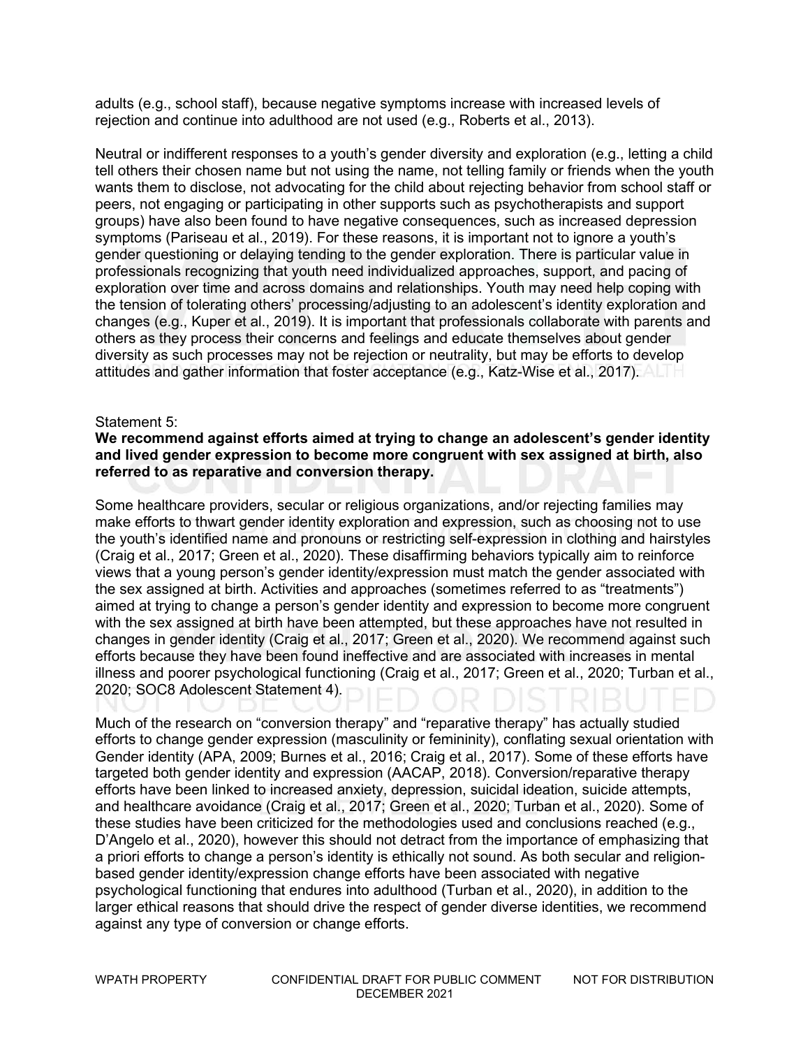adults (e.g., school staff), because negative symptoms increase with increased levels of rejection and continue into adulthood are not used (e.g., Roberts et al., 2013).

Neutral or indifferent responses to a youth's gender diversity and exploration (e.g., letting a child tell others their chosen name but not using the name, not telling family or friends when the youth wants them to disclose, not advocating for the child about rejecting behavior from school staff or peers, not engaging or participating in other supports such as psychotherapists and support groups) have also been found to have negative consequences, such as increased depression symptoms (Pariseau et al., 2019). For these reasons, it is important not to ignore a youth's gender questioning or delaying tending to the gender exploration. There is particular value in professionals recognizing that youth need individualized approaches, support, and pacing of exploration over time and across domains and relationships. Youth may need help coping with the tension of tolerating others' processing/adjusting to an adolescent's identity exploration and changes (e.g., Kuper et al., 2019). It is important that professionals collaborate with parents and others as they process their concerns and feelings and educate themselves about gender diversity as such processes may not be rejection or neutrality, but may be efforts to develop attitudes and gather information that foster acceptance (e.g., Katz-Wise et al., 2017).

Statement 5:

**We recommend against efforts aimed at trying to change an adolescent's gender identity and lived gender expression to become more congruent with sex assigned at birth, also referred to as reparative and conversion therapy.**

Some healthcare providers, secular or religious organizations, and/or rejecting families may make efforts to thwart gender identity exploration and expression, such as choosing not to use the youth's identified name and pronouns or restricting self-expression in clothing and hairstyles (Craig et al., 2017; Green et al., 2020). These disaffirming behaviors typically aim to reinforce views that a young person's gender identity/expression must match the gender associated with the sex assigned at birth. Activities and approaches (sometimes referred to as "treatments") aimed at trying to change a person's gender identity and expression to become more congruent with the sex assigned at birth have been attempted, but these approaches have not resulted in changes in gender identity (Craig et al., 2017; Green et al., 2020). We recommend against such efforts because they have been found ineffective and are associated with increases in mental illness and poorer psychological functioning (Craig et al., 2017; Green et al., 2020; Turban et al., 2020; SOC8 Adolescent Statement 4).

Much of the research on "conversion therapy" and "reparative therapy" has actually studied efforts to change gender expression (masculinity or femininity), conflating sexual orientation with Gender identity (APA, 2009; Burnes et al., 2016; Craig et al., 2017). Some of these efforts have targeted both gender identity and expression (AACAP, 2018). Conversion/reparative therapy efforts have been linked to increased anxiety, depression, suicidal ideation, suicide attempts, and healthcare avoidance (Craig et al., 2017; Green et al., 2020; Turban et al., 2020). Some of these studies have been criticized for the methodologies used and conclusions reached (e.g., D'Angelo et al., 2020), however this should not detract from the importance of emphasizing that a priori efforts to change a person's identity is ethically not sound. As both secular and religion-based gender identity/expression change efforts have been associated with negative psychological functioning that endures into adulthood (Turban et al., 2020), in addition to the larger ethical reasons that should drive the respect of gender diverse identities, we recommend against any type of conversion or change efforts.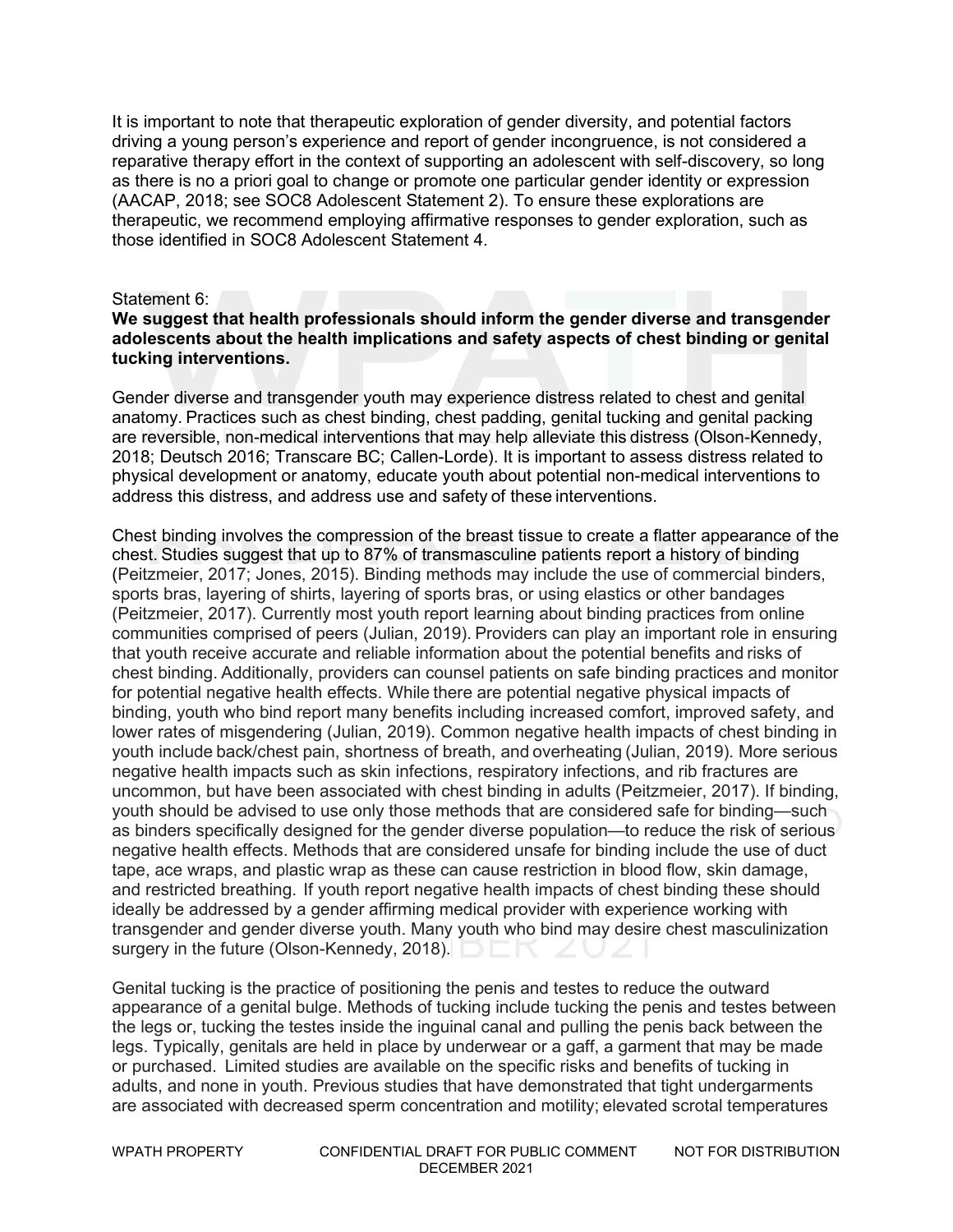It is important to note that therapeutic exploration of gender diversity, and potential factors driving a young person's experience and report of gender incongruence, is not considered a reparative therapy effort in the context of supporting an adolescent with self-discovery, so long as there is no a priori goal to change or promote one particular gender identity or expression (AACAP, 2018; see SOC8 Adolescent Statement 2). To ensure these explorations are therapeutic, we recommend employing affirmative responses to gender exploration, such as those identified in SOC8 Adolescent Statement 4.

Statement 6:

**We suggest that health professionals should inform the gender diverse and transgender adolescents about the health implications and safety aspects of chest binding or genital tucking interventions.**

Gender diverse and transgender youth may experience distress related to chest and genital anatomy. Practices such as chest binding, chest padding, genital tucking and genital packing are reversible, non-medical interventions that may help alleviate this distress (Olson-Kennedy, 2018; Deutsch 2016; Transcare BC; Callen-Lorde). It is important to assess distress related to physical development or anatomy, educate youth about potential non-medical interventions to address this distress, and address use and safety of these interventions.

Chest binding involves the compression of the breast tissue to create a flatter appearance of the chest. Studies suggest that up to 87% of transmasculine patients report a history of binding (Peitzmeier, 2017; Jones, 2015). Binding methods may include the use of commercial binders, sports bras, layering of shirts, layering of sports bras, or using elastics or other bandages (Peitzmeier, 2017). Currently most youth report learning about binding practices from online communities comprised of peers (Julian, 2019). Providers can play an important role in ensuring that youth receive accurate and reliable information about the potential benefits and risks of chest binding. Additionally, providers can counsel patients on safe binding practices and monitor for potential negative health effects. While there are potential negative physical impacts of binding, youth who bind report many benefits including increased comfort, improved safety, and lower rates of misgendering (Julian, 2019). Common negative health impacts of chest binding in youth include back/chest pain, shortness of breath, and overheating (Julian, 2019). More serious negative health impacts such as skin infections, respiratory infections, and rib fractures are uncommon, but have been associated with chest binding in adults (Peitzmeier, 2017). If binding, youth should be advised to use only those methods that are considered safe for binding—such as binders specifically designed for the gender diverse population—to reduce the risk of serious negative health effects. Methods that are considered unsafe for binding include the use of duct tape, ace wraps, and plastic wrap as these can cause restriction in blood flow, skin damage, and restricted breathing. If youth report negative health impacts of chest binding these should ideally be addressed by a gender affirming medical provider with experience working with transgender and gender diverse youth. Many youth who bind may desire chest masculinization surgery in the future (Olson-Kennedy, 2018).

Genital tucking is the practice of positioning the penis and testes to reduce the outward appearance of a genital bulge. Methods of tucking include tucking the penis and testes between the legs or, tucking the testes inside the inguinal canal and pulling the penis back between the legs. Typically, genitals are held in place by underwear or a gaff, a garment that may be made or purchased. Limited studies are available on the specific risks and benefits of tucking in adults, and none in youth. Previous studies that have demonstrated that tight undergarments are associated with decreased sperm concentration and motility; elevated scrotal temperatures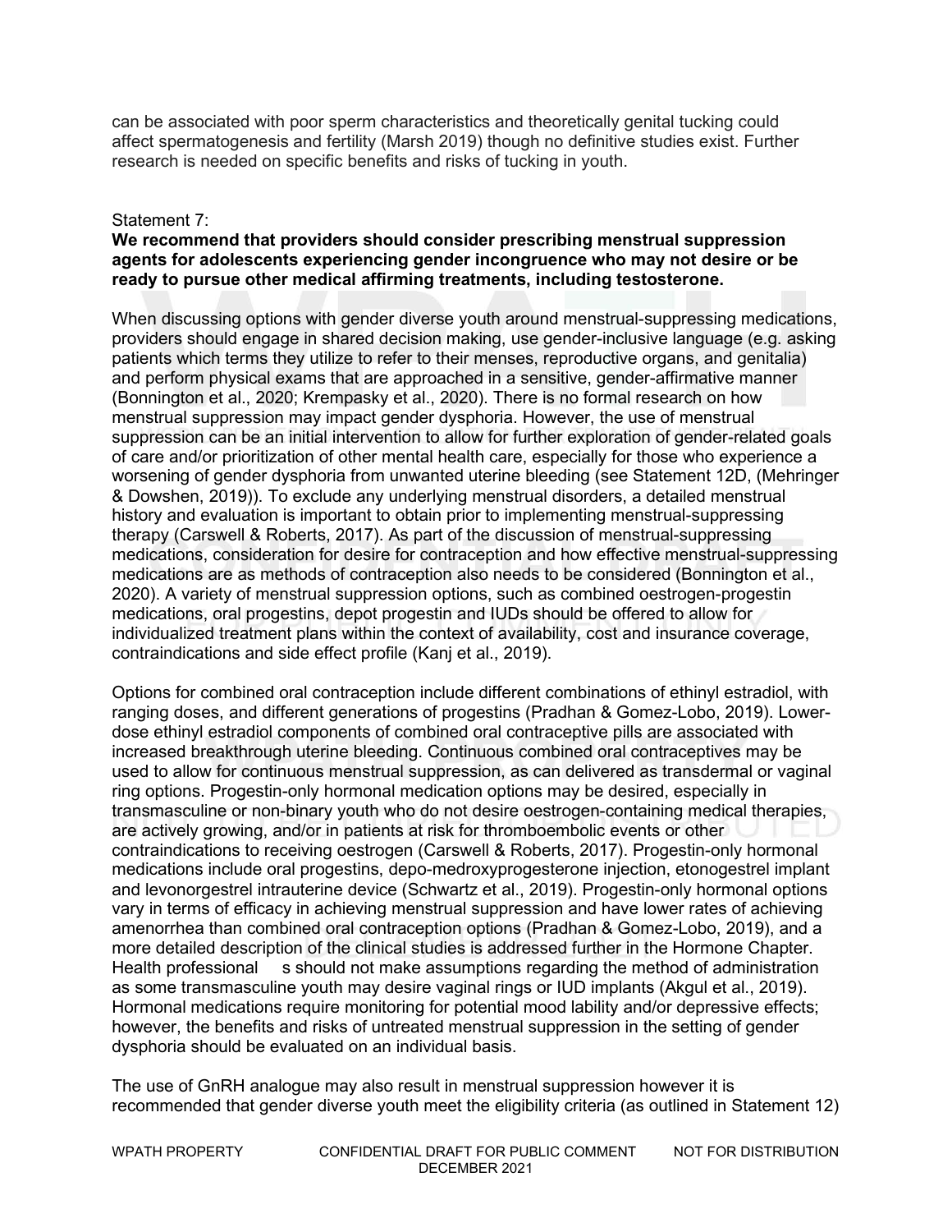can be associated with poor sperm characteristics and theoretically genital tucking could affect spermatogenesis and fertility (Marsh 2019) though no definitive studies exist. Further research is needed on specific benefits and risks of tucking in youth.

Statement 7:

**We recommend that providers should consider prescribing menstrual suppression agents for adolescents experiencing gender incongruence who may not desire or be ready to pursue other medical affirming treatments, including testosterone.**

When discussing options with gender diverse youth around menstrual-suppressing medications, providers should engage in shared decision making, use gender-inclusive language (e.g. asking patients which terms they utilize to refer to their menses, reproductive organs, and genitalia) and perform physical exams that are approached in a sensitive, gender-affirmative manner (Bonnington et al., 2020; Krempasky et al., 2020). There is no formal research on how menstrual suppression may impact gender dysphoria. However, the use of menstrual suppression can be an initial intervention to allow for further exploration of gender-related goals of care and/or prioritization of other mental health care, especially for those who experience a worsening of gender dysphoria from unwanted uterine bleeding (see Statement 12D, (Mehringer & Dowshen, 2019)). To exclude any underlying menstrual disorders, a detailed menstrual history and evaluation is important to obtain prior to implementing menstrual-suppressing therapy (Carswell & Roberts, 2017). As part of the discussion of menstrual-suppressing medications, consideration for desire for contraception and how effective menstrual-suppressing medications are as methods of contraception also needs to be considered (Bonnington et al., 2020). A variety of menstrual suppression options, such as combined oestrogen-progestin medications, oral progestins, depot progestin and IUDs should be offered to allow for individualized treatment plans within the context of availability, cost and insurance coverage, contraindications and side effect profile (Kanj et al., 2019).

Options for combined oral contraception include different combinations of ethinyl estradiol, with ranging doses, and different generations of progestins (Pradhan & Gomez-Lobo, 2019). Lower-dose ethinyl estradiol components of combined oral contraceptive pills are associated with increased breakthrough uterine bleeding. Continuous combined oral contraceptives may be used to allow for continuous menstrual suppression, as can delivered as transdermal or vaginal ring options. Progestin-only hormonal medication options may be desired, especially in transmasculine or non-binary youth who do not desire oestrogen-containing medical therapies, are actively growing, and/or in patients at risk for thromboembolic events or other contraindications to receiving oestrogen (Carswell & Roberts, 2017). Progestin-only hormonal medications include oral progestins, depo-medroxyprogesterone injection, etonogestrel implant and levonorgestrel intrauterine device (Schwartz et al., 2019). Progestin-only hormonal options vary in terms of efficacy in achieving menstrual suppression and have lower rates of achieving amenorrhea than combined oral contraception options (Pradhan & Gomez-Lobo, 2019), and a more detailed description of the clinical studies is addressed further in the Hormone Chapter. Health professional s should not make assumptions regarding the method of administration as some transmasculine youth may desire vaginal rings or IUD implants (Akgul et al., 2019). Hormonal medications require monitoring for potential mood lability and/or depressive effects; however, the benefits and risks of untreated menstrual suppression in the setting of gender dysphoria should be evaluated on an individual basis.

The use of GnRH analogue may also result in menstrual suppression however it is recommended that gender diverse youth meet the eligibility criteria (as outlined in Statement 12)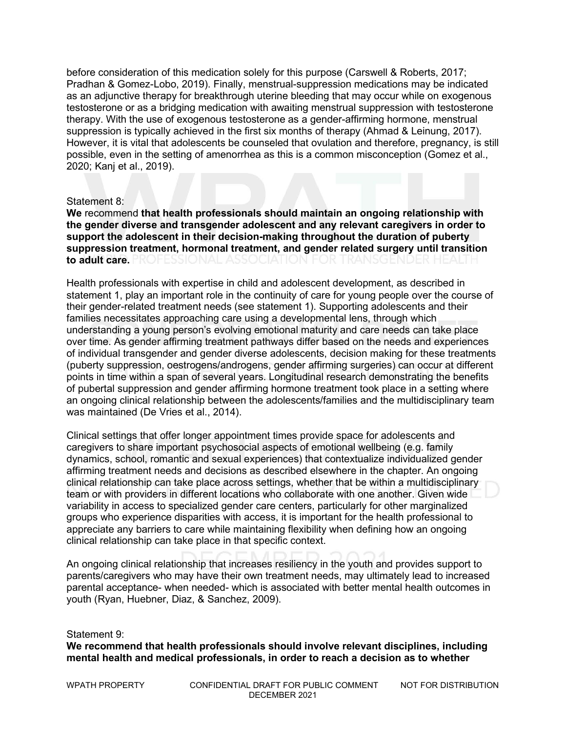before consideration of this medication solely for this purpose (Carswell & Roberts, 2017; Pradhan & Gomez-Lobo, 2019). Finally, menstrual-suppression medications may be indicated as an adjunctive therapy for breakthrough uterine bleeding that may occur while on exogenous testosterone or as a bridging medication with awaiting menstrual suppression with testosterone therapy. With the use of exogenous testosterone as a gender-affirming hormone, menstrual suppression is typically achieved in the first six months of therapy (Ahmad & Leinung, 2017). However, it is vital that adolescents be counseled that ovulation and therefore, pregnancy, is still possible, even in the setting of amenorrhea as this is a common misconception (Gomez et al., 2020; Kanj et al., 2019).

Statement 8:
**We** recommend **that health professionals should maintain an ongoing relationship with the gender diverse and transgender adolescent and any relevant caregivers in order to support the adolescent in their decision-making throughout the duration of puberty suppression treatment, hormonal treatment, and gender related surgery until transition to adult care.**

Health professionals with expertise in child and adolescent development, as described in statement 1, play an important role in the continuity of care for young people over the course of their gender-related treatment needs (see statement 1). Supporting adolescents and their families necessitates approaching care using a developmental lens, through which understanding a young person's evolving emotional maturity and care needs can take place over time. As gender affirming treatment pathways differ based on the needs and experiences of individual transgender and gender diverse adolescents, decision making for these treatments (puberty suppression, oestrogens/androgens, gender affirming surgeries) can occur at different points in time within a span of several years. Longitudinal research demonstrating the benefits of pubertal suppression and gender affirming hormone treatment took place in a setting where an ongoing clinical relationship between the adolescents/families and the multidisciplinary team was maintained (De Vries et al., 2014).

Clinical settings that offer longer appointment times provide space for adolescents and caregivers to share important psychosocial aspects of emotional wellbeing (e.g. family dynamics, school, romantic and sexual experiences) that contextualize individualized gender affirming treatment needs and decisions as described elsewhere in the chapter. An ongoing clinical relationship can take place across settings, whether that be within a multidisciplinary team or with providers in different locations who collaborate with one another. Given wide variability in access to specialized gender care centers, particularly for other marginalized groups who experience disparities with access, it is important for the health professional to appreciate any barriers to care while maintaining flexibility when defining how an ongoing clinical relationship can take place in that specific context.

An ongoing clinical relationship that increases resiliency in the youth and provides support to parents/caregivers who may have their own treatment needs, may ultimately lead to increased parental acceptance- when needed- which is associated with better mental health outcomes in youth (Ryan, Huebner, Diaz, & Sanchez, 2009).

Statement 9:
**We recommend that health professionals should involve relevant disciplines, including mental health and medical professionals, in order to reach a decision as to whether**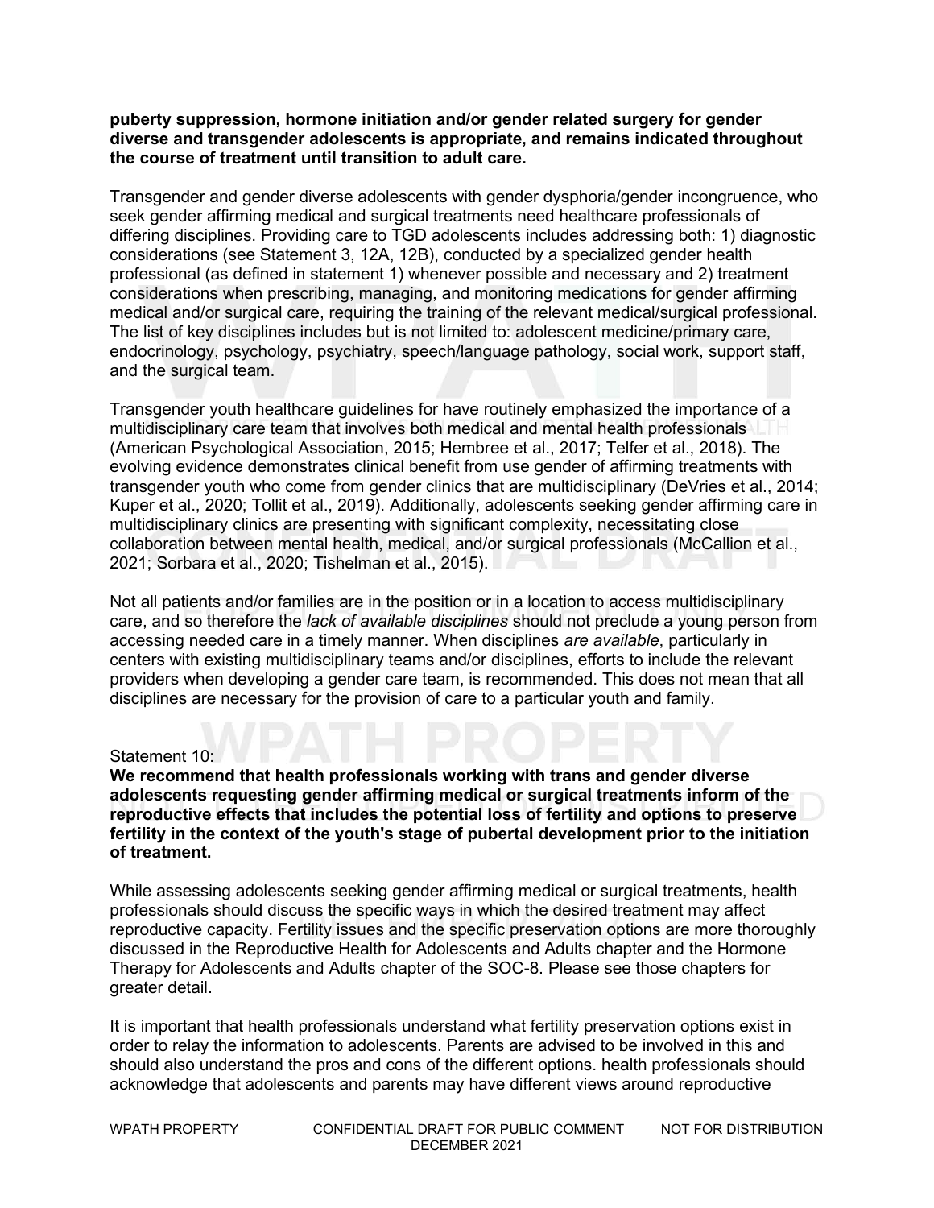**puberty suppression, hormone initiation and/or gender related surgery for gender diverse and transgender adolescents is appropriate, and remains indicated throughout the course of treatment until transition to adult care.**

Transgender and gender diverse adolescents with gender dysphoria/gender incongruence, who seek gender affirming medical and surgical treatments need healthcare professionals of differing disciplines. Providing care to TGD adolescents includes addressing both: 1) diagnostic considerations (see Statement 3, 12A, 12B), conducted by a specialized gender health professional (as defined in statement 1) whenever possible and necessary and 2) treatment considerations when prescribing, managing, and monitoring medications for gender affirming medical and/or surgical care, requiring the training of the relevant medical/surgical professional. The list of key disciplines includes but is not limited to: adolescent medicine/primary care, endocrinology, psychology, psychiatry, speech/language pathology, social work, support staff, and the surgical team.

Transgender youth healthcare guidelines for have routinely emphasized the importance of a multidisciplinary care team that involves both medical and mental health professionals (American Psychological Association, 2015; Hembree et al., 2017; Telfer et al., 2018). The evolving evidence demonstrates clinical benefit from use gender of affirming treatments with transgender youth who come from gender clinics that are multidisciplinary (DeVries et al., 2014; Kuper et al., 2020; Tollit et al., 2019). Additionally, adolescents seeking gender affirming care in multidisciplinary clinics are presenting with significant complexity, necessitating close collaboration between mental health, medical, and/or surgical professionals (McCallion et al., 2021; Sorbara et al., 2020; Tishelman et al., 2015).

Not all patients and/or families are in the position or in a location to access multidisciplinary care, and so therefore the *lack of available disciplines* should not preclude a young person from accessing needed care in a timely manner. When disciplines *are available*, particularly in centers with existing multidisciplinary teams and/or disciplines, efforts to include the relevant providers when developing a gender care team, is recommended. This does not mean that all disciplines are necessary for the provision of care to a particular youth and family.

Statement 10:

**We recommend that health professionals working with trans and gender diverse adolescents requesting gender affirming medical or surgical treatments inform of the reproductive effects that includes the potential loss of fertility and options to preserve fertility in the context of the youth's stage of pubertal development prior to the initiation of treatment.**

While assessing adolescents seeking gender affirming medical or surgical treatments, health professionals should discuss the specific ways in which the desired treatment may affect reproductive capacity. Fertility issues and the specific preservation options are more thoroughly discussed in the Reproductive Health for Adolescents and Adults chapter and the Hormone Therapy for Adolescents and Adults chapter of the SOC-8. Please see those chapters for greater detail.

It is important that health professionals understand what fertility preservation options exist in order to relay the information to adolescents. Parents are advised to be involved in this and should also understand the pros and cons of the different options. health professionals should acknowledge that adolescents and parents may have different views around reproductive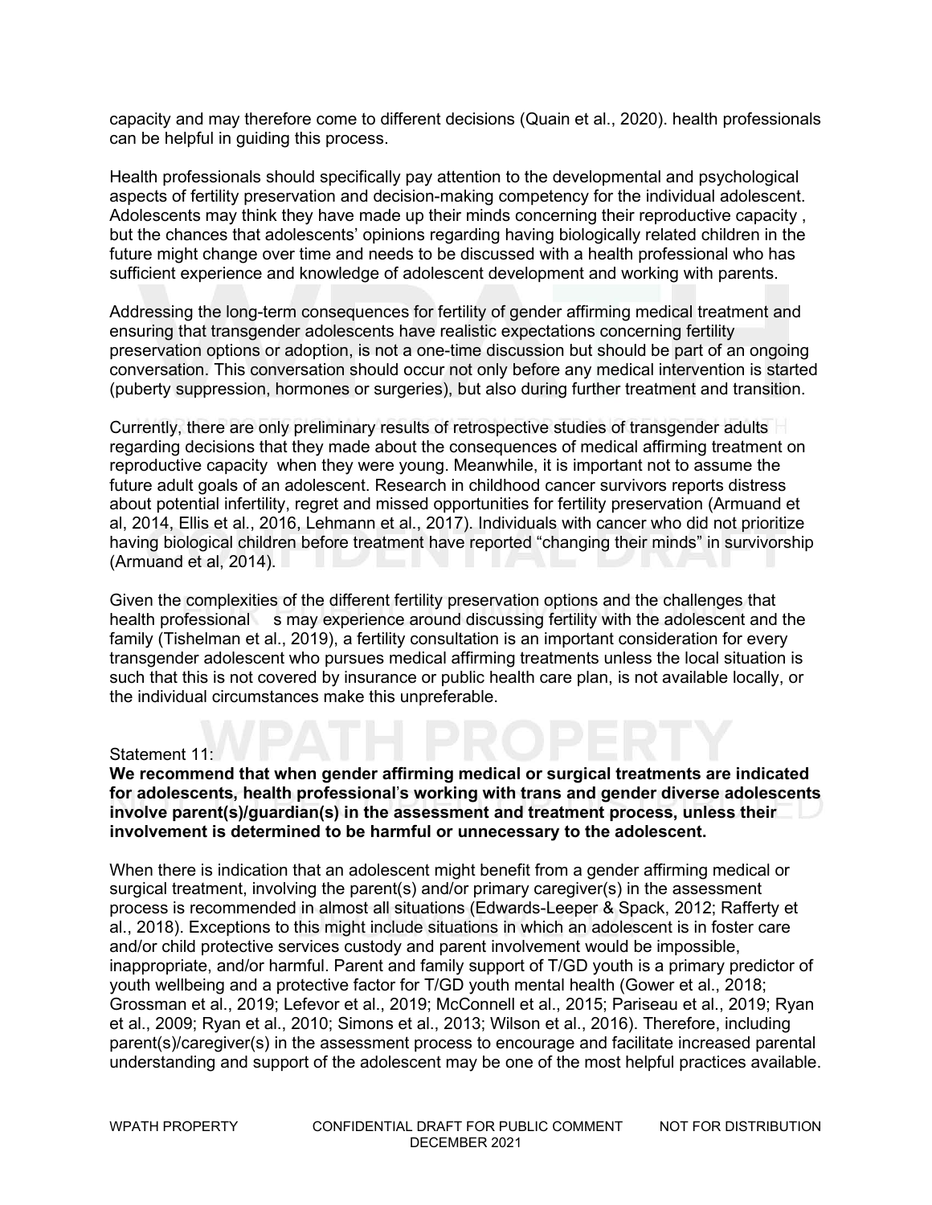capacity and may therefore come to different decisions (Quain et al., 2020). health professionals can be helpful in guiding this process.

Health professionals should specifically pay attention to the developmental and psychological aspects of fertility preservation and decision-making competency for the individual adolescent. Adolescents may think they have made up their minds concerning their reproductive capacity , but the chances that adolescents' opinions regarding having biologically related children in the future might change over time and needs to be discussed with a health professional who has sufficient experience and knowledge of adolescent development and working with parents.

Addressing the long-term consequences for fertility of gender affirming medical treatment and ensuring that transgender adolescents have realistic expectations concerning fertility preservation options or adoption, is not a one-time discussion but should be part of an ongoing conversation. This conversation should occur not only before any medical intervention is started (puberty suppression, hormones or surgeries), but also during further treatment and transition.

Currently, there are only preliminary results of retrospective studies of transgender adults regarding decisions that they made about the consequences of medical affirming treatment on reproductive capacity when they were young. Meanwhile, it is important not to assume the future adult goals of an adolescent. Research in childhood cancer survivors reports distress about potential infertility, regret and missed opportunities for fertility preservation (Armuand et al, 2014, Ellis et al., 2016, Lehmann et al., 2017). Individuals with cancer who did not prioritize having biological children before treatment have reported "changing their minds" in survivorship (Armuand et al, 2014).

Given the complexities of the different fertility preservation options and the challenges that health professional s may experience around discussing fertility with the adolescent and the family (Tishelman et al., 2019), a fertility consultation is an important consideration for every transgender adolescent who pursues medical affirming treatments unless the local situation is such that this is not covered by insurance or public health care plan, is not available locally, or the individual circumstances make this unpreferable.

Statement 11:

**We recommend that when gender affirming medical or surgical treatments are indicated for adolescents, health professional's working with trans and gender diverse adolescents involve parent(s)/guardian(s) in the assessment and treatment process, unless their involvement is determined to be harmful or unnecessary to the adolescent.**

When there is indication that an adolescent might benefit from a gender affirming medical or surgical treatment, involving the parent(s) and/or primary caregiver(s) in the assessment process is recommended in almost all situations (Edwards-Leeper & Spack, 2012; Rafferty et al., 2018). Exceptions to this might include situations in which an adolescent is in foster care and/or child protective services custody and parent involvement would be impossible, inappropriate, and/or harmful. Parent and family support of T/GD youth is a primary predictor of youth wellbeing and a protective factor for T/GD youth mental health (Gower et al., 2018; Grossman et al., 2019; Lefevor et al., 2019; McConnell et al., 2015; Pariseau et al., 2019; Ryan et al., 2009; Ryan et al., 2010; Simons et al., 2013; Wilson et al., 2016). Therefore, including parent(s)/caregiver(s) in the assessment process to encourage and facilitate increased parental understanding and support of the adolescent may be one of the most helpful practices available.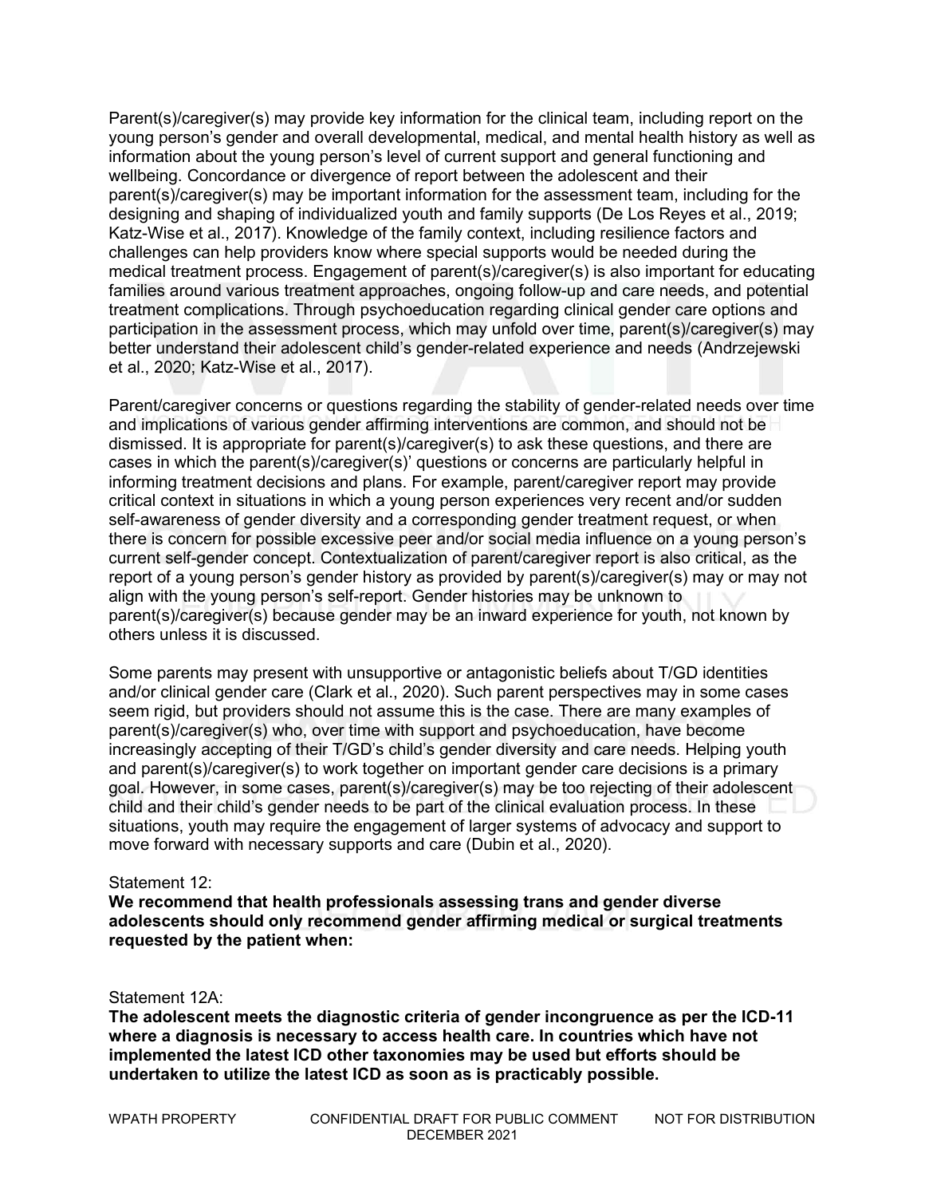Parent(s)/caregiver(s) may provide key information for the clinical team, including report on the young person's gender and overall developmental, medical, and mental health history as well as information about the young person's level of current support and general functioning and wellbeing. Concordance or divergence of report between the adolescent and their parent(s)/caregiver(s) may be important information for the assessment team, including for the designing and shaping of individualized youth and family supports (De Los Reyes et al., 2019; Katz-Wise et al., 2017). Knowledge of the family context, including resilience factors and challenges can help providers know where special supports would be needed during the medical treatment process. Engagement of parent(s)/caregiver(s) is also important for educating families around various treatment approaches, ongoing follow-up and care needs, and potential treatment complications. Through psychoeducation regarding clinical gender care options and participation in the assessment process, which may unfold over time, parent(s)/caregiver(s) may better understand their adolescent child's gender-related experience and needs (Andrzejewski et al., 2020; Katz-Wise et al., 2017).

Parent/caregiver concerns or questions regarding the stability of gender-related needs over time and implications of various gender affirming interventions are common, and should not be dismissed. It is appropriate for parent(s)/caregiver(s) to ask these questions, and there are cases in which the parent(s)/caregiver(s)' questions or concerns are particularly helpful in informing treatment decisions and plans. For example, parent/caregiver report may provide critical context in situations in which a young person experiences very recent and/or sudden self-awareness of gender diversity and a corresponding gender treatment request, or when there is concern for possible excessive peer and/or social media influence on a young person's current self-gender concept. Contextualization of parent/caregiver report is also critical, as the report of a young person's gender history as provided by parent(s)/caregiver(s) may or may not align with the young person's self-report. Gender histories may be unknown to parent(s)/caregiver(s) because gender may be an inward experience for youth, not known by others unless it is discussed.

Some parents may present with unsupportive or antagonistic beliefs about T/GD identities and/or clinical gender care (Clark et al., 2020). Such parent perspectives may in some cases seem rigid, but providers should not assume this is the case. There are many examples of parent(s)/caregiver(s) who, over time with support and psychoeducation, have become increasingly accepting of their T/GD's child's gender diversity and care needs. Helping youth and parent(s)/caregiver(s) to work together on important gender care decisions is a primary goal. However, in some cases, parent(s)/caregiver(s) may be too rejecting of their adolescent child and their child's gender needs to be part of the clinical evaluation process. In these situations, youth may require the engagement of larger systems of advocacy and support to move forward with necessary supports and care (Dubin et al., 2020).

Statement 12:

**We recommend that health professionals assessing trans and gender diverse adolescents should only recommend gender affirming medical or surgical treatments requested by the patient when:**

Statement 12A:

**The adolescent meets the diagnostic criteria of gender incongruence as per the ICD-11 where a diagnosis is necessary to access health care. In countries which have not implemented the latest ICD other taxonomies may be used but efforts should be undertaken to utilize the latest ICD as soon as is practicably possible.**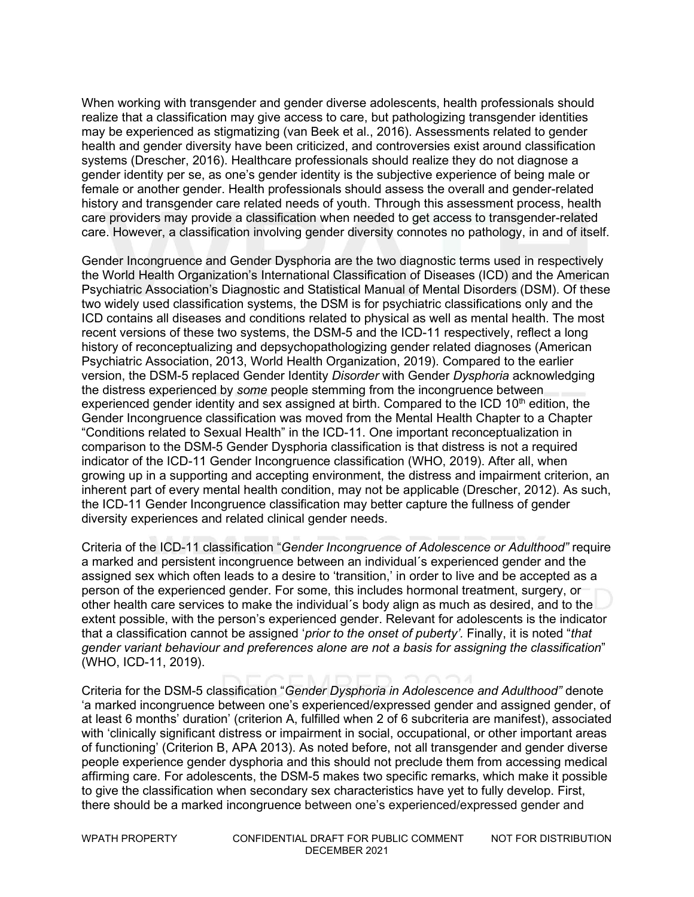When working with transgender and gender diverse adolescents, health professionals should realize that a classification may give access to care, but pathologizing transgender identities may be experienced as stigmatizing (van Beek et al., 2016). Assessments related to gender health and gender diversity have been criticized, and controversies exist around classification systems (Drescher, 2016). Healthcare professionals should realize they do not diagnose a gender identity per se, as one's gender identity is the subjective experience of being male or female or another gender. Health professionals should assess the overall and gender-related history and transgender care related needs of youth. Through this assessment process, health care providers may provide a classification when needed to get access to transgender-related care. However, a classification involving gender diversity connotes no pathology, in and of itself.

Gender Incongruence and Gender Dysphoria are the two diagnostic terms used in respectively the World Health Organization's International Classification of Diseases (ICD) and the American Psychiatric Association's Diagnostic and Statistical Manual of Mental Disorders (DSM). Of these two widely used classification systems, the DSM is for psychiatric classifications only and the ICD contains all diseases and conditions related to physical as well as mental health. The most recent versions of these two systems, the DSM-5 and the ICD-11 respectively, reflect a long history of reconceptualizing and depsychopathologizing gender related diagnoses (American Psychiatric Association, 2013, World Health Organization, 2019). Compared to the earlier version, the DSM-5 replaced Gender Identity *Disorder* with Gender *Dysphoria* acknowledging the distress experienced by *some* people stemming from the incongruence between experienced gender identity and sex assigned at birth. Compared to the ICD 10th edition, the Gender Incongruence classification was moved from the Mental Health Chapter to a Chapter "Conditions related to Sexual Health" in the ICD-11. One important reconceptualization in comparison to the DSM-5 Gender Dysphoria classification is that distress is not a required indicator of the ICD-11 Gender Incongruence classification (WHO, 2019). After all, when growing up in a supporting and accepting environment, the distress and impairment criterion, an inherent part of every mental health condition, may not be applicable (Drescher, 2012). As such, the ICD-11 Gender Incongruence classification may better capture the fullness of gender diversity experiences and related clinical gender needs.

Criteria of the ICD-11 classification "*Gender Incongruence of Adolescence or Adulthood"* require a marked and persistent incongruence between an individual´s experienced gender and the assigned sex which often leads to a desire to 'transition,' in order to live and be accepted as a person of the experienced gender. For some, this includes hormonal treatment, surgery, or other health care services to make the individual´s body align as much as desired, and to the extent possible, with the person's experienced gender. Relevant for adolescents is the indicator that a classification cannot be assigned '*prior to the onset of puberty'.* Finally, it is noted "*that gender variant behaviour and preferences alone are not a basis for assigning the classification*" (WHO, ICD-11, 2019).

Criteria for the DSM-5 classification "*Gender Dysphoria in Adolescence and Adulthood"* denote 'a marked incongruence between one's experienced/expressed gender and assigned gender, of at least 6 months' duration' (criterion A, fulfilled when 2 of 6 subcriteria are manifest), associated with 'clinically significant distress or impairment in social, occupational, or other important areas of functioning' (Criterion B, APA 2013). As noted before, not all transgender and gender diverse people experience gender dysphoria and this should not preclude them from accessing medical affirming care. For adolescents, the DSM-5 makes two specific remarks, which make it possible to give the classification when secondary sex characteristics have yet to fully develop. First, there should be a marked incongruence between one's experienced/expressed gender and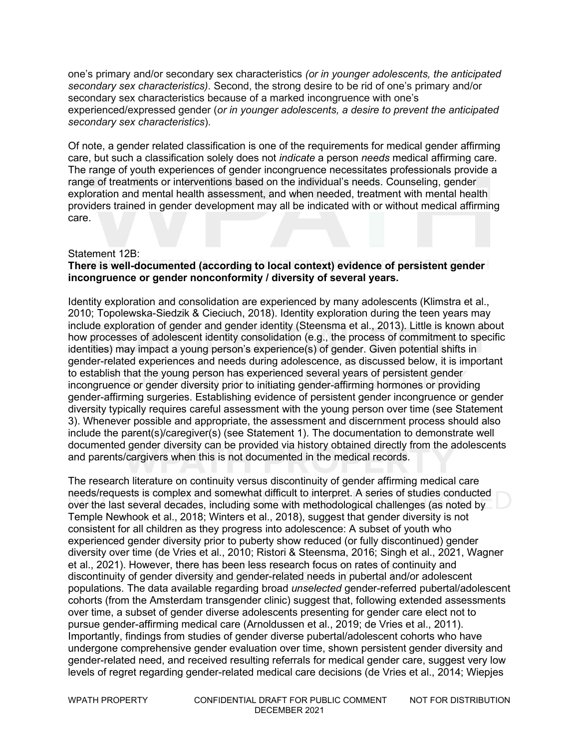one's primary and/or secondary sex characteristics *(or in younger adolescents, the anticipated secondary sex characteristics)*. Second, the strong desire to be rid of one's primary and/or secondary sex characteristics because of a marked incongruence with one's experienced/expressed gender (*or in younger adolescents, a desire to prevent the anticipated secondary sex characteristics*).

Of note, a gender related classification is one of the requirements for medical gender affirming care, but such a classification solely does not *indicate* a person *needs* medical affirming care. The range of youth experiences of gender incongruence necessitates professionals provide a range of treatments or interventions based on the individual's needs. Counseling, gender exploration and mental health assessment, and when needed, treatment with mental health providers trained in gender development may all be indicated with or without medical affirming care.

Statement 12B:
**There is well-documented (according to local context) evidence of persistent gender incongruence or gender nonconformity / diversity of several years.**

Identity exploration and consolidation are experienced by many adolescents (Klimstra et al., 2010; Topolewska-Siedzik & Cieciuch, 2018). Identity exploration during the teen years may include exploration of gender and gender identity (Steensma et al., 2013). Little is known about how processes of adolescent identity consolidation (e.g., the process of commitment to specific identities) may impact a young person's experience(s) of gender. Given potential shifts in gender-related experiences and needs during adolescence, as discussed below, it is important to establish that the young person has experienced several years of persistent gender incongruence or gender diversity prior to initiating gender-affirming hormones or providing gender-affirming surgeries. Establishing evidence of persistent gender incongruence or gender diversity typically requires careful assessment with the young person over time (see Statement 3). Whenever possible and appropriate, the assessment and discernment process should also include the parent(s)/caregiver(s) (see Statement 1). The documentation to demonstrate well documented gender diversity can be provided via history obtained directly from the adolescents and parents/cargivers when this is not documented in the medical records.

The research literature on continuity versus discontinuity of gender affirming medical care needs/requests is complex and somewhat difficult to interpret. A series of studies conducted over the last several decades, including some with methodological challenges (as noted by Temple Newhook et al., 2018; Winters et al., 2018), suggest that gender diversity is not consistent for all children as they progress into adolescence: A subset of youth who experienced gender diversity prior to puberty show reduced (or fully discontinued) gender diversity over time (de Vries et al., 2010; Ristori & Steensma, 2016; Singh et al., 2021, Wagner et al., 2021). However, there has been less research focus on rates of continuity and discontinuity of gender diversity and gender-related needs in pubertal and/or adolescent populations. The data available regarding broad *unselected* gender-referred pubertal/adolescent cohorts (from the Amsterdam transgender clinic) suggest that, following extended assessments over time, a subset of gender diverse adolescents presenting for gender care elect not to pursue gender-affirming medical care (Arnoldussen et al., 2019; de Vries et al., 2011). Importantly, findings from studies of gender diverse pubertal/adolescent cohorts who have undergone comprehensive gender evaluation over time, shown persistent gender diversity and gender-related need, and received resulting referrals for medical gender care, suggest very low levels of regret regarding gender-related medical care decisions (de Vries et al., 2014; Wiepjes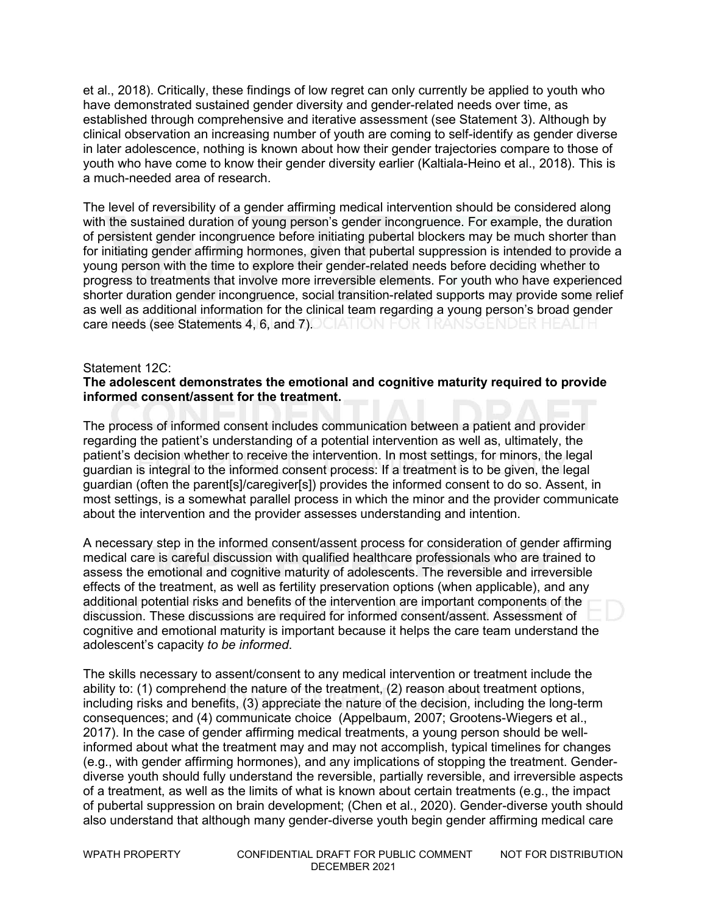et al., 2018). Critically, these findings of low regret can only currently be applied to youth who have demonstrated sustained gender diversity and gender-related needs over time, as established through comprehensive and iterative assessment (see Statement 3). Although by clinical observation an increasing number of youth are coming to self-identify as gender diverse in later adolescence, nothing is known about how their gender trajectories compare to those of youth who have come to know their gender diversity earlier (Kaltiala-Heino et al., 2018). This is a much-needed area of research.

The level of reversibility of a gender affirming medical intervention should be considered along with the sustained duration of young person's gender incongruence. For example, the duration of persistent gender incongruence before initiating pubertal blockers may be much shorter than for initiating gender affirming hormones, given that pubertal suppression is intended to provide a young person with the time to explore their gender-related needs before deciding whether to progress to treatments that involve more irreversible elements. For youth who have experienced shorter duration gender incongruence, social transition-related supports may provide some relief as well as additional information for the clinical team regarding a young person's broad gender care needs (see Statements 4, 6, and 7).

Statement 12C:
**The adolescent demonstrates the emotional and cognitive maturity required to provide informed consent/assent for the treatment.**

The process of informed consent includes communication between a patient and provider regarding the patient's understanding of a potential intervention as well as, ultimately, the patient's decision whether to receive the intervention. In most settings, for minors, the legal guardian is integral to the informed consent process: If a treatment is to be given, the legal guardian (often the parent[s]/caregiver[s]) provides the informed consent to do so. Assent, in most settings, is a somewhat parallel process in which the minor and the provider communicate about the intervention and the provider assesses understanding and intention.

A necessary step in the informed consent/assent process for consideration of gender affirming medical care is careful discussion with qualified healthcare professionals who are trained to assess the emotional and cognitive maturity of adolescents. The reversible and irreversible effects of the treatment, as well as fertility preservation options (when applicable), and any additional potential risks and benefits of the intervention are important components of the discussion. These discussions are required for informed consent/assent. Assessment of cognitive and emotional maturity is important because it helps the care team understand the adolescent's capacity *to be informed*.

The skills necessary to assent/consent to any medical intervention or treatment include the ability to: (1) comprehend the nature of the treatment, (2) reason about treatment options, including risks and benefits, (3) appreciate the nature of the decision, including the long-term consequences; and (4) communicate choice (Appelbaum, 2007; Grootens-Wiegers et al., 2017). In the case of gender affirming medical treatments, a young person should be well-informed about what the treatment may and may not accomplish, typical timelines for changes (e.g., with gender affirming hormones), and any implications of stopping the treatment. Gender-diverse youth should fully understand the reversible, partially reversible, and irreversible aspects of a treatment, as well as the limits of what is known about certain treatments (e.g., the impact of pubertal suppression on brain development; (Chen et al., 2020). Gender-diverse youth should also understand that although many gender-diverse youth begin gender affirming medical care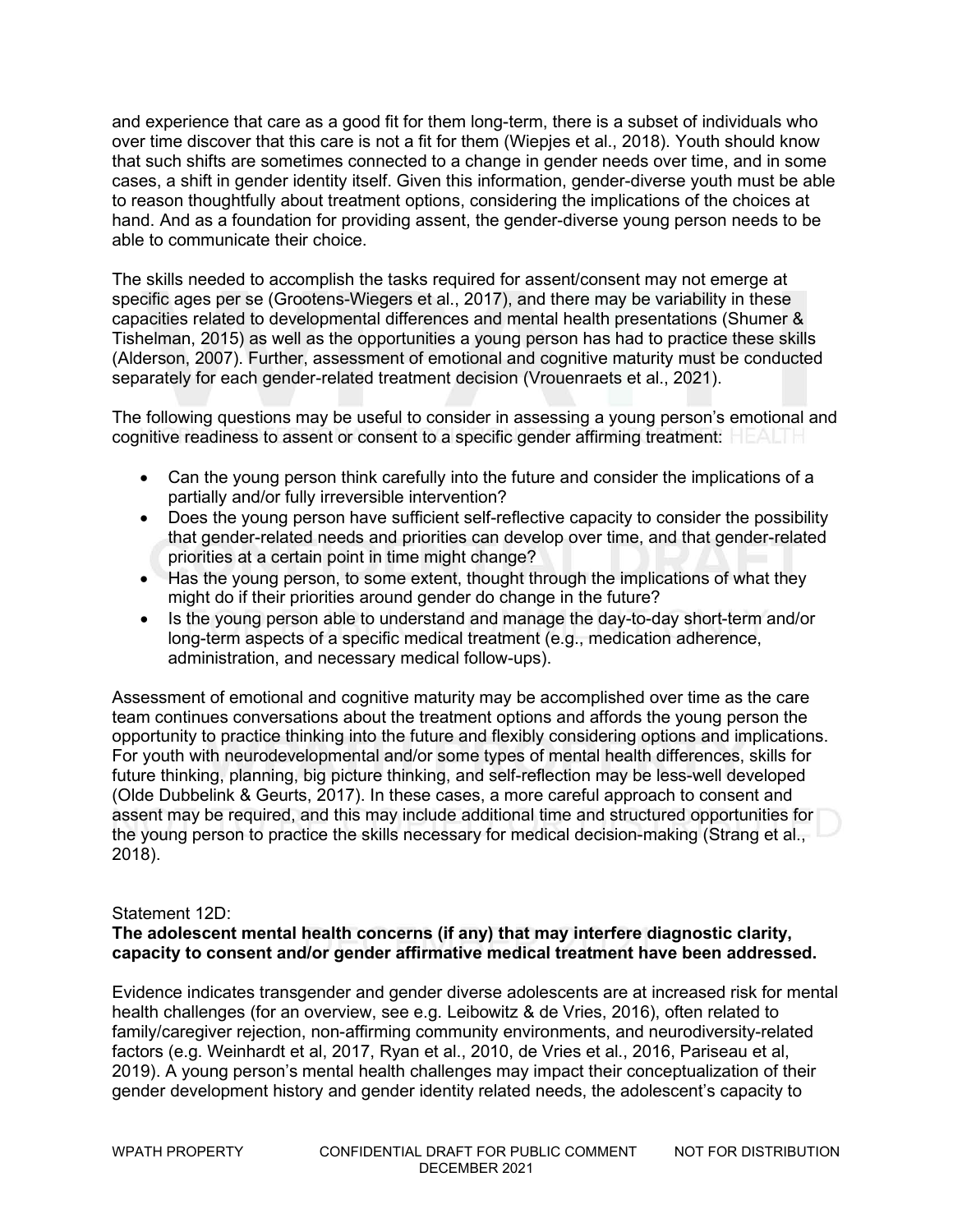and experience that care as a good fit for them long-term, there is a subset of individuals who over time discover that this care is not a fit for them (Wiepjes et al., 2018). Youth should know that such shifts are sometimes connected to a change in gender needs over time, and in some cases, a shift in gender identity itself. Given this information, gender-diverse youth must be able to reason thoughtfully about treatment options, considering the implications of the choices at hand. And as a foundation for providing assent, the gender-diverse young person needs to be able to communicate their choice.

The skills needed to accomplish the tasks required for assent/consent may not emerge at specific ages per se (Grootens-Wiegers et al., 2017), and there may be variability in these capacities related to developmental differences and mental health presentations (Shumer & Tishelman, 2015) as well as the opportunities a young person has had to practice these skills (Alderson, 2007). Further, assessment of emotional and cognitive maturity must be conducted separately for each gender-related treatment decision (Vrouenraets et al., 2021).

The following questions may be useful to consider in assessing a young person's emotional and cognitive readiness to assent or consent to a specific gender affirming treatment:

- Can the young person think carefully into the future and consider the implications of a partially and/or fully irreversible intervention?
- Does the young person have sufficient self-reflective capacity to consider the possibility that gender-related needs and priorities can develop over time, and that gender-related priorities at a certain point in time might change?
- Has the young person, to some extent, thought through the implications of what they might do if their priorities around gender do change in the future?
- Is the young person able to understand and manage the day-to-day short-term and/or long-term aspects of a specific medical treatment (e.g., medication adherence, administration, and necessary medical follow-ups).

Assessment of emotional and cognitive maturity may be accomplished over time as the care team continues conversations about the treatment options and affords the young person the opportunity to practice thinking into the future and flexibly considering options and implications. For youth with neurodevelopmental and/or some types of mental health differences, skills for future thinking, planning, big picture thinking, and self-reflection may be less-well developed (Olde Dubbelink & Geurts, 2017). In these cases, a more careful approach to consent and assent may be required, and this may include additional time and structured opportunities for the young person to practice the skills necessary for medical decision-making (Strang et al., 2018).

Statement 12D:

**The adolescent mental health concerns (if any) that may interfere diagnostic clarity, capacity to consent and/or gender affirmative medical treatment have been addressed.**

Evidence indicates transgender and gender diverse adolescents are at increased risk for mental health challenges (for an overview, see e.g. Leibowitz & de Vries, 2016), often related to family/caregiver rejection, non-affirming community environments, and neurodiversity-related factors (e.g. Weinhardt et al, 2017, Ryan et al., 2010, de Vries et al., 2016, Pariseau et al, 2019). A young person's mental health challenges may impact their conceptualization of their gender development history and gender identity related needs, the adolescent's capacity to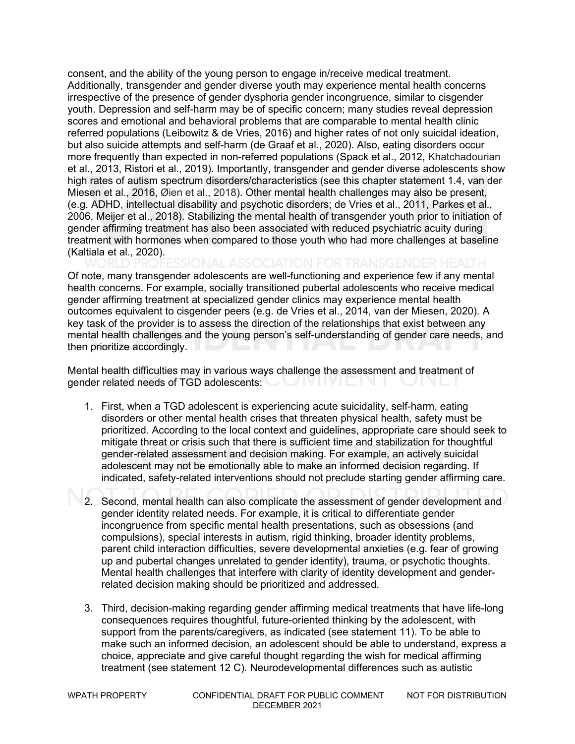consent, and the ability of the young person to engage in/receive medical treatment. Additionally, transgender and gender diverse youth may experience mental health concerns irrespective of the presence of gender dysphoria gender incongruence, similar to cisgender youth. Depression and self-harm may be of specific concern; many studies reveal depression scores and emotional and behavioral problems that are comparable to mental health clinic referred populations (Leibowitz & de Vries, 2016) and higher rates of not only suicidal ideation, but also suicide attempts and self-harm (de Graaf et al., 2020). Also, eating disorders occur more frequently than expected in non-referred populations (Spack et al., 2012, Khatchadourian et al., 2013, Ristori et al., 2019). Importantly, transgender and gender diverse adolescents show high rates of autism spectrum disorders/characteristics (see this chapter statement 1.4, van der Miesen et al., 2016, Øien et al., 2018). Other mental health challenges may also be present, (e.g. ADHD, intellectual disability and psychotic disorders; de Vries et al., 2011, Parkes et al., 2006, Meijer et al., 2018). Stabilizing the mental health of transgender youth prior to initiation of gender affirming treatment has also been associated with reduced psychiatric acuity during treatment with hormones when compared to those youth who had more challenges at baseline (Kaltiala et al., 2020).

Of note, many transgender adolescents are well-functioning and experience few if any mental health concerns. For example, socially transitioned pubertal adolescents who receive medical gender affirming treatment at specialized gender clinics may experience mental health outcomes equivalent to cisgender peers (e.g. de Vries et al., 2014, van der Miesen, 2020). A key task of the provider is to assess the direction of the relationships that exist between any mental health challenges and the young person's self-understanding of gender care needs, and then prioritize accordingly.

Mental health difficulties may in various ways challenge the assessment and treatment of gender related needs of TGD adolescents:

1. First, when a TGD adolescent is experiencing acute suicidality, self-harm, eating disorders or other mental health crises that threaten physical health, safety must be prioritized. According to the local context and guidelines, appropriate care should seek to mitigate threat or crisis such that there is sufficient time and stabilization for thoughtful gender-related assessment and decision making. For example, an actively suicidal adolescent may not be emotionally able to make an informed decision regarding. If indicated, safety-related interventions should not preclude starting gender affirming care.

2. Second, mental health can also complicate the assessment of gender development and gender identity related needs. For example, it is critical to differentiate gender incongruence from specific mental health presentations, such as obsessions (and compulsions), special interests in autism, rigid thinking, broader identity problems, parent child interaction difficulties, severe developmental anxieties (e.g. fear of growing up and pubertal changes unrelated to gender identity), trauma, or psychotic thoughts. Mental health challenges that interfere with clarity of identity development and gender-related decision making should be prioritized and addressed.

3. Third, decision-making regarding gender affirming medical treatments that have life-long consequences requires thoughtful, future-oriented thinking by the adolescent, with support from the parents/caregivers, as indicated (see statement 11). To be able to make such an informed decision, an adolescent should be able to understand, express a choice, appreciate and give careful thought regarding the wish for medical affirming treatment (see statement 12 C). Neurodevelopmental differences such as autistic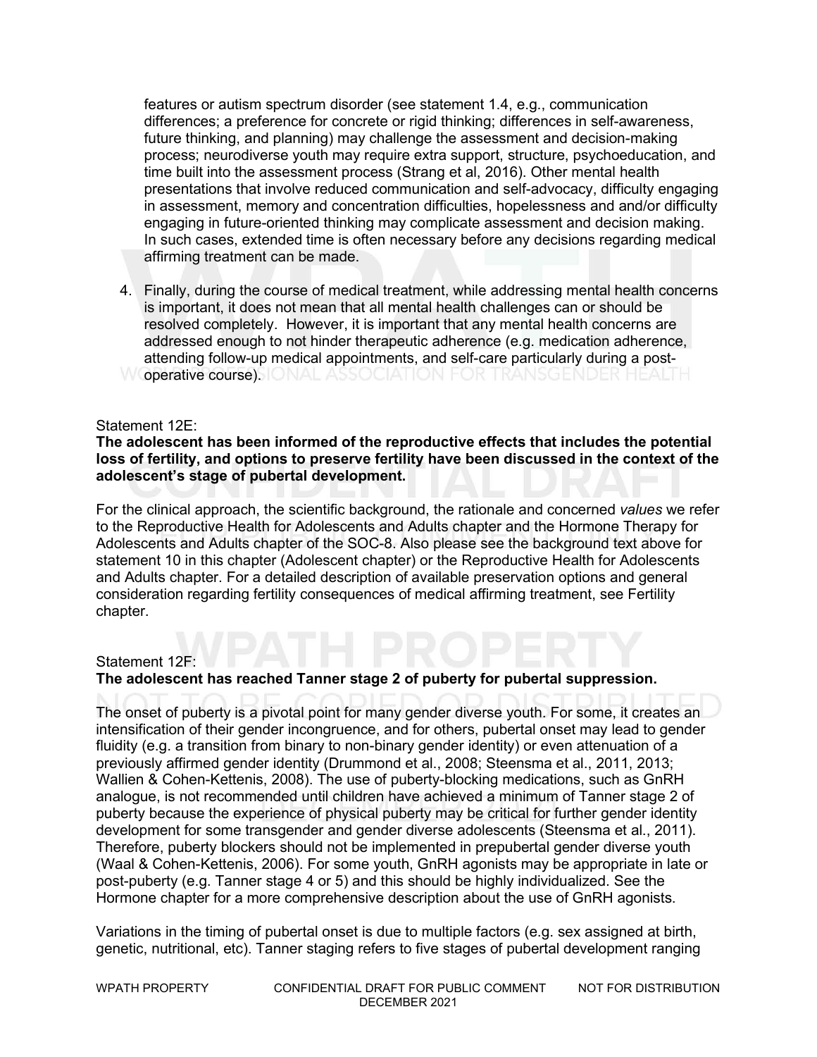features or autism spectrum disorder (see statement 1.4, e.g., communication differences; a preference for concrete or rigid thinking; differences in self-awareness, future thinking, and planning) may challenge the assessment and decision-making process; neurodiverse youth may require extra support, structure, psychoeducation, and time built into the assessment process (Strang et al, 2016). Other mental health presentations that involve reduced communication and self-advocacy, difficulty engaging in assessment, memory and concentration difficulties, hopelessness and and/or difficulty engaging in future-oriented thinking may complicate assessment and decision making. In such cases, extended time is often necessary before any decisions regarding medical affirming treatment can be made.

4. Finally, during the course of medical treatment, while addressing mental health concerns is important, it does not mean that all mental health challenges can or should be resolved completely. However, it is important that any mental health concerns are addressed enough to not hinder therapeutic adherence (e.g. medication adherence, attending follow-up medical appointments, and self-care particularly during a post-operative course).

Statement 12E:
**The adolescent has been informed of the reproductive effects that includes the potential loss of fertility, and options to preserve fertility have been discussed in the context of the adolescent's stage of pubertal development.**

For the clinical approach, the scientific background, the rationale and concerned *values* we refer to the Reproductive Health for Adolescents and Adults chapter and the Hormone Therapy for Adolescents and Adults chapter of the SOC-8. Also please see the background text above for statement 10 in this chapter (Adolescent chapter) or the Reproductive Health for Adolescents and Adults chapter. For a detailed description of available preservation options and general consideration regarding fertility consequences of medical affirming treatment, see Fertility chapter.

Statement 12F:
**The adolescent has reached Tanner stage 2 of puberty for pubertal suppression.**

The onset of puberty is a pivotal point for many gender diverse youth. For some, it creates an intensification of their gender incongruence, and for others, pubertal onset may lead to gender fluidity (e.g. a transition from binary to non-binary gender identity) or even attenuation of a previously affirmed gender identity (Drummond et al., 2008; Steensma et al., 2011, 2013; Wallien & Cohen-Kettenis, 2008). The use of puberty-blocking medications, such as GnRH analogue, is not recommended until children have achieved a minimum of Tanner stage 2 of puberty because the experience of physical puberty may be critical for further gender identity development for some transgender and gender diverse adolescents (Steensma et al., 2011). Therefore, puberty blockers should not be implemented in prepubertal gender diverse youth (Waal & Cohen-Kettenis, 2006). For some youth, GnRH agonists may be appropriate in late or post-puberty (e.g. Tanner stage 4 or 5) and this should be highly individualized. See the Hormone chapter for a more comprehensive description about the use of GnRH agonists.

Variations in the timing of pubertal onset is due to multiple factors (e.g. sex assigned at birth, genetic, nutritional, etc). Tanner staging refers to five stages of pubertal development ranging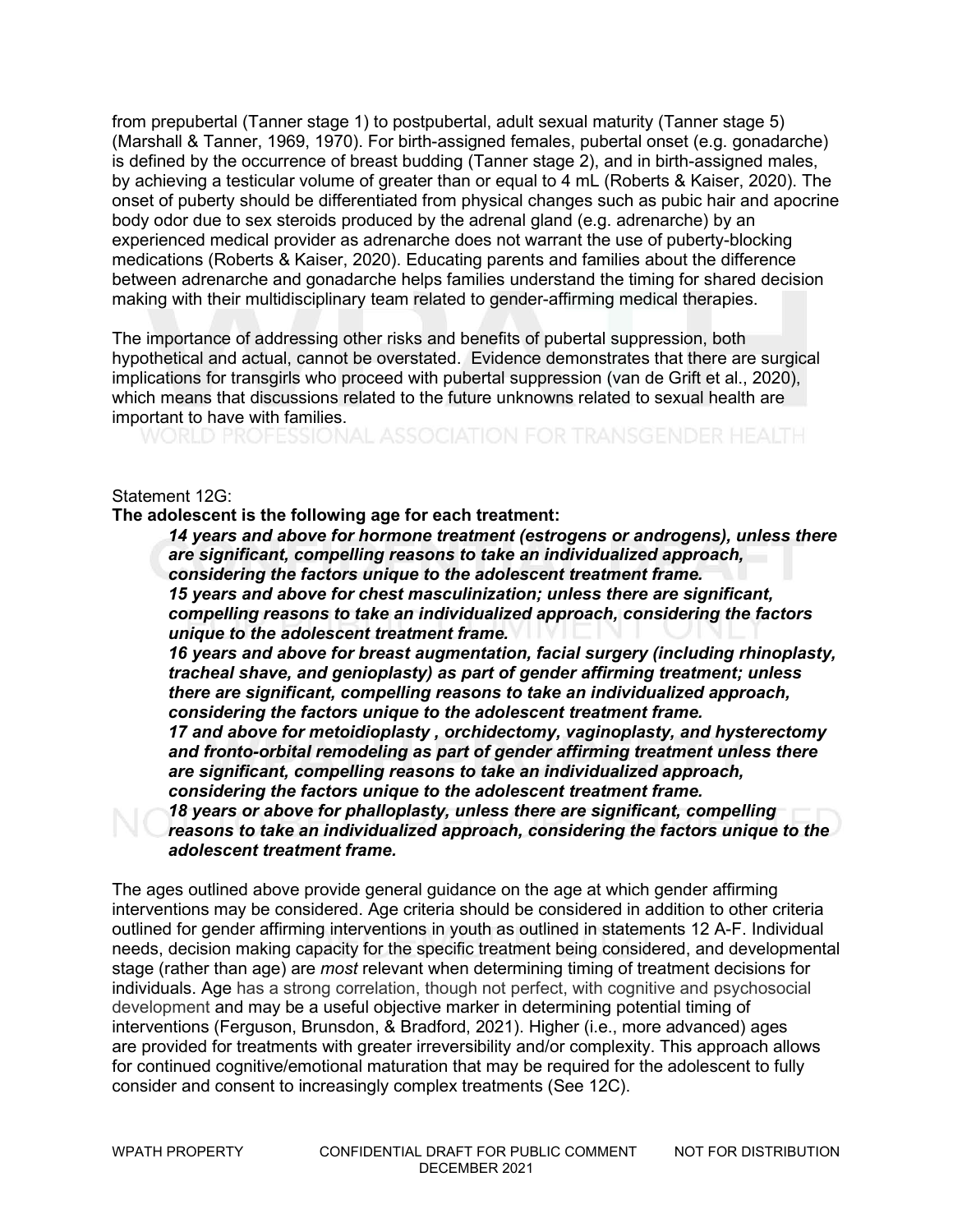from prepubertal (Tanner stage 1) to postpubertal, adult sexual maturity (Tanner stage 5) (Marshall & Tanner, 1969, 1970). For birth-assigned females, pubertal onset (e.g. gonadarche) is defined by the occurrence of breast budding (Tanner stage 2), and in birth-assigned males, by achieving a testicular volume of greater than or equal to 4 mL (Roberts & Kaiser, 2020). The onset of puberty should be differentiated from physical changes such as pubic hair and apocrine body odor due to sex steroids produced by the adrenal gland (e.g. adrenarche) by an experienced medical provider as adrenarche does not warrant the use of puberty-blocking medications (Roberts & Kaiser, 2020). Educating parents and families about the difference between adrenarche and gonadarche helps families understand the timing for shared decision making with their multidisciplinary team related to gender-affirming medical therapies.

The importance of addressing other risks and benefits of pubertal suppression, both hypothetical and actual, cannot be overstated. Evidence demonstrates that there are surgical implications for transgirls who proceed with pubertal suppression (van de Grift et al., 2020), which means that discussions related to the future unknowns related to sexual health are important to have with families.

Statement 12G:

**The adolescent is the following age for each treatment:**

> ***14 years and above for hormone treatment (estrogens or androgens), unless there are significant, compelling reasons to take an individualized approach, considering the factors unique to the adolescent treatment frame.***
> ***15 years and above for chest masculinization; unless there are significant, compelling reasons to take an individualized approach, considering the factors unique to the adolescent treatment frame.***
> ***16 years and above for breast augmentation, facial surgery (including rhinoplasty, tracheal shave, and genioplasty) as part of gender affirming treatment; unless there are significant, compelling reasons to take an individualized approach, considering the factors unique to the adolescent treatment frame.***
> ***17 and above for metoidioplasty , orchidectomy, vaginoplasty, and hysterectomy and fronto-orbital remodeling as part of gender affirming treatment unless there are significant, compelling reasons to take an individualized approach, considering the factors unique to the adolescent treatment frame.***
> ***18 years or above for phalloplasty, unless there are significant, compelling reasons to take an individualized approach, considering the factors unique to the adolescent treatment frame.***

The ages outlined above provide general guidance on the age at which gender affirming interventions may be considered. Age criteria should be considered in addition to other criteria outlined for gender affirming interventions in youth as outlined in statements 12 A-F. Individual needs, decision making capacity for the specific treatment being considered, and developmental stage (rather than age) are *most* relevant when determining timing of treatment decisions for individuals. Age has a strong correlation, though not perfect, with cognitive and psychosocial development and may be a useful objective marker in determining potential timing of interventions (Ferguson, Brunsdon, & Bradford, 2021). Higher (i.e., more advanced) ages are provided for treatments with greater irreversibility and/or complexity. This approach allows for continued cognitive/emotional maturation that may be required for the adolescent to fully consider and consent to increasingly complex treatments (See 12C).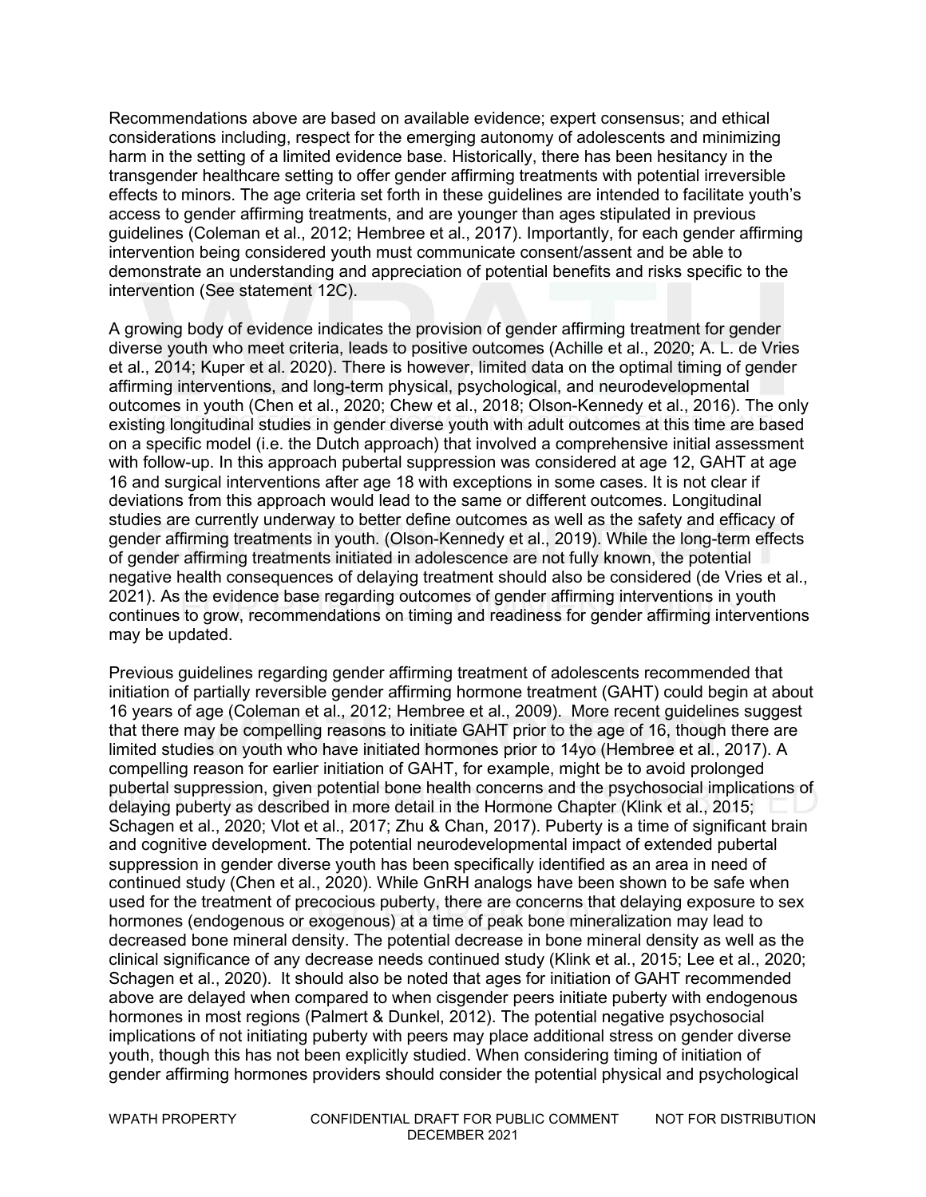Recommendations above are based on available evidence; expert consensus; and ethical considerations including, respect for the emerging autonomy of adolescents and minimizing harm in the setting of a limited evidence base. Historically, there has been hesitancy in the transgender healthcare setting to offer gender affirming treatments with potential irreversible effects to minors. The age criteria set forth in these guidelines are intended to facilitate youth's access to gender affirming treatments, and are younger than ages stipulated in previous guidelines (Coleman et al., 2012; Hembree et al., 2017). Importantly, for each gender affirming intervention being considered youth must communicate consent/assent and be able to demonstrate an understanding and appreciation of potential benefits and risks specific to the intervention (See statement 12C).

A growing body of evidence indicates the provision of gender affirming treatment for gender diverse youth who meet criteria, leads to positive outcomes (Achille et al., 2020; A. L. de Vries et al., 2014; Kuper et al. 2020). There is however, limited data on the optimal timing of gender affirming interventions, and long-term physical, psychological, and neurodevelopmental outcomes in youth (Chen et al., 2020; Chew et al., 2018; Olson-Kennedy et al., 2016). The only existing longitudinal studies in gender diverse youth with adult outcomes at this time are based on a specific model (i.e. the Dutch approach) that involved a comprehensive initial assessment with follow-up. In this approach pubertal suppression was considered at age 12, GAHT at age 16 and surgical interventions after age 18 with exceptions in some cases. It is not clear if deviations from this approach would lead to the same or different outcomes. Longitudinal studies are currently underway to better define outcomes as well as the safety and efficacy of gender affirming treatments in youth. (Olson-Kennedy et al., 2019). While the long-term effects of gender affirming treatments initiated in adolescence are not fully known, the potential negative health consequences of delaying treatment should also be considered (de Vries et al., 2021). As the evidence base regarding outcomes of gender affirming interventions in youth continues to grow, recommendations on timing and readiness for gender affirming interventions may be updated.

Previous guidelines regarding gender affirming treatment of adolescents recommended that initiation of partially reversible gender affirming hormone treatment (GAHT) could begin at about 16 years of age (Coleman et al., 2012; Hembree et al., 2009). More recent guidelines suggest that there may be compelling reasons to initiate GAHT prior to the age of 16, though there are limited studies on youth who have initiated hormones prior to 14yo (Hembree et al., 2017). A compelling reason for earlier initiation of GAHT, for example, might be to avoid prolonged pubertal suppression, given potential bone health concerns and the psychosocial implications of delaying puberty as described in more detail in the Hormone Chapter (Klink et al., 2015; Schagen et al., 2020; Vlot et al., 2017; Zhu & Chan, 2017). Puberty is a time of significant brain and cognitive development. The potential neurodevelopmental impact of extended pubertal suppression in gender diverse youth has been specifically identified as an area in need of continued study (Chen et al., 2020). While GnRH analogs have been shown to be safe when used for the treatment of precocious puberty, there are concerns that delaying exposure to sex hormones (endogenous or exogenous) at a time of peak bone mineralization may lead to decreased bone mineral density. The potential decrease in bone mineral density as well as the clinical significance of any decrease needs continued study (Klink et al., 2015; Lee et al., 2020; Schagen et al., 2020). It should also be noted that ages for initiation of GAHT recommended above are delayed when compared to when cisgender peers initiate puberty with endogenous hormones in most regions (Palmert & Dunkel, 2012). The potential negative psychosocial implications of not initiating puberty with peers may place additional stress on gender diverse youth, though this has not been explicitly studied. When considering timing of initiation of gender affirming hormones providers should consider the potential physical and psychological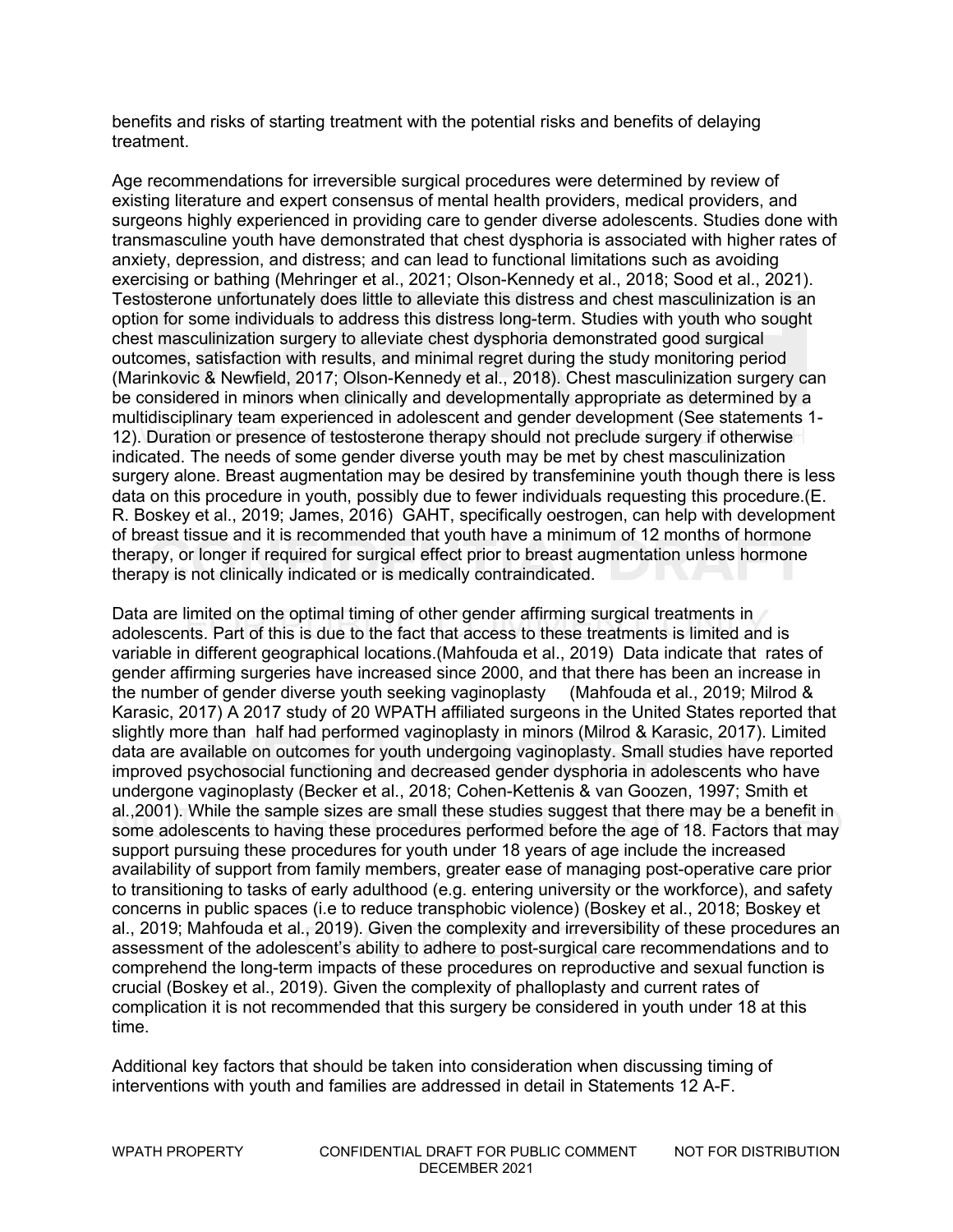benefits and risks of starting treatment with the potential risks and benefits of delaying treatment.

Age recommendations for irreversible surgical procedures were determined by review of existing literature and expert consensus of mental health providers, medical providers, and surgeons highly experienced in providing care to gender diverse adolescents. Studies done with transmasculine youth have demonstrated that chest dysphoria is associated with higher rates of anxiety, depression, and distress; and can lead to functional limitations such as avoiding exercising or bathing (Mehringer et al., 2021; Olson-Kennedy et al., 2018; Sood et al., 2021). Testosterone unfortunately does little to alleviate this distress and chest masculinization is an option for some individuals to address this distress long-term. Studies with youth who sought chest masculinization surgery to alleviate chest dysphoria demonstrated good surgical outcomes, satisfaction with results, and minimal regret during the study monitoring period (Marinkovic & Newfield, 2017; Olson-Kennedy et al., 2018). Chest masculinization surgery can be considered in minors when clinically and developmentally appropriate as determined by a multidisciplinary team experienced in adolescent and gender development (See statements 1-12). Duration or presence of testosterone therapy should not preclude surgery if otherwise indicated. The needs of some gender diverse youth may be met by chest masculinization surgery alone. Breast augmentation may be desired by transfeminine youth though there is less data on this procedure in youth, possibly due to fewer individuals requesting this procedure.(E. R. Boskey et al., 2019; James, 2016) GAHT, specifically oestrogen, can help with development of breast tissue and it is recommended that youth have a minimum of 12 months of hormone therapy, or longer if required for surgical effect prior to breast augmentation unless hormone therapy is not clinically indicated or is medically contraindicated.

Data are limited on the optimal timing of other gender affirming surgical treatments in adolescents. Part of this is due to the fact that access to these treatments is limited and is variable in different geographical locations.(Mahfouda et al., 2019) Data indicate that rates of gender affirming surgeries have increased since 2000, and that there has been an increase in the number of gender diverse youth seeking vaginoplasty (Mahfouda et al., 2019; Milrod & Karasic, 2017) A 2017 study of 20 WPATH affiliated surgeons in the United States reported that slightly more than half had performed vaginoplasty in minors (Milrod & Karasic, 2017). Limited data are available on outcomes for youth undergoing vaginoplasty. Small studies have reported improved psychosocial functioning and decreased gender dysphoria in adolescents who have undergone vaginoplasty (Becker et al., 2018; Cohen-Kettenis & van Goozen, 1997; Smith et al.,2001). While the sample sizes are small these studies suggest that there may be a benefit in some adolescents to having these procedures performed before the age of 18. Factors that may support pursuing these procedures for youth under 18 years of age include the increased availability of support from family members, greater ease of managing post-operative care prior to transitioning to tasks of early adulthood (e.g. entering university or the workforce), and safety concerns in public spaces (i.e to reduce transphobic violence) (Boskey et al., 2018; Boskey et al., 2019; Mahfouda et al., 2019). Given the complexity and irreversibility of these procedures an assessment of the adolescent's ability to adhere to post-surgical care recommendations and to comprehend the long-term impacts of these procedures on reproductive and sexual function is crucial (Boskey et al., 2019). Given the complexity of phalloplasty and current rates of complication it is not recommended that this surgery be considered in youth under 18 at this time.

Additional key factors that should be taken into consideration when discussing timing of interventions with youth and families are addressed in detail in Statements 12 A-F.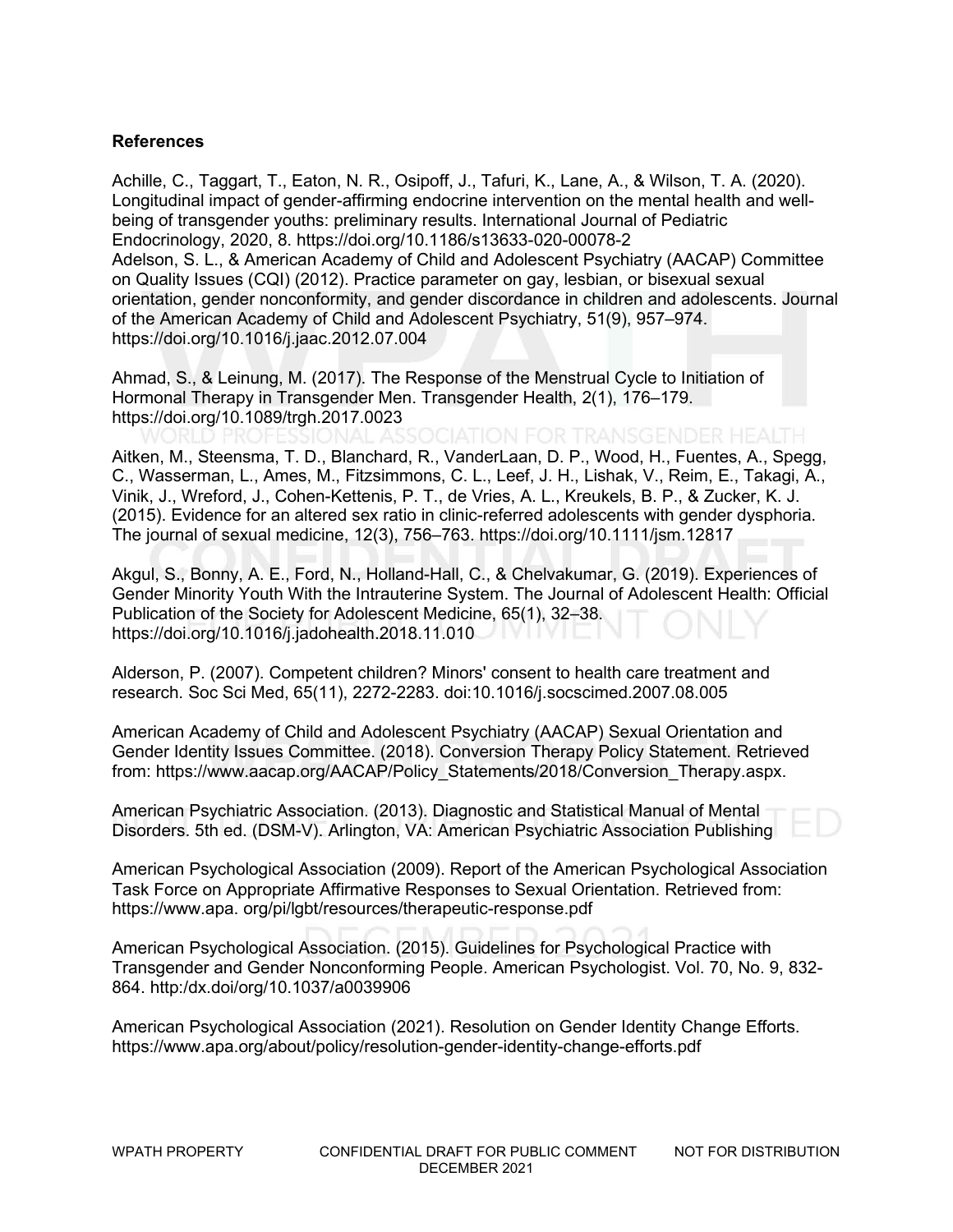**References**

Achille, C., Taggart, T., Eaton, N. R., Osipoff, J., Tafuri, K., Lane, A., & Wilson, T. A. (2020). Longitudinal impact of gender-affirming endocrine intervention on the mental health and well-being of transgender youths: preliminary results. International Journal of Pediatric Endocrinology, 2020, 8. https://doi.org/10.1186/s13633-020-00078-2

Adelson, S. L., & American Academy of Child and Adolescent Psychiatry (AACAP) Committee on Quality Issues (CQI) (2012). Practice parameter on gay, lesbian, or bisexual sexual orientation, gender nonconformity, and gender discordance in children and adolescents. Journal of the American Academy of Child and Adolescent Psychiatry, 51(9), 957–974. https://doi.org/10.1016/j.jaac.2012.07.004

Ahmad, S., & Leinung, M. (2017). The Response of the Menstrual Cycle to Initiation of Hormonal Therapy in Transgender Men. Transgender Health, 2(1), 176–179. https://doi.org/10.1089/trgh.2017.0023

Aitken, M., Steensma, T. D., Blanchard, R., VanderLaan, D. P., Wood, H., Fuentes, A., Spegg, C., Wasserman, L., Ames, M., Fitzsimmons, C. L., Leef, J. H., Lishak, V., Reim, E., Takagi, A., Vinik, J., Wreford, J., Cohen-Kettenis, P. T., de Vries, A. L., Kreukels, B. P., & Zucker, K. J. (2015). Evidence for an altered sex ratio in clinic-referred adolescents with gender dysphoria. The journal of sexual medicine, 12(3), 756–763. https://doi.org/10.1111/jsm.12817

Akgul, S., Bonny, A. E., Ford, N., Holland-Hall, C., & Chelvakumar, G. (2019). Experiences of Gender Minority Youth With the Intrauterine System. The Journal of Adolescent Health: Official Publication of the Society for Adolescent Medicine, 65(1), 32–38. https://doi.org/10.1016/j.jadohealth.2018.11.010

Alderson, P. (2007). Competent children? Minors' consent to health care treatment and research. Soc Sci Med, 65(11), 2272-2283. doi:10.1016/j.socscimed.2007.08.005

American Academy of Child and Adolescent Psychiatry (AACAP) Sexual Orientation and Gender Identity Issues Committee. (2018). Conversion Therapy Policy Statement. Retrieved from: https://www.aacap.org/AACAP/Policy_Statements/2018/Conversion_Therapy.aspx.

American Psychiatric Association. (2013). Diagnostic and Statistical Manual of Mental Disorders. 5th ed. (DSM-V). Arlington, VA: American Psychiatric Association Publishing

American Psychological Association (2009). Report of the American Psychological Association Task Force on Appropriate Affirmative Responses to Sexual Orientation. Retrieved from: https://www.apa. org/pi/lgbt/resources/therapeutic-response.pdf

American Psychological Association. (2015). Guidelines for Psychological Practice with Transgender and Gender Nonconforming People. American Psychologist. Vol. 70, No. 9, 832-864. http:/dx.doi/org/10.1037/a0039906

American Psychological Association (2021). Resolution on Gender Identity Change Efforts. https://www.apa.org/about/policy/resolution-gender-identity-change-efforts.pdf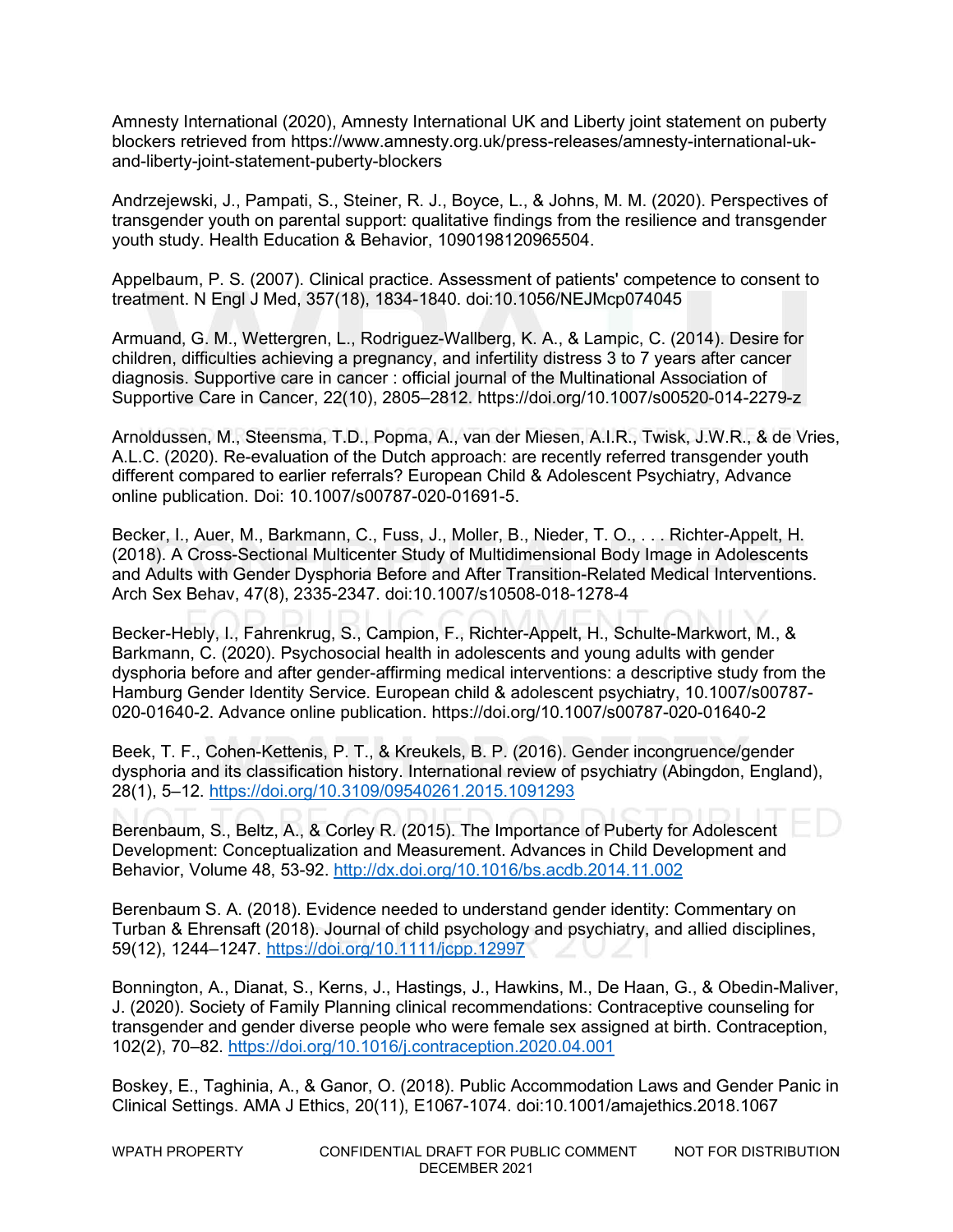Amnesty International (2020), Amnesty International UK and Liberty joint statement on puberty blockers retrieved from https://www.amnesty.org.uk/press-releases/amnesty-international-uk-and-liberty-joint-statement-puberty-blockers

Andrzejewski, J., Pampati, S., Steiner, R. J., Boyce, L., & Johns, M. M. (2020). Perspectives of transgender youth on parental support: qualitative findings from the resilience and transgender youth study. Health Education & Behavior, 1090198120965504.

Appelbaum, P. S. (2007). Clinical practice. Assessment of patients' competence to consent to treatment. N Engl J Med, 357(18), 1834-1840. doi:10.1056/NEJMcp074045

Armuand, G. M., Wettergren, L., Rodriguez-Wallberg, K. A., & Lampic, C. (2014). Desire for children, difficulties achieving a pregnancy, and infertility distress 3 to 7 years after cancer diagnosis. Supportive care in cancer : official journal of the Multinational Association of Supportive Care in Cancer, 22(10), 2805–2812. https://doi.org/10.1007/s00520-014-2279-z

Arnoldussen, M., Steensma, T.D., Popma, A., van der Miesen, A.I.R., Twisk, J.W.R., & de Vries, A.L.C. (2020). Re-evaluation of the Dutch approach: are recently referred transgender youth different compared to earlier referrals? European Child & Adolescent Psychiatry, Advance online publication. Doi: 10.1007/s00787-020-01691-5.

Becker, I., Auer, M., Barkmann, C., Fuss, J., Moller, B., Nieder, T. O., . . . Richter-Appelt, H. (2018). A Cross-Sectional Multicenter Study of Multidimensional Body Image in Adolescents and Adults with Gender Dysphoria Before and After Transition-Related Medical Interventions. Arch Sex Behav, 47(8), 2335-2347. doi:10.1007/s10508-018-1278-4

Becker-Hebly, I., Fahrenkrug, S., Campion, F., Richter-Appelt, H., Schulte-Markwort, M., & Barkmann, C. (2020). Psychosocial health in adolescents and young adults with gender dysphoria before and after gender-affirming medical interventions: a descriptive study from the Hamburg Gender Identity Service. European child & adolescent psychiatry, 10.1007/s00787-020-01640-2. Advance online publication. https://doi.org/10.1007/s00787-020-01640-2

Beek, T. F., Cohen-Kettenis, P. T., & Kreukels, B. P. (2016). Gender incongruence/gender dysphoria and its classification history. International review of psychiatry (Abingdon, England), 28(1), 5–12. https://doi.org/10.3109/09540261.2015.1091293

Berenbaum, S., Beltz, A., & Corley R. (2015). The Importance of Puberty for Adolescent Development: Conceptualization and Measurement. Advances in Child Development and Behavior, Volume 48, 53-92. http://dx.doi.org/10.1016/bs.acdb.2014.11.002

Berenbaum S. A. (2018). Evidence needed to understand gender identity: Commentary on Turban & Ehrensaft (2018). Journal of child psychology and psychiatry, and allied disciplines, 59(12), 1244–1247. https://doi.org/10.1111/jcpp.12997

Bonnington, A., Dianat, S., Kerns, J., Hastings, J., Hawkins, M., De Haan, G., & Obedin-Maliver, J. (2020). Society of Family Planning clinical recommendations: Contraceptive counseling for transgender and gender diverse people who were female sex assigned at birth. Contraception, 102(2), 70–82. https://doi.org/10.1016/j.contraception.2020.04.001

Boskey, E., Taghinia, A., & Ganor, O. (2018). Public Accommodation Laws and Gender Panic in Clinical Settings. AMA J Ethics, 20(11), E1067-1074. doi:10.1001/amajethics.2018.1067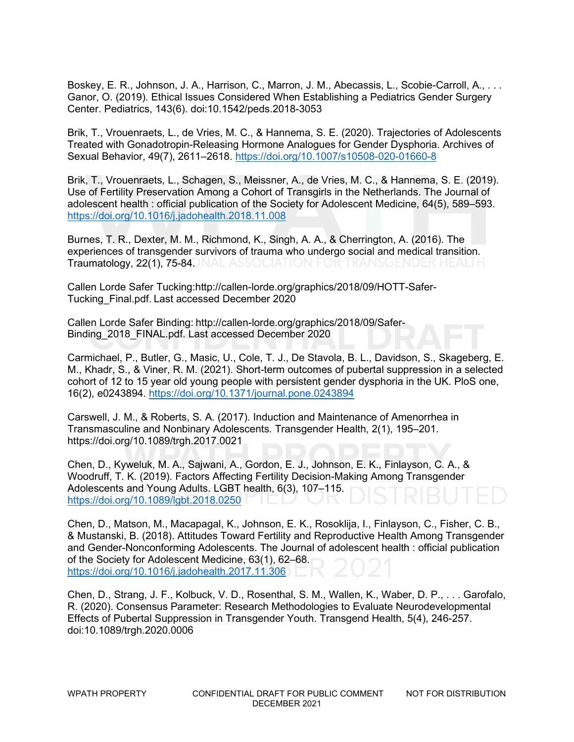Boskey, E. R., Johnson, J. A., Harrison, C., Marron, J. M., Abecassis, L., Scobie-Carroll, A., . . . Ganor, O. (2019). Ethical Issues Considered When Establishing a Pediatrics Gender Surgery Center. Pediatrics, 143(6). doi:10.1542/peds.2018-3053

Brik, T., Vrouenraets, L., de Vries, M. C., & Hannema, S. E. (2020). Trajectories of Adolescents Treated with Gonadotropin-Releasing Hormone Analogues for Gender Dysphoria. Archives of Sexual Behavior, 49(7), 2611–2618. https://doi.org/10.1007/s10508-020-01660-8

Brik, T., Vrouenraets, L., Schagen, S., Meissner, A., de Vries, M. C., & Hannema, S. E. (2019). Use of Fertility Preservation Among a Cohort of Transgirls in the Netherlands. The Journal of adolescent health : official publication of the Society for Adolescent Medicine, 64(5), 589–593. https://doi.org/10.1016/j.jadohealth.2018.11.008

Burnes, T. R., Dexter, M. M., Richmond, K., Singh, A. A., & Cherrington, A. (2016). The experiences of transgender survivors of trauma who undergo social and medical transition. Traumatology, 22(1), 75-84.

Callen Lorde Safer Tucking:http://callen-lorde.org/graphics/2018/09/HOTT-Safer-Tucking_Final.pdf. Last accessed December 2020

Callen Lorde Safer Binding: http://callen-lorde.org/graphics/2018/09/Safer-Binding_2018_FINAL.pdf. Last accessed December 2020

Carmichael, P., Butler, G., Masic, U., Cole, T. J., De Stavola, B. L., Davidson, S., Skageberg, E. M., Khadr, S., & Viner, R. M. (2021). Short-term outcomes of pubertal suppression in a selected cohort of 12 to 15 year old young people with persistent gender dysphoria in the UK. PloS one, 16(2), e0243894. https://doi.org/10.1371/journal.pone.0243894

Carswell, J. M., & Roberts, S. A. (2017). Induction and Maintenance of Amenorrhea in Transmasculine and Nonbinary Adolescents. Transgender Health, 2(1), 195–201. https://doi.org/10.1089/trgh.2017.0021

Chen, D., Kyweluk, M. A., Sajwani, A., Gordon, E. J., Johnson, E. K., Finlayson, C. A., & Woodruff, T. K. (2019). Factors Affecting Fertility Decision-Making Among Transgender Adolescents and Young Adults. LGBT health, 6(3), 107–115. https://doi.org/10.1089/lgbt.2018.0250

Chen, D., Matson, M., Macapagal, K., Johnson, E. K., Rosoklija, I., Finlayson, C., Fisher, C. B., & Mustanski, B. (2018). Attitudes Toward Fertility and Reproductive Health Among Transgender and Gender-Nonconforming Adolescents. The Journal of adolescent health : official publication of the Society for Adolescent Medicine, 63(1), 62–68. https://doi.org/10.1016/j.jadohealth.2017.11.306

Chen, D., Strang, J. F., Kolbuck, V. D., Rosenthal, S. M., Wallen, K., Waber, D. P., . . . Garofalo, R. (2020). Consensus Parameter: Research Methodologies to Evaluate Neurodevelopmental Effects of Pubertal Suppression in Transgender Youth. Transgend Health, 5(4), 246-257. doi:10.1089/trgh.2020.0006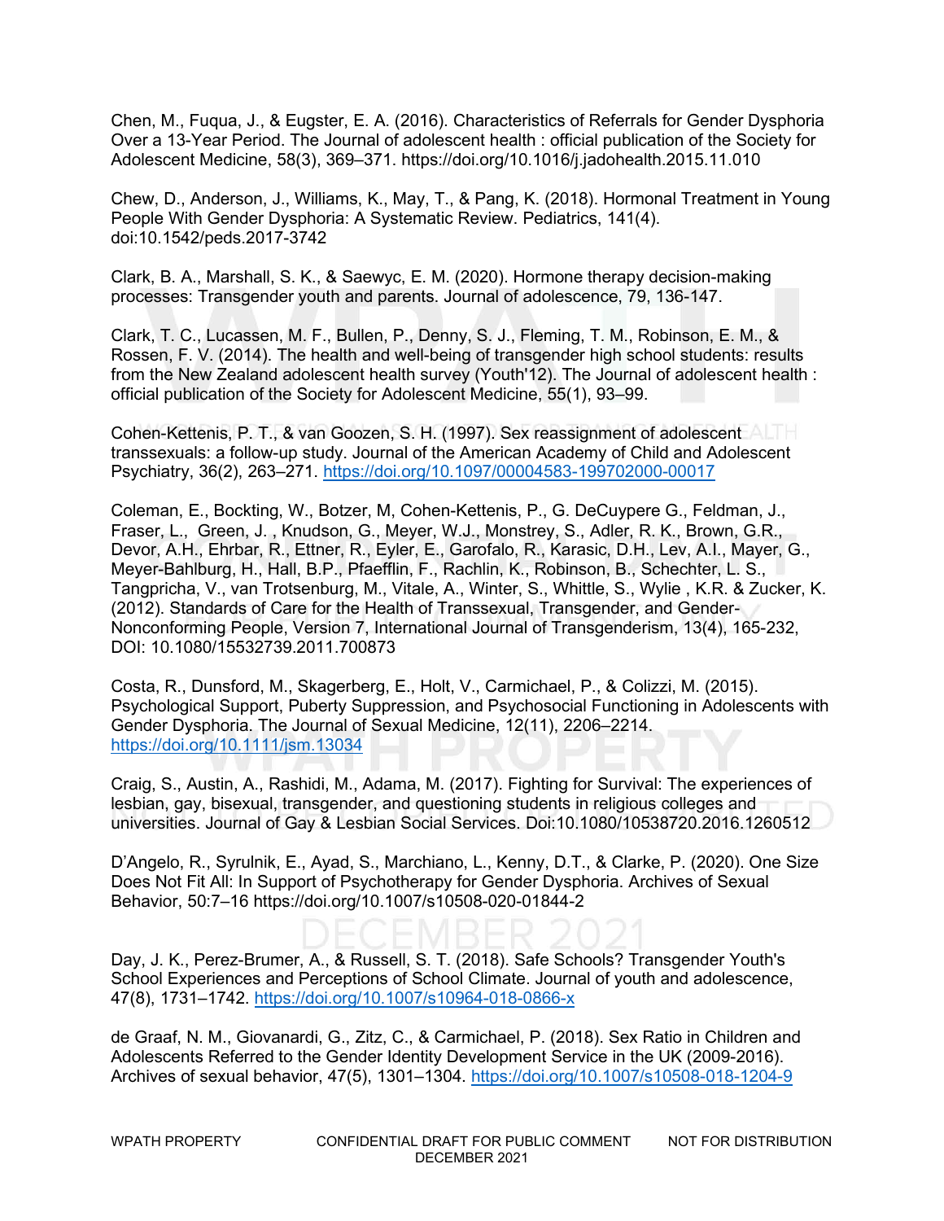Chen, M., Fuqua, J., & Eugster, E. A. (2016). Characteristics of Referrals for Gender Dysphoria Over a 13-Year Period. The Journal of adolescent health : official publication of the Society for Adolescent Medicine, 58(3), 369–371. https://doi.org/10.1016/j.jadohealth.2015.11.010

Chew, D., Anderson, J., Williams, K., May, T., & Pang, K. (2018). Hormonal Treatment in Young People With Gender Dysphoria: A Systematic Review. Pediatrics, 141(4). doi:10.1542/peds.2017-3742

Clark, B. A., Marshall, S. K., & Saewyc, E. M. (2020). Hormone therapy decision-making processes: Transgender youth and parents. Journal of adolescence, 79, 136-147.

Clark, T. C., Lucassen, M. F., Bullen, P., Denny, S. J., Fleming, T. M., Robinson, E. M., & Rossen, F. V. (2014). The health and well-being of transgender high school students: results from the New Zealand adolescent health survey (Youth'12). The Journal of adolescent health : official publication of the Society for Adolescent Medicine, 55(1), 93–99.

Cohen-Kettenis, P. T., & van Goozen, S. H. (1997). Sex reassignment of adolescent transsexuals: a follow-up study. Journal of the American Academy of Child and Adolescent Psychiatry, 36(2), 263–271. https://doi.org/10.1097/00004583-199702000-00017

Coleman, E., Bockting, W., Botzer, M, Cohen-Kettenis, P., G. DeCuypere G., Feldman, J., Fraser, L., Green, J. , Knudson, G., Meyer, W.J., Monstrey, S., Adler, R. K., Brown, G.R., Devor, A.H., Ehrbar, R., Ettner, R., Eyler, E., Garofalo, R., Karasic, D.H., Lev, A.I., Mayer, G., Meyer-Bahlburg, H., Hall, B.P., Pfaefflin, F., Rachlin, K., Robinson, B., Schechter, L. S., Tangpricha, V., van Trotsenburg, M., Vitale, A., Winter, S., Whittle, S., Wylie , K.R. & Zucker, K. (2012). Standards of Care for the Health of Transsexual, Transgender, and Gender-Nonconforming People, Version 7, International Journal of Transgenderism, 13(4), 165-232, DOI: 10.1080/15532739.2011.700873

Costa, R., Dunsford, M., Skagerberg, E., Holt, V., Carmichael, P., & Colizzi, M. (2015). Psychological Support, Puberty Suppression, and Psychosocial Functioning in Adolescents with Gender Dysphoria. The Journal of Sexual Medicine, 12(11), 2206–2214. https://doi.org/10.1111/jsm.13034

Craig, S., Austin, A., Rashidi, M., Adama, M. (2017). Fighting for Survival: The experiences of lesbian, gay, bisexual, transgender, and questioning students in religious colleges and universities. Journal of Gay & Lesbian Social Services. Doi:10.1080/10538720.2016.1260512

D'Angelo, R., Syrulnik, E., Ayad, S., Marchiano, L., Kenny, D.T., & Clarke, P. (2020). One Size Does Not Fit All: In Support of Psychotherapy for Gender Dysphoria. Archives of Sexual Behavior, 50:7–16 https://doi.org/10.1007/s10508-020-01844-2

Day, J. K., Perez-Brumer, A., & Russell, S. T. (2018). Safe Schools? Transgender Youth's School Experiences and Perceptions of School Climate. Journal of youth and adolescence, 47(8), 1731–1742. https://doi.org/10.1007/s10964-018-0866-x

de Graaf, N. M., Giovanardi, G., Zitz, C., & Carmichael, P. (2018). Sex Ratio in Children and Adolescents Referred to the Gender Identity Development Service in the UK (2009-2016). Archives of sexual behavior, 47(5), 1301–1304. https://doi.org/10.1007/s10508-018-1204-9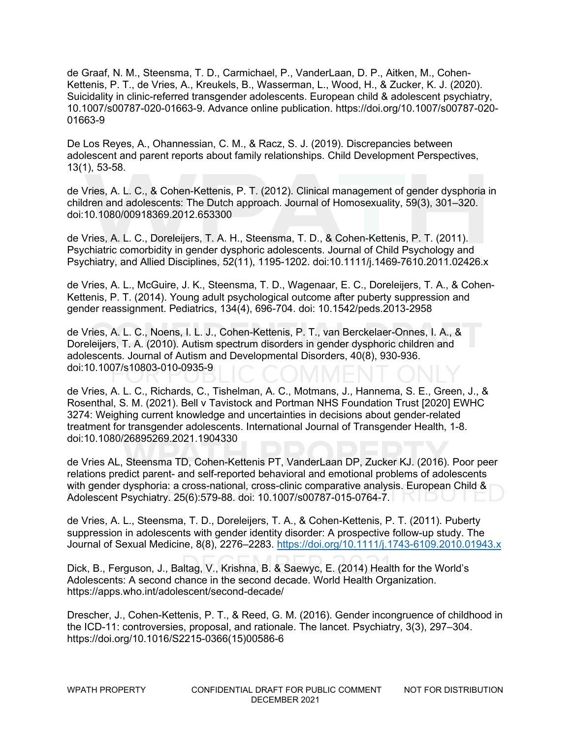de Graaf, N. M., Steensma, T. D., Carmichael, P., VanderLaan, D. P., Aitken, M., Cohen-Kettenis, P. T., de Vries, A., Kreukels, B., Wasserman, L., Wood, H., & Zucker, K. J. (2020). Suicidality in clinic-referred transgender adolescents. European child & adolescent psychiatry, 10.1007/s00787-020-01663-9. Advance online publication. https://doi.org/10.1007/s00787-020-01663-9

De Los Reyes, A., Ohannessian, C. M., & Racz, S. J. (2019). Discrepancies between adolescent and parent reports about family relationships. Child Development Perspectives, 13(1), 53-58.

de Vries, A. L. C., & Cohen-Kettenis, P. T. (2012). Clinical management of gender dysphoria in children and adolescents: The Dutch approach. Journal of Homosexuality, 59(3), 301–320. doi:10.1080/00918369.2012.653300

de Vries, A. L. C., Doreleijers, T. A. H., Steensma, T. D., & Cohen-Kettenis, P. T. (2011). Psychiatric comorbidity in gender dysphoric adolescents. Journal of Child Psychology and Psychiatry, and Allied Disciplines, 52(11), 1195-1202. doi:10.1111/j.1469-7610.2011.02426.x

de Vries, A. L., McGuire, J. K., Steensma, T. D., Wagenaar, E. C., Doreleijers, T. A., & Cohen-Kettenis, P. T. (2014). Young adult psychological outcome after puberty suppression and gender reassignment. Pediatrics, 134(4), 696-704. doi: 10.1542/peds.2013-2958

de Vries, A. L. C., Noens, I. L. J., Cohen-Kettenis, P. T., van Berckelaer-Onnes, I. A., & Doreleijers, T. A. (2010). Autism spectrum disorders in gender dysphoric children and adolescents. Journal of Autism and Developmental Disorders, 40(8), 930-936. doi:10.1007/s10803-010-0935-9

de Vries, A. L. C., Richards, C., Tishelman, A. C., Motmans, J., Hannema, S. E., Green, J., & Rosenthal, S. M. (2021). Bell v Tavistock and Portman NHS Foundation Trust [2020] EWHC 3274: Weighing current knowledge and uncertainties in decisions about gender-related treatment for transgender adolescents. International Journal of Transgender Health, 1-8. doi:10.1080/26895269.2021.1904330

de Vries AL, Steensma TD, Cohen-Kettenis PT, VanderLaan DP, Zucker KJ. (2016). Poor peer relations predict parent- and self-reported behavioral and emotional problems of adolescents with gender dysphoria: a cross-national, cross-clinic comparative analysis. European Child & Adolescent Psychiatry. 25(6):579-88. doi: 10.1007/s00787-015-0764-7.

de Vries, A. L., Steensma, T. D., Doreleijers, T. A., & Cohen-Kettenis, P. T. (2011). Puberty suppression in adolescents with gender identity disorder: A prospective follow-up study. The Journal of Sexual Medicine, 8(8), 2276–2283. https://doi.org/10.1111/j.1743-6109.2010.01943.x

Dick, B., Ferguson, J., Baltag, V., Krishna, B. & Saewyc, E. (2014) Health for the World's Adolescents: A second chance in the second decade. World Health Organization. https://apps.who.int/adolescent/second-decade/

Drescher, J., Cohen-Kettenis, P. T., & Reed, G. M. (2016). Gender incongruence of childhood in the ICD-11: controversies, proposal, and rationale. The lancet. Psychiatry, 3(3), 297–304. https://doi.org/10.1016/S2215-0366(15)00586-6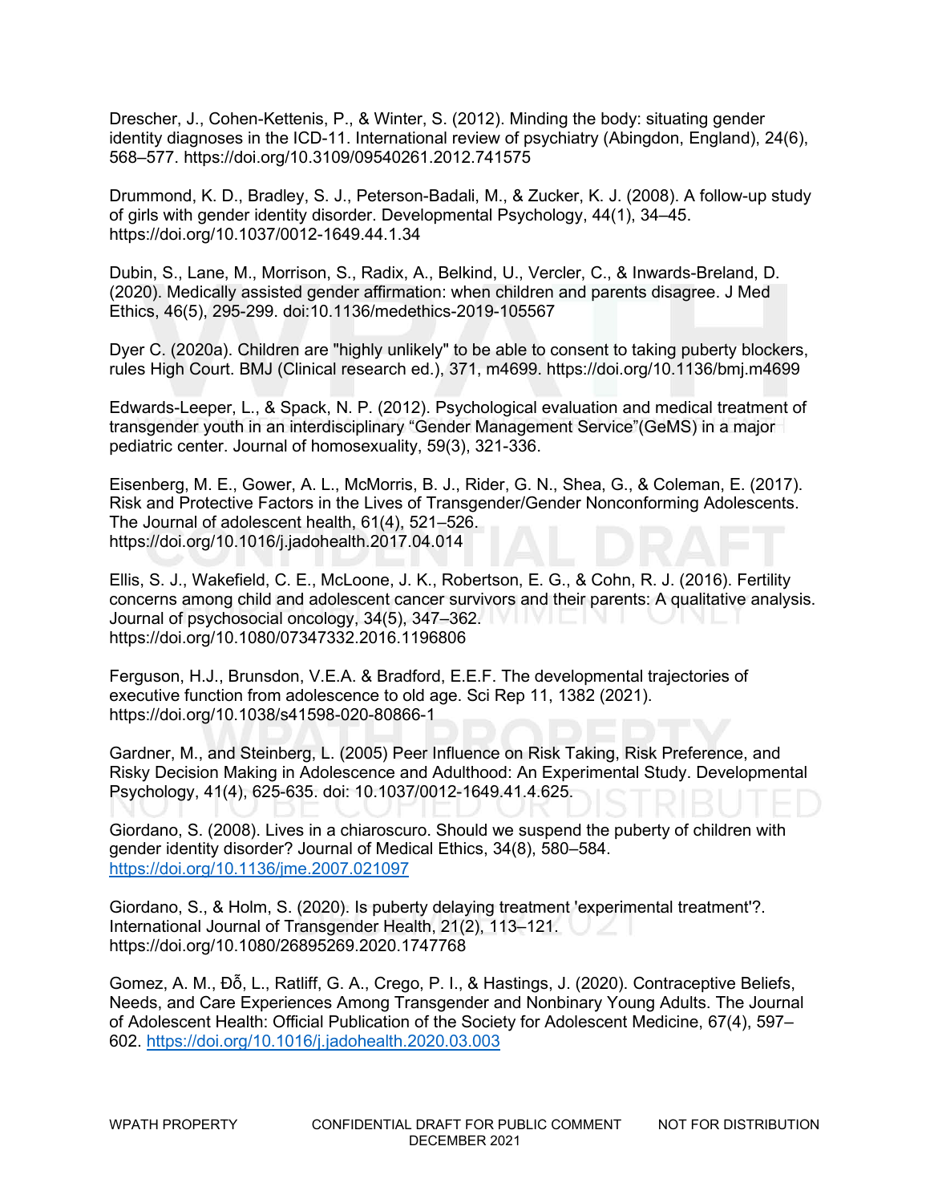Drescher, J., Cohen-Kettenis, P., & Winter, S. (2012). Minding the body: situating gender identity diagnoses in the ICD-11. International review of psychiatry (Abingdon, England), 24(6), 568–577. https://doi.org/10.3109/09540261.2012.741575

Drummond, K. D., Bradley, S. J., Peterson-Badali, M., & Zucker, K. J. (2008). A follow-up study of girls with gender identity disorder. Developmental Psychology, 44(1), 34–45. https://doi.org/10.1037/0012-1649.44.1.34

Dubin, S., Lane, M., Morrison, S., Radix, A., Belkind, U., Vercler, C., & Inwards-Breland, D. (2020). Medically assisted gender affirmation: when children and parents disagree. J Med Ethics, 46(5), 295-299. doi:10.1136/medethics-2019-105567

Dyer C. (2020a). Children are "highly unlikely" to be able to consent to taking puberty blockers, rules High Court. BMJ (Clinical research ed.), 371, m4699. https://doi.org/10.1136/bmj.m4699

Edwards-Leeper, L., & Spack, N. P. (2012). Psychological evaluation and medical treatment of transgender youth in an interdisciplinary "Gender Management Service"(GeMS) in a major pediatric center. Journal of homosexuality, 59(3), 321-336.

Eisenberg, M. E., Gower, A. L., McMorris, B. J., Rider, G. N., Shea, G., & Coleman, E. (2017). Risk and Protective Factors in the Lives of Transgender/Gender Nonconforming Adolescents. The Journal of adolescent health, 61(4), 521–526. https://doi.org/10.1016/j.jadohealth.2017.04.014

Ellis, S. J., Wakefield, C. E., McLoone, J. K., Robertson, E. G., & Cohn, R. J. (2016). Fertility concerns among child and adolescent cancer survivors and their parents: A qualitative analysis. Journal of psychosocial oncology, 34(5), 347–362. https://doi.org/10.1080/07347332.2016.1196806

Ferguson, H.J., Brunsdon, V.E.A. & Bradford, E.E.F. The developmental trajectories of executive function from adolescence to old age. Sci Rep 11, 1382 (2021). https://doi.org/10.1038/s41598-020-80866-1

Gardner, M., and Steinberg, L. (2005) Peer Influence on Risk Taking, Risk Preference, and Risky Decision Making in Adolescence and Adulthood: An Experimental Study. Developmental Psychology, 41(4), 625-635. doi: 10.1037/0012-1649.41.4.625.

Giordano, S. (2008). Lives in a chiaroscuro. Should we suspend the puberty of children with gender identity disorder? Journal of Medical Ethics, 34(8), 580–584. https://doi.org/10.1136/jme.2007.021097

Giordano, S., & Holm, S. (2020). Is puberty delaying treatment 'experimental treatment'?. International Journal of Transgender Health, 21(2), 113–121. https://doi.org/10.1080/26895269.2020.1747768

Gomez, A. M., Đỗ, L., Ratliff, G. A., Crego, P. I., & Hastings, J. (2020). Contraceptive Beliefs, Needs, and Care Experiences Among Transgender and Nonbinary Young Adults. The Journal of Adolescent Health: Official Publication of the Society for Adolescent Medicine, 67(4), 597–602. https://doi.org/10.1016/j.jadohealth.2020.03.003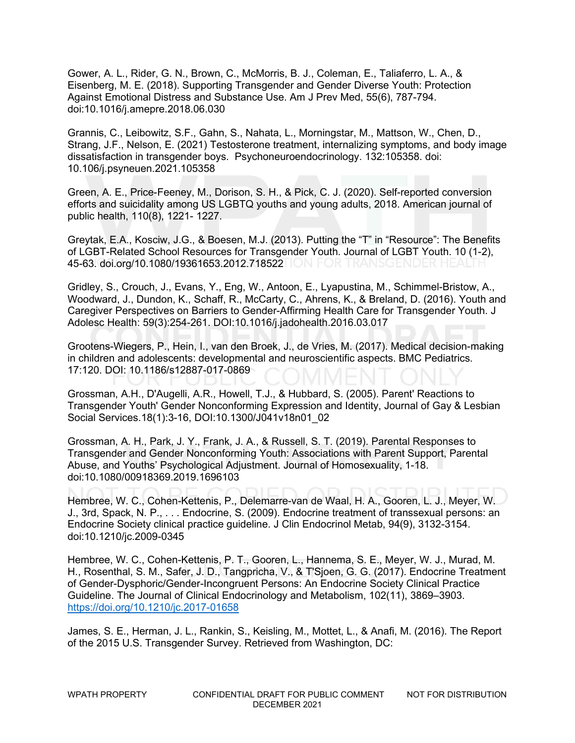Gower, A. L., Rider, G. N., Brown, C., McMorris, B. J., Coleman, E., Taliaferro, L. A., & Eisenberg, M. E. (2018). Supporting Transgender and Gender Diverse Youth: Protection Against Emotional Distress and Substance Use. Am J Prev Med, 55(6), 787-794. doi:10.1016/j.amepre.2018.06.030

Grannis, C., Leibowitz, S.F., Gahn, S., Nahata, L., Morningstar, M., Mattson, W., Chen, D., Strang, J.F., Nelson, E. (2021) Testosterone treatment, internalizing symptoms, and body image dissatisfaction in transgender boys. Psychoneuroendocrinology. 132:105358. doi: 10.106/j.psyneuen.2021.105358

Green, A. E., Price-Feeney, M., Dorison, S. H., & Pick, C. J. (2020). Self-reported conversion efforts and suicidality among US LGBTQ youths and young adults, 2018. American journal of public health, 110(8), 1221- 1227.

Greytak, E.A., Kosciw, J.G., & Boesen, M.J. (2013). Putting the "T" in "Resource": The Benefits of LGBT-Related School Resources for Transgender Youth. Journal of LGBT Youth. 10 (1-2), 45-63. doi.org/10.1080/19361653.2012.718522

Gridley, S., Crouch, J., Evans, Y., Eng, W., Antoon, E., Lyapustina, M., Schimmel-Bristow, A., Woodward, J., Dundon, K., Schaff, R., McCarty, C., Ahrens, K., & Breland, D. (2016). Youth and Caregiver Perspectives on Barriers to Gender-Affirming Health Care for Transgender Youth. J Adolesc Health: 59(3):254-261. DOI:10.1016/j.jadohealth.2016.03.017

Grootens-Wiegers, P., Hein, I., van den Broek, J., de Vries, M. (2017). Medical decision-making in children and adolescents: developmental and neuroscientific aspects. BMC Pediatrics. 17:120. DOI: 10.1186/s12887-017-0869

Grossman, A.H., D'Augelli, A.R., Howell, T.J., & Hubbard, S. (2005). Parent' Reactions to Transgender Youth' Gender Nonconforming Expression and Identity, Journal of Gay & Lesbian Social Services.18(1):3-16, DOI:10.1300/J041v18n01_02

Grossman, A. H., Park, J. Y., Frank, J. A., & Russell, S. T. (2019). Parental Responses to Transgender and Gender Nonconforming Youth: Associations with Parent Support, Parental Abuse, and Youths' Psychological Adjustment. Journal of Homosexuality, 1-18. doi:10.1080/00918369.2019.1696103

Hembree, W. C., Cohen-Kettenis, P., Delemarre-van de Waal, H. A., Gooren, L. J., Meyer, W. J., 3rd, Spack, N. P., . . . Endocrine, S. (2009). Endocrine treatment of transsexual persons: an Endocrine Society clinical practice guideline. J Clin Endocrinol Metab, 94(9), 3132-3154. doi:10.1210/jc.2009-0345

Hembree, W. C., Cohen-Kettenis, P. T., Gooren, L., Hannema, S. E., Meyer, W. J., Murad, M. H., Rosenthal, S. M., Safer, J. D., Tangpricha, V., & T'Sjoen, G. G. (2017). Endocrine Treatment of Gender-Dysphoric/Gender-Incongruent Persons: An Endocrine Society Clinical Practice Guideline. The Journal of Clinical Endocrinology and Metabolism, 102(11), 3869–3903. https://doi.org/10.1210/jc.2017-01658

James, S. E., Herman, J. L., Rankin, S., Keisling, M., Mottet, L., & Anafi, M. (2016). The Report of the 2015 U.S. Transgender Survey. Retrieved from Washington, DC: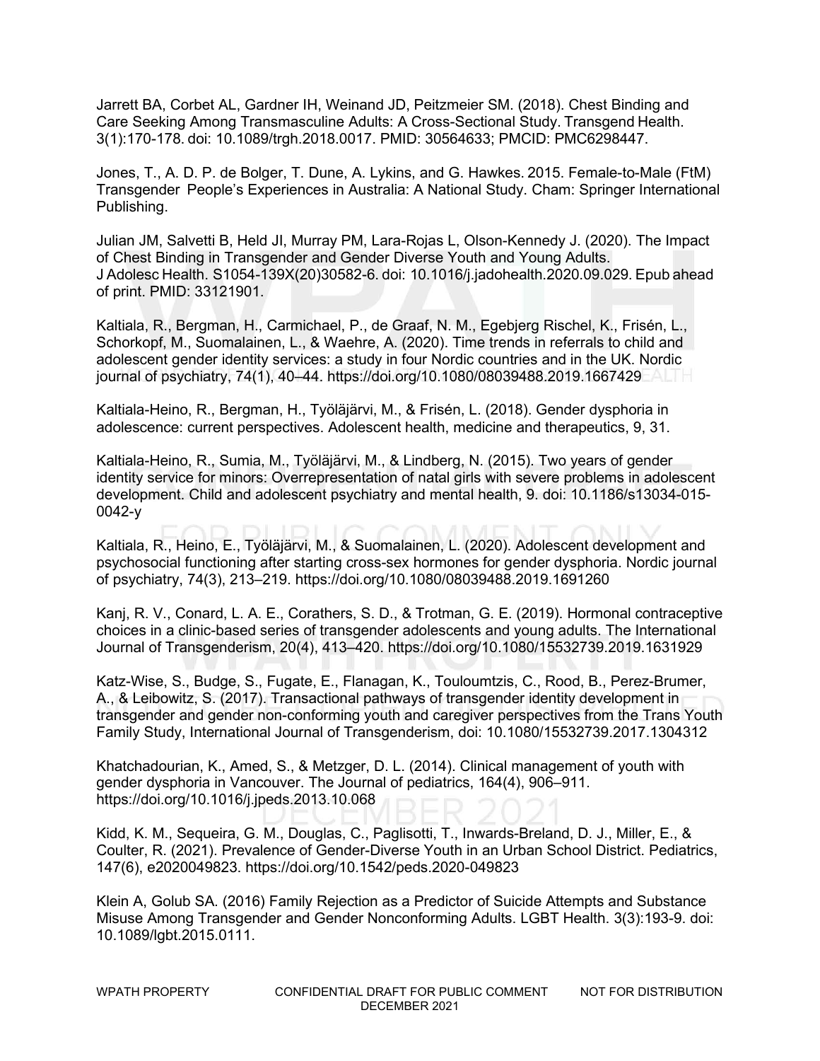Jarrett BA, Corbet AL, Gardner IH, Weinand JD, Peitzmeier SM. (2018). Chest Binding and Care Seeking Among Transmasculine Adults: A Cross-Sectional Study. Transgend Health. 3(1):170-178. doi: 10.1089/trgh.2018.0017. PMID: 30564633; PMCID: PMC6298447.

Jones, T., A. D. P. de Bolger, T. Dune, A. Lykins, and G. Hawkes. 2015. Female-to-Male (FtM) Transgender People's Experiences in Australia: A National Study. Cham: Springer International Publishing.

Julian JM, Salvetti B, Held JI, Murray PM, Lara-Rojas L, Olson-Kennedy J. (2020). The Impact of Chest Binding in Transgender and Gender Diverse Youth and Young Adults. J Adolesc Health. S1054-139X(20)30582-6. doi: 10.1016/j.jadohealth.2020.09.029. Epub ahead of print. PMID: 33121901.

Kaltiala, R., Bergman, H., Carmichael, P., de Graaf, N. M., Egebjerg Rischel, K., Frisén, L., Schorkopf, M., Suomalainen, L., & Waehre, A. (2020). Time trends in referrals to child and adolescent gender identity services: a study in four Nordic countries and in the UK. Nordic journal of psychiatry, 74(1), 40–44. https://doi.org/10.1080/08039488.2019.1667429

Kaltiala-Heino, R., Bergman, H., Työläjärvi, M., & Frisén, L. (2018). Gender dysphoria in adolescence: current perspectives. Adolescent health, medicine and therapeutics, 9, 31.

Kaltiala-Heino, R., Sumia, M., Työläjärvi, M., & Lindberg, N. (2015). Two years of gender identity service for minors: Overrepresentation of natal girls with severe problems in adolescent development. Child and adolescent psychiatry and mental health, 9. doi: 10.1186/s13034-015-0042-y

Kaltiala, R., Heino, E., Työläjärvi, M., & Suomalainen, L. (2020). Adolescent development and psychosocial functioning after starting cross-sex hormones for gender dysphoria. Nordic journal of psychiatry, 74(3), 213–219. https://doi.org/10.1080/08039488.2019.1691260

Kanj, R. V., Conard, L. A. E., Corathers, S. D., & Trotman, G. E. (2019). Hormonal contraceptive choices in a clinic-based series of transgender adolescents and young adults. The International Journal of Transgenderism, 20(4), 413–420. https://doi.org/10.1080/15532739.2019.1631929

Katz-Wise, S., Budge, S., Fugate, E., Flanagan, K., Touloumtzis, C., Rood, B., Perez-Brumer, A., & Leibowitz, S. (2017). Transactional pathways of transgender identity development in transgender and gender non-conforming youth and caregiver perspectives from the Trans Youth Family Study, International Journal of Transgenderism, doi: 10.1080/15532739.2017.1304312

Khatchadourian, K., Amed, S., & Metzger, D. L. (2014). Clinical management of youth with gender dysphoria in Vancouver. The Journal of pediatrics, 164(4), 906–911. https://doi.org/10.1016/j.jpeds.2013.10.068

Kidd, K. M., Sequeira, G. M., Douglas, C., Paglisotti, T., Inwards-Breland, D. J., Miller, E., & Coulter, R. (2021). Prevalence of Gender-Diverse Youth in an Urban School District. Pediatrics, 147(6), e2020049823. https://doi.org/10.1542/peds.2020-049823

Klein A, Golub SA. (2016) Family Rejection as a Predictor of Suicide Attempts and Substance Misuse Among Transgender and Gender Nonconforming Adults. LGBT Health. 3(3):193-9. doi: 10.1089/lgbt.2015.0111.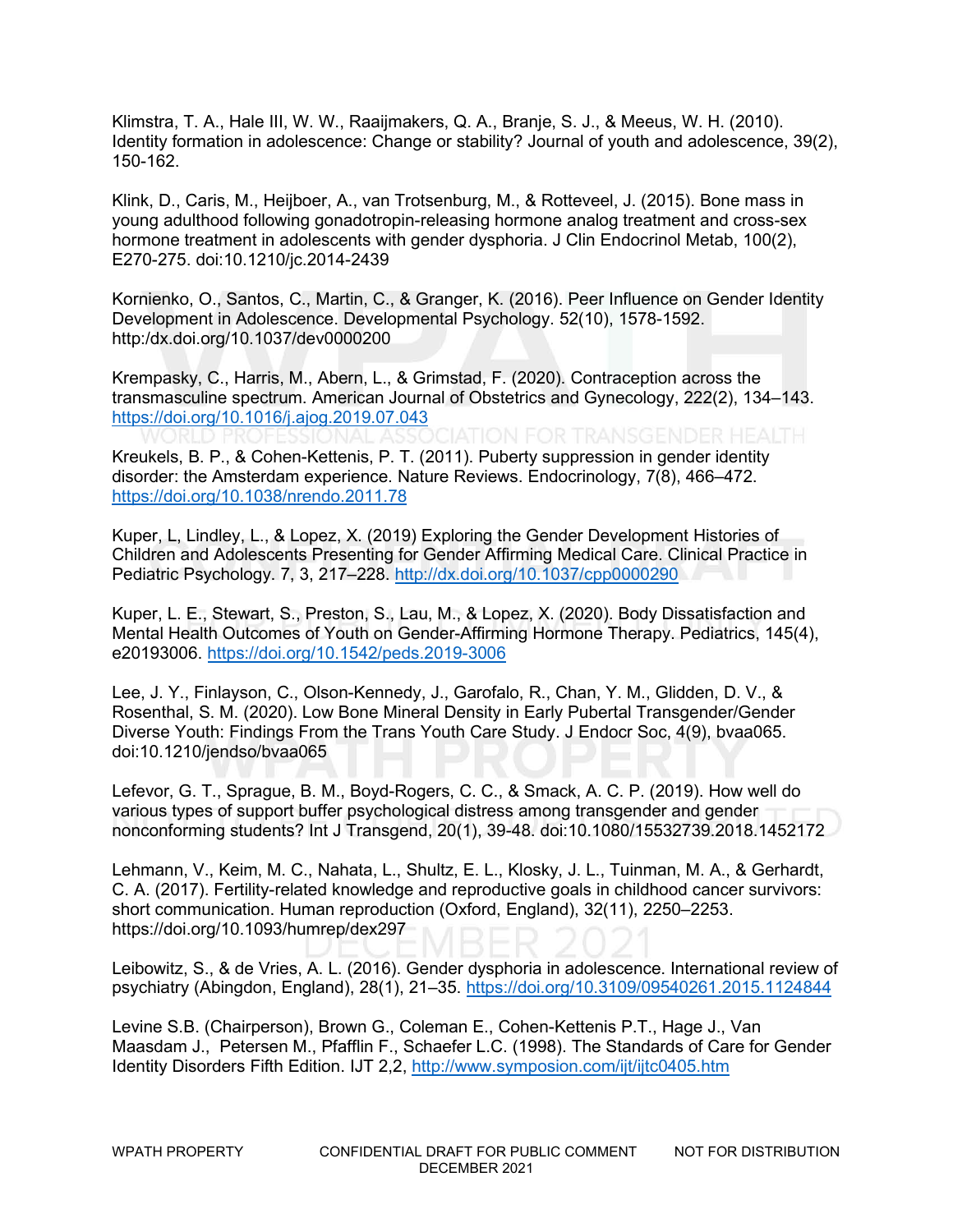Klimstra, T. A., Hale III, W. W., Raaijmakers, Q. A., Branje, S. J., & Meeus, W. H. (2010). Identity formation in adolescence: Change or stability? Journal of youth and adolescence, 39(2), 150-162.

Klink, D., Caris, M., Heijboer, A., van Trotsenburg, M., & Rotteveel, J. (2015). Bone mass in young adulthood following gonadotropin-releasing hormone analog treatment and cross-sex hormone treatment in adolescents with gender dysphoria. J Clin Endocrinol Metab, 100(2), E270-275. doi:10.1210/jc.2014-2439

Kornienko, O., Santos, C., Martin, C., & Granger, K. (2016). Peer Influence on Gender Identity Development in Adolescence. Developmental Psychology. 52(10), 1578-1592. http:/dx.doi.org/10.1037/dev0000200

Krempasky, C., Harris, M., Abern, L., & Grimstad, F. (2020). Contraception across the transmasculine spectrum. American Journal of Obstetrics and Gynecology, 222(2), 134–143. https://doi.org/10.1016/j.ajog.2019.07.043

Kreukels, B. P., & Cohen-Kettenis, P. T. (2011). Puberty suppression in gender identity disorder: the Amsterdam experience. Nature Reviews. Endocrinology, 7(8), 466–472. https://doi.org/10.1038/nrendo.2011.78

Kuper, L, Lindley, L., & Lopez, X. (2019) Exploring the Gender Development Histories of Children and Adolescents Presenting for Gender Affirming Medical Care. Clinical Practice in Pediatric Psychology. 7, 3, 217–228. http://dx.doi.org/10.1037/cpp0000290

Kuper, L. E., Stewart, S., Preston, S., Lau, M., & Lopez, X. (2020). Body Dissatisfaction and Mental Health Outcomes of Youth on Gender-Affirming Hormone Therapy. Pediatrics, 145(4), e20193006. https://doi.org/10.1542/peds.2019-3006

Lee, J. Y., Finlayson, C., Olson-Kennedy, J., Garofalo, R., Chan, Y. M., Glidden, D. V., & Rosenthal, S. M. (2020). Low Bone Mineral Density in Early Pubertal Transgender/Gender Diverse Youth: Findings From the Trans Youth Care Study. J Endocr Soc, 4(9), bvaa065. doi:10.1210/jendso/bvaa065

Lefevor, G. T., Sprague, B. M., Boyd-Rogers, C. C., & Smack, A. C. P. (2019). How well do various types of support buffer psychological distress among transgender and gender nonconforming students? Int J Transgend, 20(1), 39-48. doi:10.1080/15532739.2018.1452172

Lehmann, V., Keim, M. C., Nahata, L., Shultz, E. L., Klosky, J. L., Tuinman, M. A., & Gerhardt, C. A. (2017). Fertility-related knowledge and reproductive goals in childhood cancer survivors: short communication. Human reproduction (Oxford, England), 32(11), 2250–2253. https://doi.org/10.1093/humrep/dex297

Leibowitz, S., & de Vries, A. L. (2016). Gender dysphoria in adolescence. International review of psychiatry (Abingdon, England), 28(1), 21–35. https://doi.org/10.3109/09540261.2015.1124844

Levine S.B. (Chairperson), Brown G., Coleman E., Cohen-Kettenis P.T., Hage J., Van Maasdam J., Petersen M., Pfafflin F., Schaefer L.C. (1998). The Standards of Care for Gender Identity Disorders Fifth Edition. IJT 2,2, http://www.symposion.com/ijt/ijtc0405.htm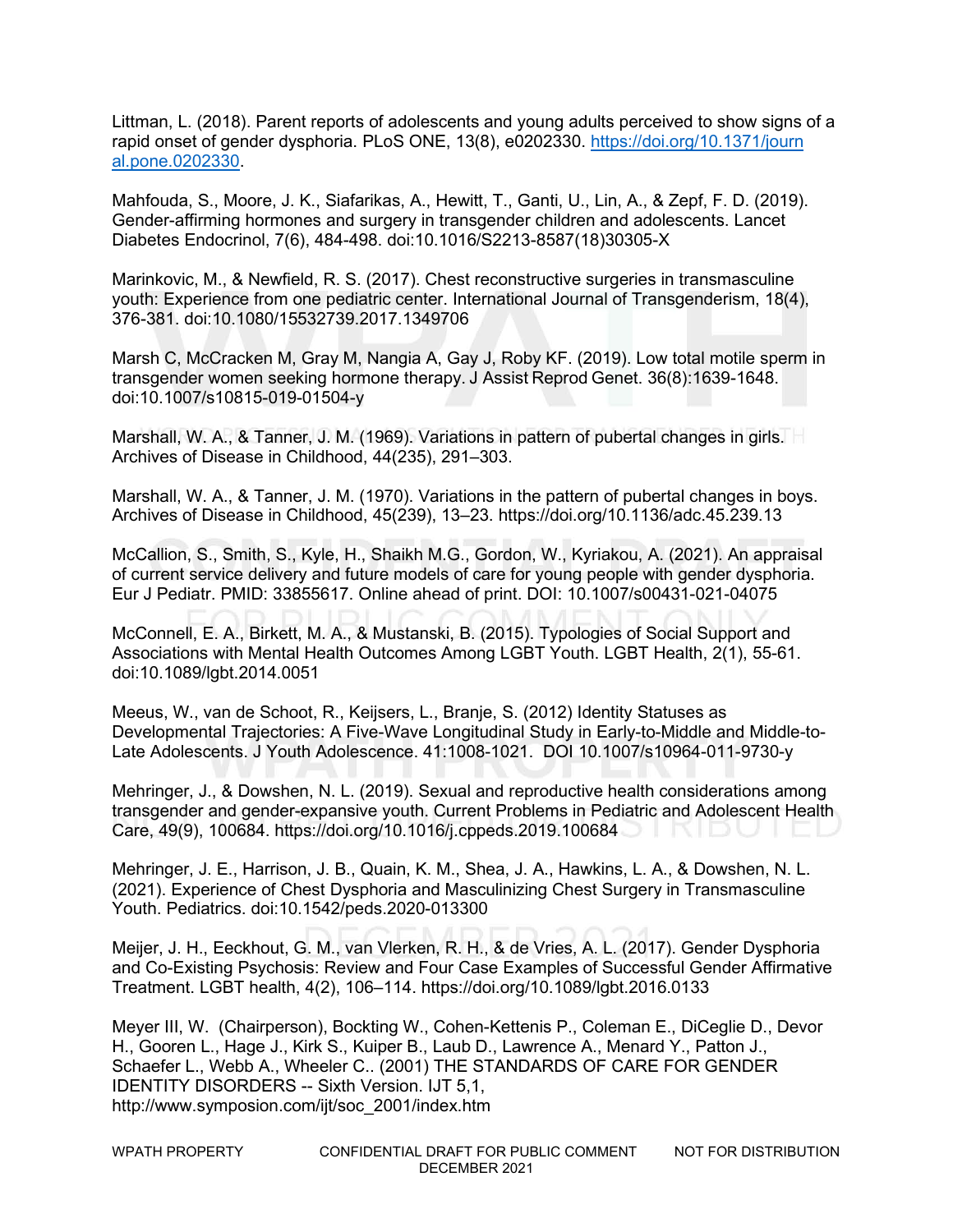Littman, L. (2018). Parent reports of adolescents and young adults perceived to show signs of a rapid onset of gender dysphoria. PLoS ONE, 13(8), e0202330. https://doi.org/10.1371/journal.pone.0202330.

Mahfouda, S., Moore, J. K., Siafarikas, A., Hewitt, T., Ganti, U., Lin, A., & Zepf, F. D. (2019). Gender-affirming hormones and surgery in transgender children and adolescents. Lancet Diabetes Endocrinol, 7(6), 484-498. doi:10.1016/S2213-8587(18)30305-X

Marinkovic, M., & Newfield, R. S. (2017). Chest reconstructive surgeries in transmasculine youth: Experience from one pediatric center. International Journal of Transgenderism, 18(4), 376-381. doi:10.1080/15532739.2017.1349706

Marsh C, McCracken M, Gray M, Nangia A, Gay J, Roby KF. (2019). Low total motile sperm in transgender women seeking hormone therapy. J Assist Reprod Genet. 36(8):1639-1648. doi:10.1007/s10815-019-01504-y

Marshall, W. A., & Tanner, J. M. (1969). Variations in pattern of pubertal changes in girls. Archives of Disease in Childhood, 44(235), 291–303.

Marshall, W. A., & Tanner, J. M. (1970). Variations in the pattern of pubertal changes in boys. Archives of Disease in Childhood, 45(239), 13–23. https://doi.org/10.1136/adc.45.239.13

McCallion, S., Smith, S., Kyle, H., Shaikh M.G., Gordon, W., Kyriakou, A. (2021). An appraisal of current service delivery and future models of care for young people with gender dysphoria. Eur J Pediatr. PMID: 33855617. Online ahead of print. DOI: 10.1007/s00431-021-04075

McConnell, E. A., Birkett, M. A., & Mustanski, B. (2015). Typologies of Social Support and Associations with Mental Health Outcomes Among LGBT Youth. LGBT Health, 2(1), 55-61. doi:10.1089/lgbt.2014.0051

Meeus, W., van de Schoot, R., Keijsers, L., Branje, S. (2012) Identity Statuses as Developmental Trajectories: A Five-Wave Longitudinal Study in Early-to-Middle and Middle-to-Late Adolescents. J Youth Adolescence. 41:1008-1021. DOI 10.1007/s10964-011-9730-y

Mehringer, J., & Dowshen, N. L. (2019). Sexual and reproductive health considerations among transgender and gender-expansive youth. Current Problems in Pediatric and Adolescent Health Care, 49(9), 100684. https://doi.org/10.1016/j.cppeds.2019.100684

Mehringer, J. E., Harrison, J. B., Quain, K. M., Shea, J. A., Hawkins, L. A., & Dowshen, N. L. (2021). Experience of Chest Dysphoria and Masculinizing Chest Surgery in Transmasculine Youth. Pediatrics. doi:10.1542/peds.2020-013300

Meijer, J. H., Eeckhout, G. M., van Vlerken, R. H., & de Vries, A. L. (2017). Gender Dysphoria and Co-Existing Psychosis: Review and Four Case Examples of Successful Gender Affirmative Treatment. LGBT health, 4(2), 106–114. https://doi.org/10.1089/lgbt.2016.0133

Meyer III, W. (Chairperson), Bockting W., Cohen-Kettenis P., Coleman E., DiCeglie D., Devor H., Gooren L., Hage J., Kirk S., Kuiper B., Laub D., Lawrence A., Menard Y., Patton J., Schaefer L., Webb A., Wheeler C.. (2001) THE STANDARDS OF CARE FOR GENDER IDENTITY DISORDERS -- Sixth Version. IJT 5,1, http://www.symposion.com/ijt/soc_2001/index.htm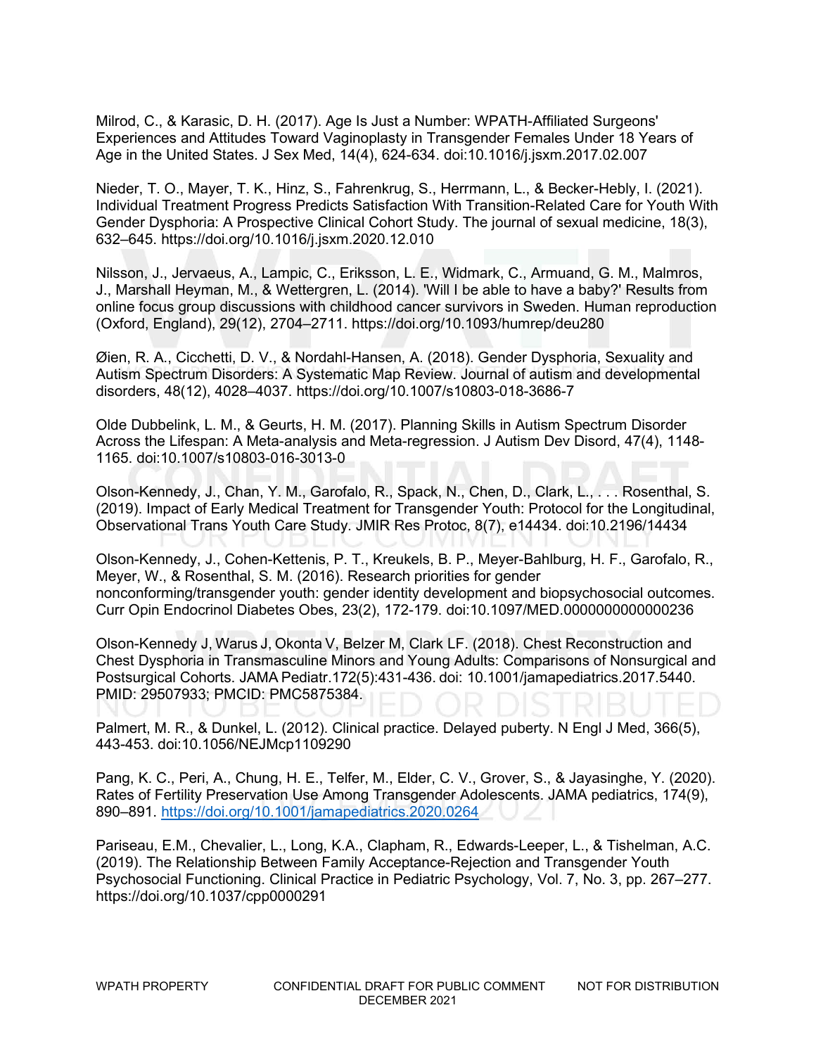Milrod, C., & Karasic, D. H. (2017). Age Is Just a Number: WPATH-Affiliated Surgeons' Experiences and Attitudes Toward Vaginoplasty in Transgender Females Under 18 Years of Age in the United States. J Sex Med, 14(4), 624-634. doi:10.1016/j.jsxm.2017.02.007

Nieder, T. O., Mayer, T. K., Hinz, S., Fahrenkrug, S., Herrmann, L., & Becker-Hebly, I. (2021). Individual Treatment Progress Predicts Satisfaction With Transition-Related Care for Youth With Gender Dysphoria: A Prospective Clinical Cohort Study. The journal of sexual medicine, 18(3), 632–645. https://doi.org/10.1016/j.jsxm.2020.12.010

Nilsson, J., Jervaeus, A., Lampic, C., Eriksson, L. E., Widmark, C., Armuand, G. M., Malmros, J., Marshall Heyman, M., & Wettergren, L. (2014). 'Will I be able to have a baby?' Results from online focus group discussions with childhood cancer survivors in Sweden. Human reproduction (Oxford, England), 29(12), 2704–2711. https://doi.org/10.1093/humrep/deu280

Øien, R. A., Cicchetti, D. V., & Nordahl-Hansen, A. (2018). Gender Dysphoria, Sexuality and Autism Spectrum Disorders: A Systematic Map Review. Journal of autism and developmental disorders, 48(12), 4028–4037. https://doi.org/10.1007/s10803-018-3686-7

Olde Dubbelink, L. M., & Geurts, H. M. (2017). Planning Skills in Autism Spectrum Disorder Across the Lifespan: A Meta-analysis and Meta-regression. J Autism Dev Disord, 47(4), 1148-1165. doi:10.1007/s10803-016-3013-0

Olson-Kennedy, J., Chan, Y. M., Garofalo, R., Spack, N., Chen, D., Clark, L., . . . Rosenthal, S. (2019). Impact of Early Medical Treatment for Transgender Youth: Protocol for the Longitudinal, Observational Trans Youth Care Study. JMIR Res Protoc, 8(7), e14434. doi:10.2196/14434

Olson-Kennedy, J., Cohen-Kettenis, P. T., Kreukels, B. P., Meyer-Bahlburg, H. F., Garofalo, R., Meyer, W., & Rosenthal, S. M. (2016). Research priorities for gender nonconforming/transgender youth: gender identity development and biopsychosocial outcomes. Curr Opin Endocrinol Diabetes Obes, 23(2), 172-179. doi:10.1097/MED.0000000000000236

Olson-Kennedy J, Warus J, Okonta V, Belzer M, Clark LF. (2018). Chest Reconstruction and Chest Dysphoria in Transmasculine Minors and Young Adults: Comparisons of Nonsurgical and Postsurgical Cohorts. JAMA Pediatr.172(5):431-436. doi: 10.1001/jamapediatrics.2017.5440. PMID: 29507933; PMCID: PMC5875384.

Palmert, M. R., & Dunkel, L. (2012). Clinical practice. Delayed puberty. N Engl J Med, 366(5), 443-453. doi:10.1056/NEJMcp1109290

Pang, K. C., Peri, A., Chung, H. E., Telfer, M., Elder, C. V., Grover, S., & Jayasinghe, Y. (2020). Rates of Fertility Preservation Use Among Transgender Adolescents. JAMA pediatrics, 174(9), 890–891. https://doi.org/10.1001/jamapediatrics.2020.0264

Pariseau, E.M., Chevalier, L., Long, K.A., Clapham, R., Edwards-Leeper, L., & Tishelman, A.C. (2019). The Relationship Between Family Acceptance-Rejection and Transgender Youth Psychosocial Functioning. Clinical Practice in Pediatric Psychology, Vol. 7, No. 3, pp. 267–277. https://doi.org/10.1037/cpp0000291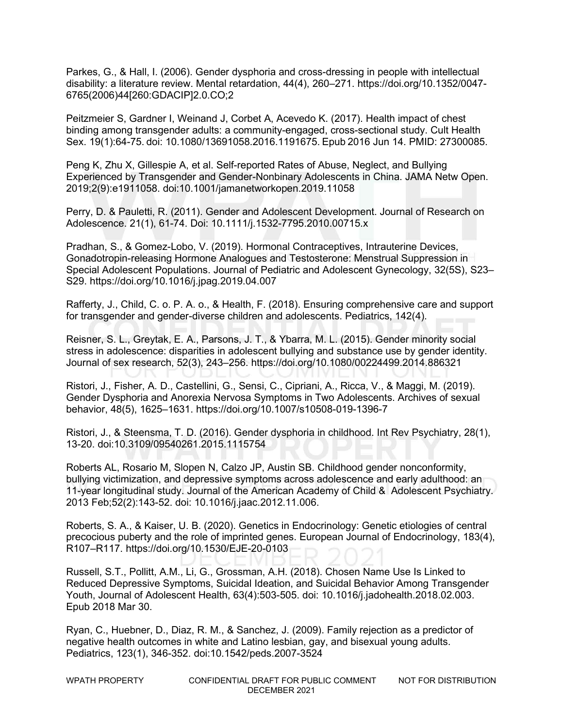Parkes, G., & Hall, I. (2006). Gender dysphoria and cross-dressing in people with intellectual disability: a literature review. Mental retardation, 44(4), 260–271. https://doi.org/10.1352/0047-6765(2006)44[260:GDACIP]2.0.CO;2

Peitzmeier S, Gardner I, Weinand J, Corbet A, Acevedo K. (2017). Health impact of chest binding among transgender adults: a community-engaged, cross-sectional study. Cult Health Sex. 19(1):64-75. doi: 10.1080/13691058.2016.1191675. Epub 2016 Jun 14. PMID: 27300085.

Peng K, Zhu X, Gillespie A, et al. Self-reported Rates of Abuse, Neglect, and Bullying Experienced by Transgender and Gender-Nonbinary Adolescents in China. JAMA Netw Open. 2019;2(9):e1911058. doi:10.1001/jamanetworkopen.2019.11058

Perry, D. & Pauletti, R. (2011). Gender and Adolescent Development. Journal of Research on Adolescence. 21(1), 61-74. Doi: 10.1111/j.1532-7795.2010.00715.x

Pradhan, S., & Gomez-Lobo, V. (2019). Hormonal Contraceptives, Intrauterine Devices, Gonadotropin-releasing Hormone Analogues and Testosterone: Menstrual Suppression in Special Adolescent Populations. Journal of Pediatric and Adolescent Gynecology, 32(5S), S23–S29. https://doi.org/10.1016/j.jpag.2019.04.007

Rafferty, J., Child, C. o. P. A. o., & Health, F. (2018). Ensuring comprehensive care and support for transgender and gender-diverse children and adolescents. Pediatrics, 142(4).

Reisner, S. L., Greytak, E. A., Parsons, J. T., & Ybarra, M. L. (2015). Gender minority social stress in adolescence: disparities in adolescent bullying and substance use by gender identity. Journal of sex research, 52(3), 243–256. https://doi.org/10.1080/00224499.2014.886321

Ristori, J., Fisher, A. D., Castellini, G., Sensi, C., Cipriani, A., Ricca, V., & Maggi, M. (2019). Gender Dysphoria and Anorexia Nervosa Symptoms in Two Adolescents. Archives of sexual behavior, 48(5), 1625–1631. https://doi.org/10.1007/s10508-019-1396-7

Ristori, J., & Steensma, T. D. (2016). Gender dysphoria in childhood. Int Rev Psychiatry, 28(1), 13-20. doi:10.3109/09540261.2015.1115754

Roberts AL, Rosario M, Slopen N, Calzo JP, Austin SB. Childhood gender nonconformity, bullying victimization, and depressive symptoms across adolescence and early adulthood: an 11-year longitudinal study. Journal of the American Academy of Child & Adolescent Psychiatry. 2013 Feb;52(2):143-52. doi: 10.1016/j.jaac.2012.11.006.

Roberts, S. A., & Kaiser, U. B. (2020). Genetics in Endocrinology: Genetic etiologies of central precocious puberty and the role of imprinted genes. European Journal of Endocrinology, 183(4), R107–R117. https://doi.org/10.1530/EJE-20-0103

Russell, S.T., Pollitt, A.M., Li, G., Grossman, A.H. (2018). Chosen Name Use Is Linked to Reduced Depressive Symptoms, Suicidal Ideation, and Suicidal Behavior Among Transgender Youth, Journal of Adolescent Health, 63(4):503-505. doi: 10.1016/j.jadohealth.2018.02.003. Epub 2018 Mar 30.

Ryan, C., Huebner, D., Diaz, R. M., & Sanchez, J. (2009). Family rejection as a predictor of negative health outcomes in white and Latino lesbian, gay, and bisexual young adults. Pediatrics, 123(1), 346-352. doi:10.1542/peds.2007-3524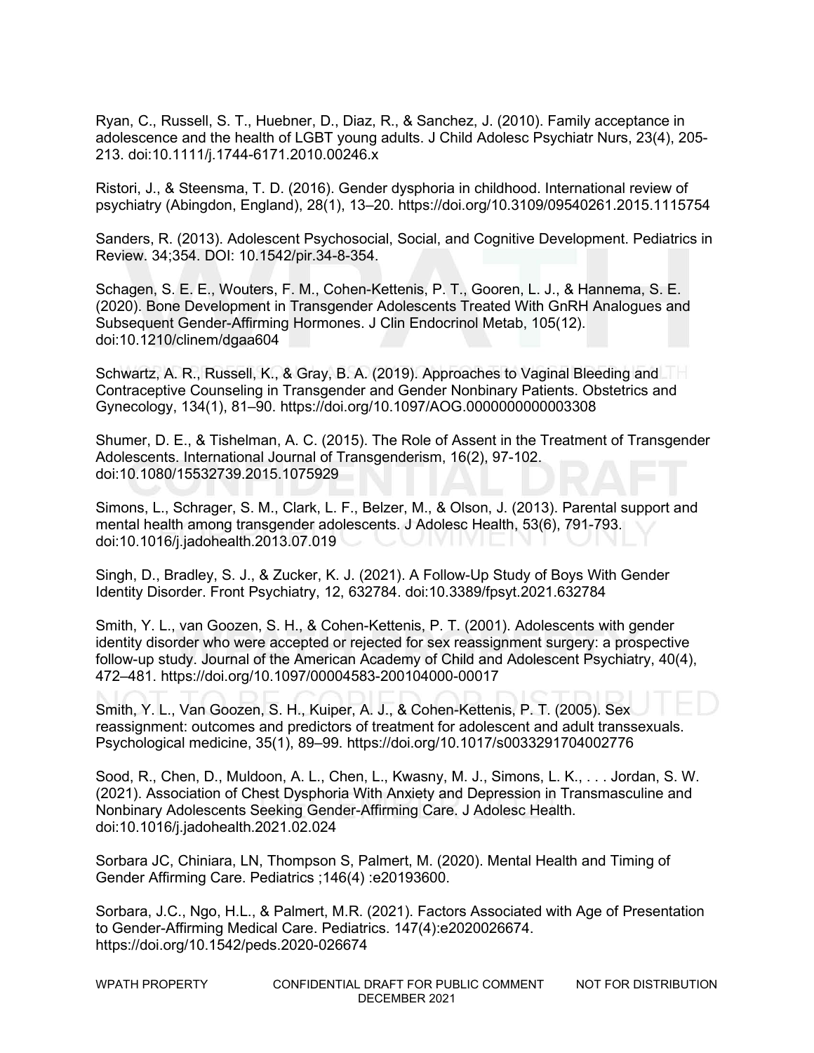Ryan, C., Russell, S. T., Huebner, D., Diaz, R., & Sanchez, J. (2010). Family acceptance in adolescence and the health of LGBT young adults. J Child Adolesc Psychiatr Nurs, 23(4), 205-213. doi:10.1111/j.1744-6171.2010.00246.x

Ristori, J., & Steensma, T. D. (2016). Gender dysphoria in childhood. International review of psychiatry (Abingdon, England), 28(1), 13–20. https://doi.org/10.3109/09540261.2015.1115754

Sanders, R. (2013). Adolescent Psychosocial, Social, and Cognitive Development. Pediatrics in Review. 34;354. DOI: 10.1542/pir.34-8-354.

Schagen, S. E. E., Wouters, F. M., Cohen-Kettenis, P. T., Gooren, L. J., & Hannema, S. E. (2020). Bone Development in Transgender Adolescents Treated With GnRH Analogues and Subsequent Gender-Affirming Hormones. J Clin Endocrinol Metab, 105(12). doi:10.1210/clinem/dgaa604

Schwartz, A. R., Russell, K., & Gray, B. A. (2019). Approaches to Vaginal Bleeding and Contraceptive Counseling in Transgender and Gender Nonbinary Patients. Obstetrics and Gynecology, 134(1), 81–90. https://doi.org/10.1097/AOG.0000000000003308

Shumer, D. E., & Tishelman, A. C. (2015). The Role of Assent in the Treatment of Transgender Adolescents. International Journal of Transgenderism, 16(2), 97-102. doi:10.1080/15532739.2015.1075929

Simons, L., Schrager, S. M., Clark, L. F., Belzer, M., & Olson, J. (2013). Parental support and mental health among transgender adolescents. J Adolesc Health, 53(6), 791-793. doi:10.1016/j.jadohealth.2013.07.019

Singh, D., Bradley, S. J., & Zucker, K. J. (2021). A Follow-Up Study of Boys With Gender Identity Disorder. Front Psychiatry, 12, 632784. doi:10.3389/fpsyt.2021.632784

Smith, Y. L., van Goozen, S. H., & Cohen-Kettenis, P. T. (2001). Adolescents with gender identity disorder who were accepted or rejected for sex reassignment surgery: a prospective follow-up study. Journal of the American Academy of Child and Adolescent Psychiatry, 40(4), 472–481. https://doi.org/10.1097/00004583-200104000-00017

Smith, Y. L., Van Goozen, S. H., Kuiper, A. J., & Cohen-Kettenis, P. T. (2005). Sex reassignment: outcomes and predictors of treatment for adolescent and adult transsexuals. Psychological medicine, 35(1), 89–99. https://doi.org/10.1017/s0033291704002776

Sood, R., Chen, D., Muldoon, A. L., Chen, L., Kwasny, M. J., Simons, L. K., . . . Jordan, S. W. (2021). Association of Chest Dysphoria With Anxiety and Depression in Transmasculine and Nonbinary Adolescents Seeking Gender-Affirming Care. J Adolesc Health. doi:10.1016/j.jadohealth.2021.02.024

Sorbara JC, Chiniara, LN, Thompson S, Palmert, M. (2020). Mental Health and Timing of Gender Affirming Care. Pediatrics ;146(4) :e20193600.

Sorbara, J.C., Ngo, H.L., & Palmert, M.R. (2021). Factors Associated with Age of Presentation to Gender-Affirming Medical Care. Pediatrics. 147(4):e2020026674. https://doi.org/10.1542/peds.2020-026674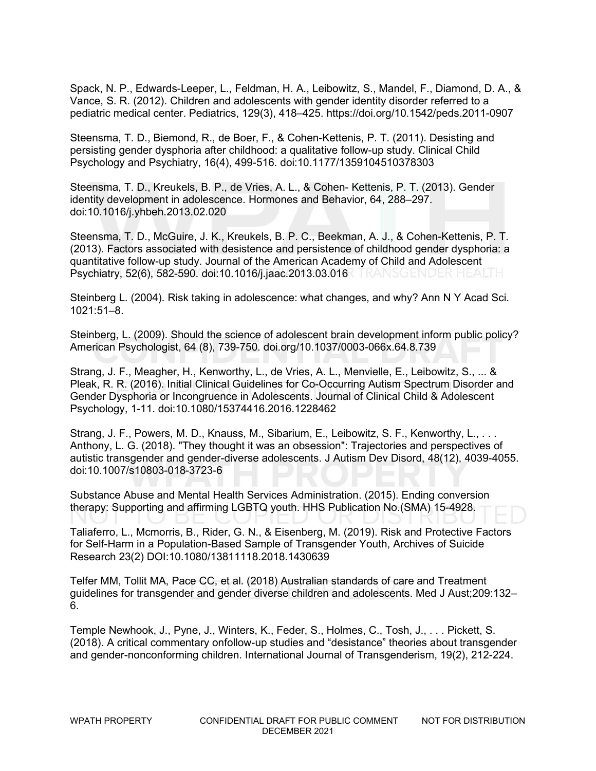Spack, N. P., Edwards-Leeper, L., Feldman, H. A., Leibowitz, S., Mandel, F., Diamond, D. A., & Vance, S. R. (2012). Children and adolescents with gender identity disorder referred to a pediatric medical center. Pediatrics, 129(3), 418–425. https://doi.org/10.1542/peds.2011-0907

Steensma, T. D., Biemond, R., de Boer, F., & Cohen-Kettenis, P. T. (2011). Desisting and persisting gender dysphoria after childhood: a qualitative follow-up study. Clinical Child Psychology and Psychiatry, 16(4), 499-516. doi:10.1177/1359104510378303

Steensma, T. D., Kreukels, B. P., de Vries, A. L., & Cohen- Kettenis, P. T. (2013). Gender identity development in adolescence. Hormones and Behavior, 64, 288–297. doi:10.1016/j.yhbeh.2013.02.020

Steensma, T. D., McGuire, J. K., Kreukels, B. P. C., Beekman, A. J., & Cohen-Kettenis, P. T. (2013). Factors associated with desistence and persistence of childhood gender dysphoria: a quantitative follow-up study. Journal of the American Academy of Child and Adolescent Psychiatry, 52(6), 582-590. doi:10.1016/j.jaac.2013.03.016

Steinberg L. (2004). Risk taking in adolescence: what changes, and why? Ann N Y Acad Sci. 1021:51–8.

Steinberg, L. (2009). Should the science of adolescent brain development inform public policy? American Psychologist, 64 (8), 739-750. doi.org/10.1037/0003-066x.64.8.739

Strang, J. F., Meagher, H., Kenworthy, L., de Vries, A. L., Menvielle, E., Leibowitz, S., ... & Pleak, R. R. (2016). Initial Clinical Guidelines for Co-Occurring Autism Spectrum Disorder and Gender Dysphoria or Incongruence in Adolescents. Journal of Clinical Child & Adolescent Psychology, 1-11. doi:10.1080/15374416.2016.1228462

Strang, J. F., Powers, M. D., Knauss, M., Sibarium, E., Leibowitz, S. F., Kenworthy, L., . . . Anthony, L. G. (2018). "They thought it was an obsession": Trajectories and perspectives of autistic transgender and gender-diverse adolescents. J Autism Dev Disord, 48(12), 4039-4055. doi:10.1007/s10803-018-3723-6

Substance Abuse and Mental Health Services Administration. (2015). Ending conversion therapy: Supporting and affirming LGBTQ youth. HHS Publication No.(SMA) 15-4928.

Taliaferro, L., Mcmorris, B., Rider, G. N., & Eisenberg, M. (2019). Risk and Protective Factors for Self-Harm in a Population-Based Sample of Transgender Youth, Archives of Suicide Research 23(2) DOI:10.1080/13811118.2018.1430639

Telfer MM, Tollit MA, Pace CC, et al. (2018) Australian standards of care and Treatment guidelines for transgender and gender diverse children and adolescents. Med J Aust;209:132–6.

Temple Newhook, J., Pyne, J., Winters, K., Feder, S., Holmes, C., Tosh, J., . . . Pickett, S. (2018). A critical commentary onfollow-up studies and “desistance” theories about transgender and gender-nonconforming children. International Journal of Transgenderism, 19(2), 212-224.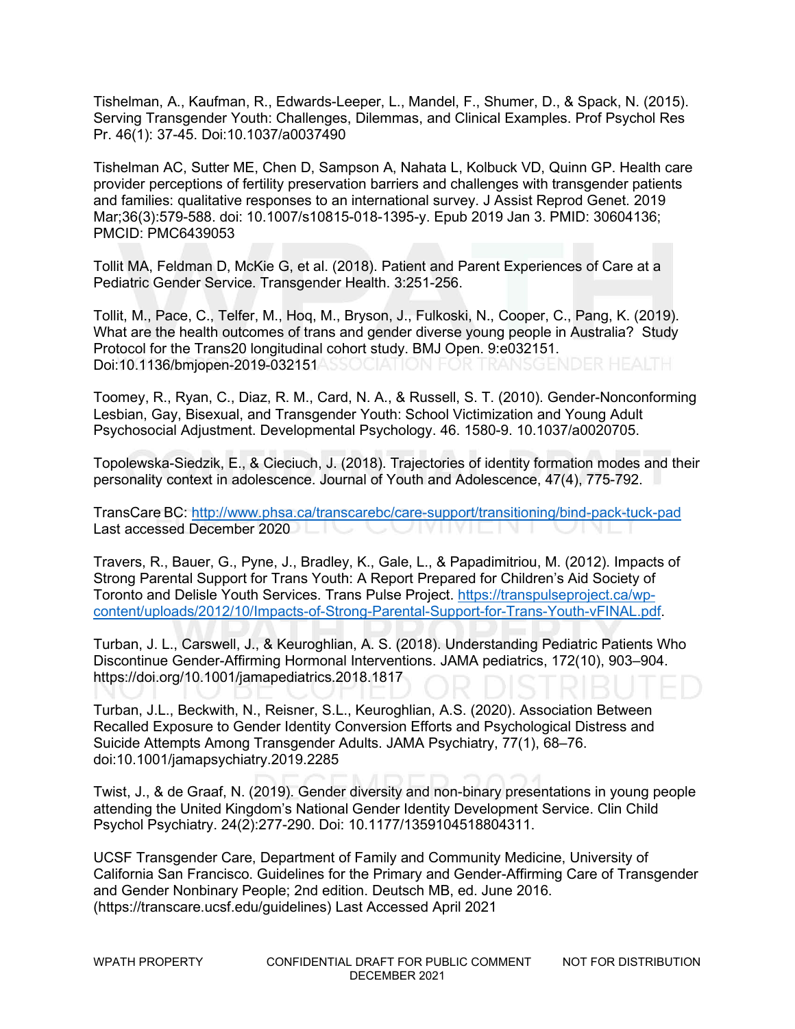Tishelman, A., Kaufman, R., Edwards-Leeper, L., Mandel, F., Shumer, D., & Spack, N. (2015). Serving Transgender Youth: Challenges, Dilemmas, and Clinical Examples. Prof Psychol Res Pr. 46(1): 37-45. Doi:10.1037/a0037490

Tishelman AC, Sutter ME, Chen D, Sampson A, Nahata L, Kolbuck VD, Quinn GP. Health care provider perceptions of fertility preservation barriers and challenges with transgender patients and families: qualitative responses to an international survey. J Assist Reprod Genet. 2019 Mar;36(3):579-588. doi: 10.1007/s10815-018-1395-y. Epub 2019 Jan 3. PMID: 30604136; PMCID: PMC6439053

Tollit MA, Feldman D, McKie G, et al. (2018). Patient and Parent Experiences of Care at a Pediatric Gender Service. Transgender Health. 3:251-256.

Tollit, M., Pace, C., Telfer, M., Hoq, M., Bryson, J., Fulkoski, N., Cooper, C., Pang, K. (2019). What are the health outcomes of trans and gender diverse young people in Australia? Study Protocol for the Trans20 longitudinal cohort study. BMJ Open. 9:e032151. Doi:10.1136/bmjopen-2019-032151

Toomey, R., Ryan, C., Diaz, R. M., Card, N. A., & Russell, S. T. (2010). Gender-Nonconforming Lesbian, Gay, Bisexual, and Transgender Youth: School Victimization and Young Adult Psychosocial Adjustment. Developmental Psychology. 46. 1580-9. 10.1037/a0020705.

Topolewska-Siedzik, E., & Cieciuch, J. (2018). Trajectories of identity formation modes and their personality context in adolescence. Journal of Youth and Adolescence, 47(4), 775-792.

TransCare BC: http://www.phsa.ca/transcarebc/care-support/transitioning/bind-pack-tuck-pad Last accessed December 2020

Travers, R., Bauer, G., Pyne, J., Bradley, K., Gale, L., & Papadimitriou, M. (2012). Impacts of Strong Parental Support for Trans Youth: A Report Prepared for Children's Aid Society of Toronto and Delisle Youth Services. Trans Pulse Project. https://transpulseproject.ca/wp-content/uploads/2012/10/Impacts-of-Strong-Parental-Support-for-Trans-Youth-vFINAL.pdf.

Turban, J. L., Carswell, J., & Keuroghlian, A. S. (2018). Understanding Pediatric Patients Who Discontinue Gender-Affirming Hormonal Interventions. JAMA pediatrics, 172(10), 903–904. https://doi.org/10.1001/jamapediatrics.2018.1817

Turban, J.L., Beckwith, N., Reisner, S.L., Keuroghlian, A.S. (2020). Association Between Recalled Exposure to Gender Identity Conversion Efforts and Psychological Distress and Suicide Attempts Among Transgender Adults. JAMA Psychiatry, 77(1), 68–76. doi:10.1001/jamapsychiatry.2019.2285

Twist, J., & de Graaf, N. (2019). Gender diversity and non-binary presentations in young people attending the United Kingdom's National Gender Identity Development Service. Clin Child Psychol Psychiatry. 24(2):277-290. Doi: 10.1177/1359104518804311.

UCSF Transgender Care, Department of Family and Community Medicine, University of California San Francisco. Guidelines for the Primary and Gender-Affirming Care of Transgender and Gender Nonbinary People; 2nd edition. Deutsch MB, ed. June 2016. (https://transcare.ucsf.edu/guidelines) Last Accessed April 2021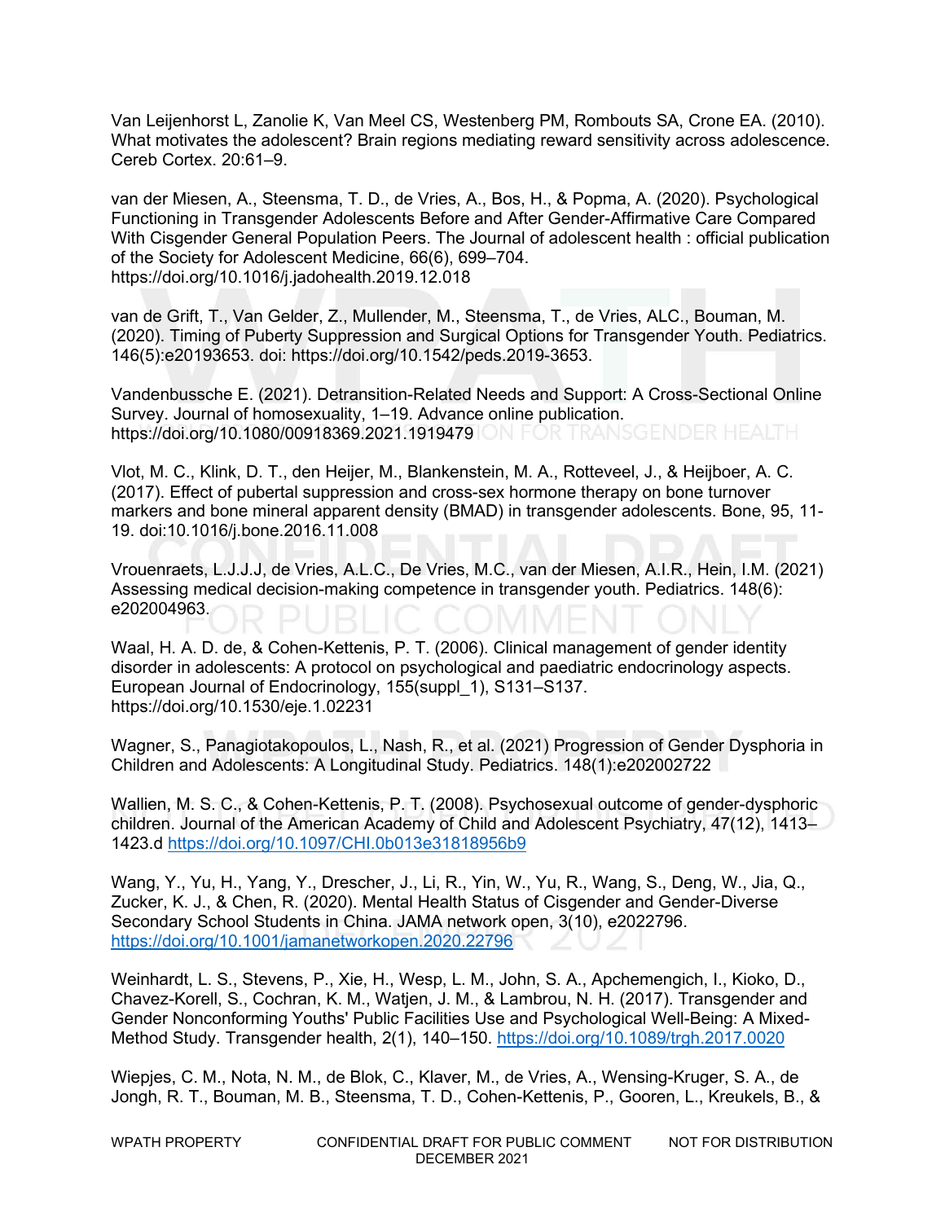Van Leijenhorst L, Zanolie K, Van Meel CS, Westenberg PM, Rombouts SA, Crone EA. (2010). What motivates the adolescent? Brain regions mediating reward sensitivity across adolescence. Cereb Cortex. 20:61–9.

van der Miesen, A., Steensma, T. D., de Vries, A., Bos, H., & Popma, A. (2020). Psychological Functioning in Transgender Adolescents Before and After Gender-Affirmative Care Compared With Cisgender General Population Peers. The Journal of adolescent health : official publication of the Society for Adolescent Medicine, 66(6), 699–704. https://doi.org/10.1016/j.jadohealth.2019.12.018

van de Grift, T., Van Gelder, Z., Mullender, M., Steensma, T., de Vries, ALC., Bouman, M. (2020). Timing of Puberty Suppression and Surgical Options for Transgender Youth. Pediatrics. 146(5):e20193653. doi: https://doi.org/10.1542/peds.2019-3653.

Vandenbussche E. (2021). Detransition-Related Needs and Support: A Cross-Sectional Online Survey. Journal of homosexuality, 1–19. Advance online publication. https://doi.org/10.1080/00918369.2021.1919479

Vlot, M. C., Klink, D. T., den Heijer, M., Blankenstein, M. A., Rotteveel, J., & Heijboer, A. C. (2017). Effect of pubertal suppression and cross-sex hormone therapy on bone turnover markers and bone mineral apparent density (BMAD) in transgender adolescents. Bone, 95, 11-19. doi:10.1016/j.bone.2016.11.008

Vrouenraets, L.J.J.J, de Vries, A.L.C., De Vries, M.C., van der Miesen, A.I.R., Hein, I.M. (2021) Assessing medical decision-making competence in transgender youth. Pediatrics. 148(6): e202004963.

Waal, H. A. D. de, & Cohen-Kettenis, P. T. (2006). Clinical management of gender identity disorder in adolescents: A protocol on psychological and paediatric endocrinology aspects. European Journal of Endocrinology, 155(suppl_1), S131–S137. https://doi.org/10.1530/eje.1.02231

Wagner, S., Panagiotakopoulos, L., Nash, R., et al. (2021) Progression of Gender Dysphoria in Children and Adolescents: A Longitudinal Study. Pediatrics. 148(1):e202002722

Wallien, M. S. C., & Cohen-Kettenis, P. T. (2008). Psychosexual outcome of gender-dysphoric children. Journal of the American Academy of Child and Adolescent Psychiatry, 47(12), 1413–1423.d https://doi.org/10.1097/CHI.0b013e31818956b9

Wang, Y., Yu, H., Yang, Y., Drescher, J., Li, R., Yin, W., Yu, R., Wang, S., Deng, W., Jia, Q., Zucker, K. J., & Chen, R. (2020). Mental Health Status of Cisgender and Gender-Diverse Secondary School Students in China. JAMA network open, 3(10), e2022796. https://doi.org/10.1001/jamanetworkopen.2020.22796

Weinhardt, L. S., Stevens, P., Xie, H., Wesp, L. M., John, S. A., Apchemengich, I., Kioko, D., Chavez-Korell, S., Cochran, K. M., Watjen, J. M., & Lambrou, N. H. (2017). Transgender and Gender Nonconforming Youths' Public Facilities Use and Psychological Well-Being: A Mixed-Method Study. Transgender health, 2(1), 140–150. https://doi.org/10.1089/trgh.2017.0020

Wiepjes, C. M., Nota, N. M., de Blok, C., Klaver, M., de Vries, A., Wensing-Kruger, S. A., de Jongh, R. T., Bouman, M. B., Steensma, T. D., Cohen-Kettenis, P., Gooren, L., Kreukels, B., &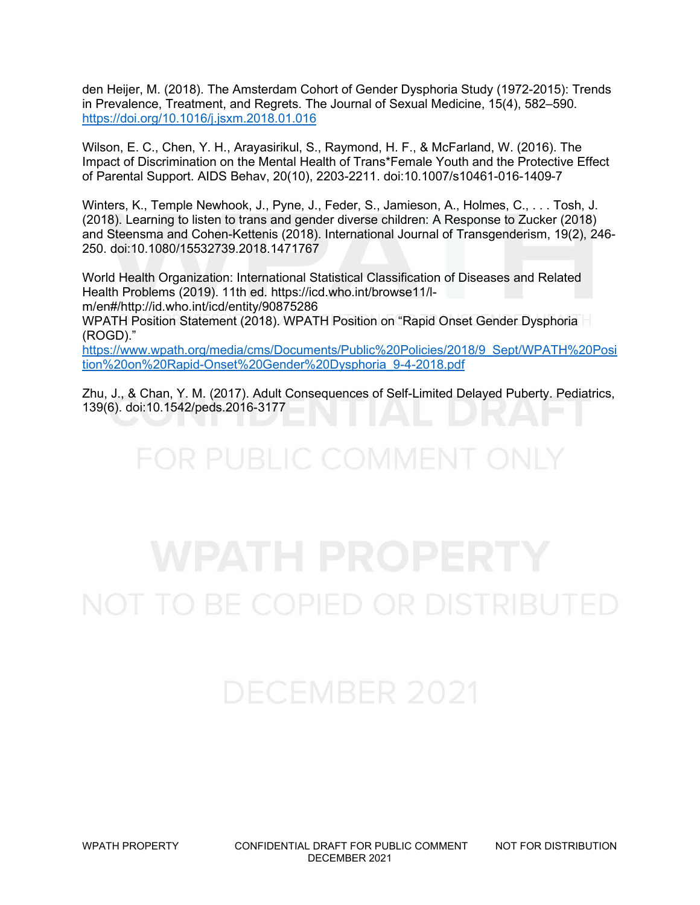den Heijer, M. (2018). The Amsterdam Cohort of Gender Dysphoria Study (1972-2015): Trends in Prevalence, Treatment, and Regrets. The Journal of Sexual Medicine, 15(4), 582–590. https://doi.org/10.1016/j.jsxm.2018.01.016

Wilson, E. C., Chen, Y. H., Arayasirikul, S., Raymond, H. F., & McFarland, W. (2016). The Impact of Discrimination on the Mental Health of Trans*Female Youth and the Protective Effect of Parental Support. AIDS Behav, 20(10), 2203-2211. doi:10.1007/s10461-016-1409-7

Winters, K., Temple Newhook, J., Pyne, J., Feder, S., Jamieson, A., Holmes, C., . . . Tosh, J. (2018). Learning to listen to trans and gender diverse children: A Response to Zucker (2018) and Steensma and Cohen-Kettenis (2018). International Journal of Transgenderism, 19(2), 246-250. doi:10.1080/15532739.2018.1471767

World Health Organization: International Statistical Classification of Diseases and Related Health Problems (2019). 11th ed. https://icd.who.int/browse11/l-m/en#/http://id.who.int/icd/entity/90875286

WPATH Position Statement (2018). WPATH Position on "Rapid Onset Gender Dysphoria (ROGD)." https://www.wpath.org/media/cms/Documents/Public%20Policies/2018/9_Sept/WPATH%20Position%20on%20Rapid-Onset%20Gender%20Dysphoria_9-4-2018.pdf

Zhu, J., & Chan, Y. M. (2017). Adult Consequences of Self-Limited Delayed Puberty. Pediatrics, 139(6). doi:10.1542/peds.2016-3177